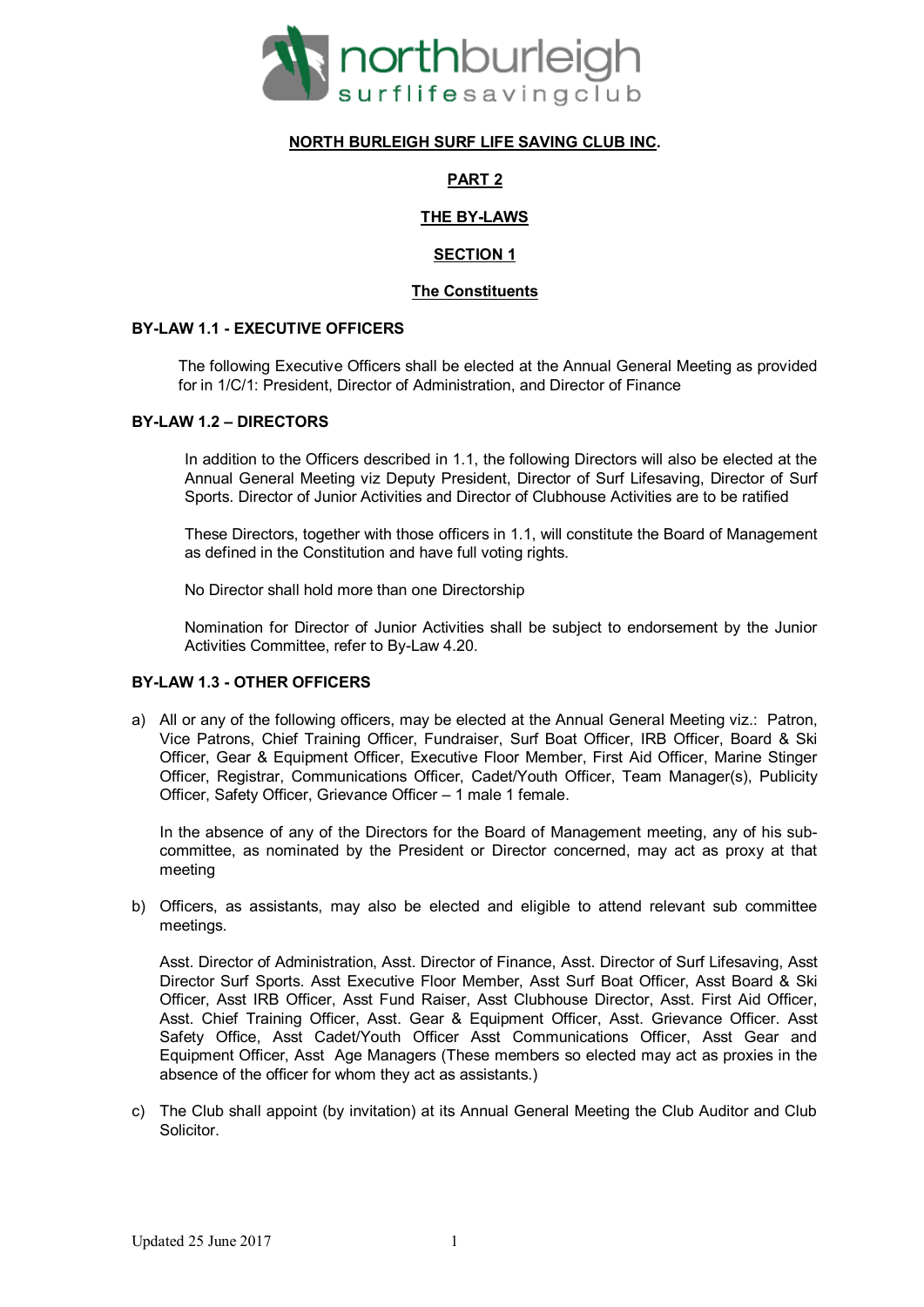# NORTH BURLEIGH SURF LIFE SAVING CLUB INC.

## PART 2

## THE BY-LAWS

## SECTION 1

## The Constituents

### BY-LAW 1.1 - EXECUTIVE OFFICERS

The following Executive Officers shall be elected at the Annual General Meeting as provided for in 1/C/1: President, Director of Administration, and Director of Finance

### BY-LAW 1.2 – DIRECTORS

In addition to the Officers described in 1.1, the following Directors will also be elected at the Annual General Meeting viz Deputy President, Director of Surf Lifesaving, Director of Surf Sports. Director of Junior Activities and Director of Clubhouse Activities are to be ratified

These Directors, together with those officers in 1.1, will constitute the Board of Management as defined in the Constitution and have full voting rights.

No Director shall hold more than one Directorship

Nomination for Director of Junior Activities shall be subject to endorsement by the Junior Activities Committee, refer to By-Law 4.20.

### BY-LAW 1.3 - OTHER OFFICERS

a) All or any of the following officers, may be elected at the Annual General Meeting viz.: Patron, Vice Patrons, Chief Training Officer, Fundraiser, Surf Boat Officer, IRB Officer, Board & Ski Officer, Gear & Equipment Officer, Executive Floor Member, First Aid Officer, Marine Stinger Officer, Registrar, Communications Officer, Cadet/Youth Officer, Team Manager(s), Publicity Officer, Safety Officer, Grievance Officer – 1 male 1 female.

   In the absence of any of the Directors for the Board of Management meeting, any of his sub-committee, as nominated by the President or Director concerned, may act as proxy at that meeting

b) Officers, as assistants, may also be elected and eligible to attend relevant sub committee meetings.

   Asst. Director of Administration, Asst. Director of Finance, Asst. Director of Surf Lifesaving, Asst Director Surf Sports. Asst Executive Floor Member, Asst Surf Boat Officer, Asst Board & Ski Officer, Asst IRB Officer, Asst Fund Raiser, Asst Clubhouse Director, Asst. First Aid Officer, Asst. Chief Training Officer, Asst. Gear & Equipment Officer, Asst. Grievance Officer. Asst Safety Office, Asst Cadet/Youth Officer Asst Communications Officer, Asst Gear and Equipment Officer, Asst Age Managers (These members so elected may act as proxies in the absence of the officer for whom they act as assistants.)

c) The Club shall appoint (by invitation) at its Annual General Meeting the Club Auditor and Club Solicitor.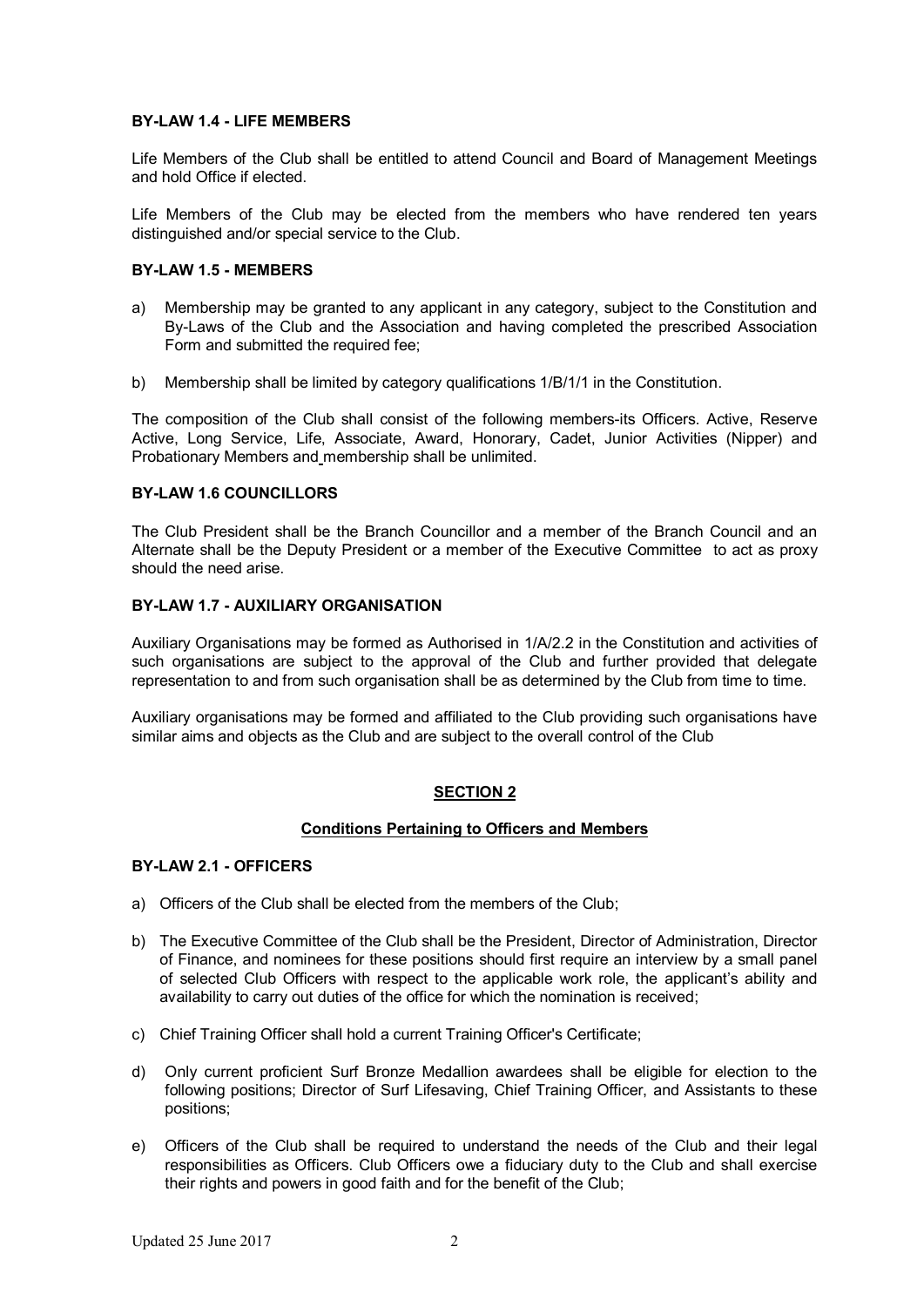**BY-LAW 1.4 - LIFE MEMBERS**

Life Members of the Club shall be entitled to attend Council and Board of Management Meetings and hold Office if elected.

Life Members of the Club may be elected from the members who have rendered ten years distinguished and/or special service to the Club.

**BY-LAW 1.5 - MEMBERS**

a) Membership may be granted to any applicant in any category, subject to the Constitution and By-Laws of the Club and the Association and having completed the prescribed Association Form and submitted the required fee;

b) Membership shall be limited by category qualifications 1/B/1/1 in the Constitution.

The composition of the Club shall consist of the following members-its Officers. Active, Reserve Active, Long Service, Life, Associate, Award, Honorary, Cadet, Junior Activities (Nipper) and Probationary Members and membership shall be unlimited.

**BY-LAW 1.6 COUNCILLORS**

The Club President shall be the Branch Councillor and a member of the Branch Council and an Alternate shall be the Deputy President or a member of the Executive Committee to act as proxy should the need arise.

**BY-LAW 1.7 - AUXILIARY ORGANISATION**

Auxiliary Organisations may be formed as Authorised in 1/A/2.2 in the Constitution and activities of such organisations are subject to the approval of the Club and further provided that delegate representation to and from such organisation shall be as determined by the Club from time to time.

Auxiliary organisations may be formed and affiliated to the Club providing such organisations have similar aims and objects as the Club and are subject to the overall control of the Club

## SECTION 2

### Conditions Pertaining to Officers and Members

**BY-LAW 2.1 - OFFICERS**

a) Officers of the Club shall be elected from the members of the Club;

b) The Executive Committee of the Club shall be the President, Director of Administration, Director of Finance, and nominees for these positions should first require an interview by a small panel of selected Club Officers with respect to the applicable work role, the applicant's ability and availability to carry out duties of the office for which the nomination is received;

c) Chief Training Officer shall hold a current Training Officer's Certificate;

d) Only current proficient Surf Bronze Medallion awardees shall be eligible for election to the following positions; Director of Surf Lifesaving, Chief Training Officer, and Assistants to these positions;

e) Officers of the Club shall be required to understand the needs of the Club and their legal responsibilities as Officers. Club Officers owe a fiduciary duty to the Club and shall exercise their rights and powers in good faith and for the benefit of the Club;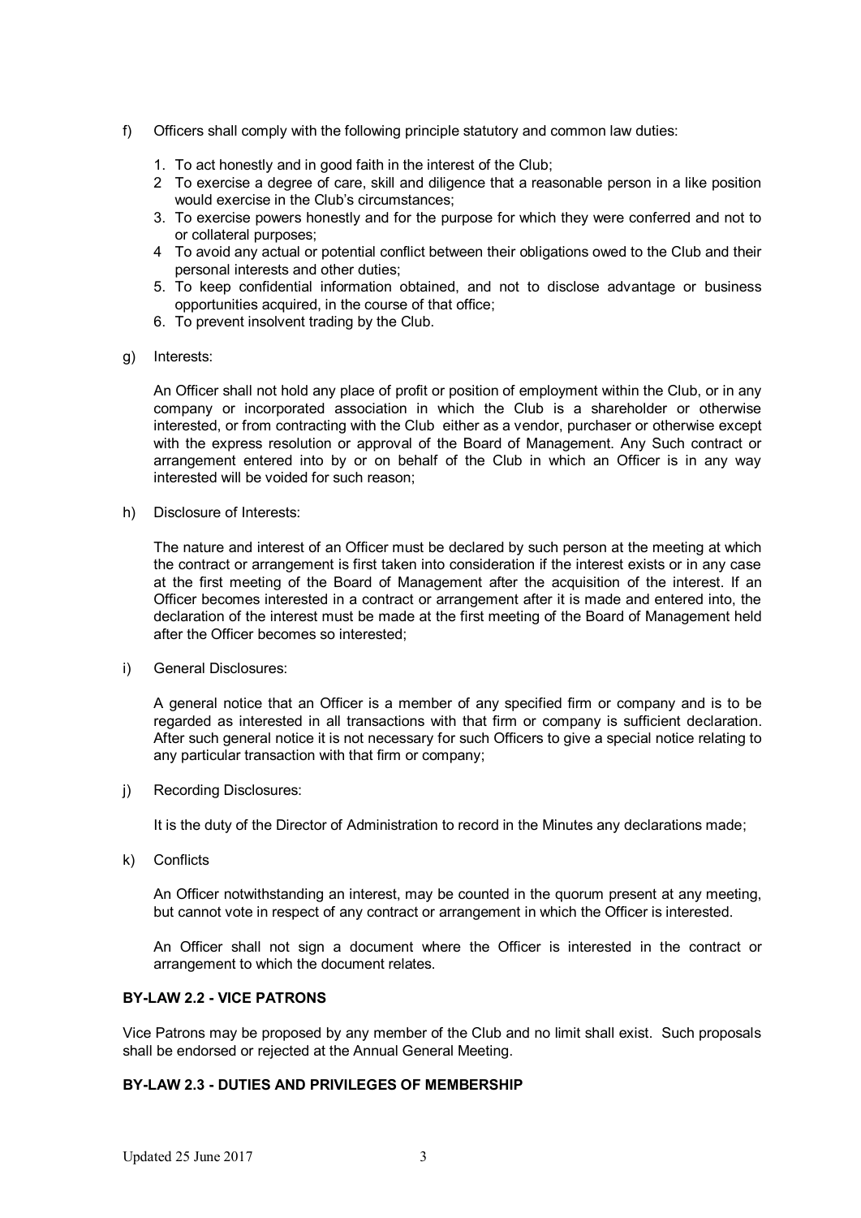f) Officers shall comply with the following principle statutory and common law duties:

1. To act honestly and in good faith in the interest of the Club;
2 To exercise a degree of care, skill and diligence that a reasonable person in a like position would exercise in the Club's circumstances;
3. To exercise powers honestly and for the purpose for which they were conferred and not to or collateral purposes;
4 To avoid any actual or potential conflict between their obligations owed to the Club and their personal interests and other duties;
5. To keep confidential information obtained, and not to disclose advantage or business opportunities acquired, in the course of that office;
6. To prevent insolvent trading by the Club.

g) Interests:

An Officer shall not hold any place of profit or position of employment within the Club, or in any company or incorporated association in which the Club is a shareholder or otherwise interested, or from contracting with the Club either as a vendor, purchaser or otherwise except with the express resolution or approval of the Board of Management. Any Such contract or arrangement entered into by or on behalf of the Club in which an Officer is in any way interested will be voided for such reason;

h) Disclosure of Interests:

The nature and interest of an Officer must be declared by such person at the meeting at which the contract or arrangement is first taken into consideration if the interest exists or in any case at the first meeting of the Board of Management after the acquisition of the interest. If an Officer becomes interested in a contract or arrangement after it is made and entered into, the declaration of the interest must be made at the first meeting of the Board of Management held after the Officer becomes so interested;

i) General Disclosures:

A general notice that an Officer is a member of any specified firm or company and is to be regarded as interested in all transactions with that firm or company is sufficient declaration. After such general notice it is not necessary for such Officers to give a special notice relating to any particular transaction with that firm or company;

j) Recording Disclosures:

It is the duty of the Director of Administration to record in the Minutes any declarations made;

k) Conflicts

An Officer notwithstanding an interest, may be counted in the quorum present at any meeting, but cannot vote in respect of any contract or arrangement in which the Officer is interested.

An Officer shall not sign a document where the Officer is interested in the contract or arrangement to which the document relates.

**BY-LAW 2.2 - VICE PATRONS**

Vice Patrons may be proposed by any member of the Club and no limit shall exist. Such proposals shall be endorsed or rejected at the Annual General Meeting.

**BY-LAW 2.3 - DUTIES AND PRIVILEGES OF MEMBERSHIP**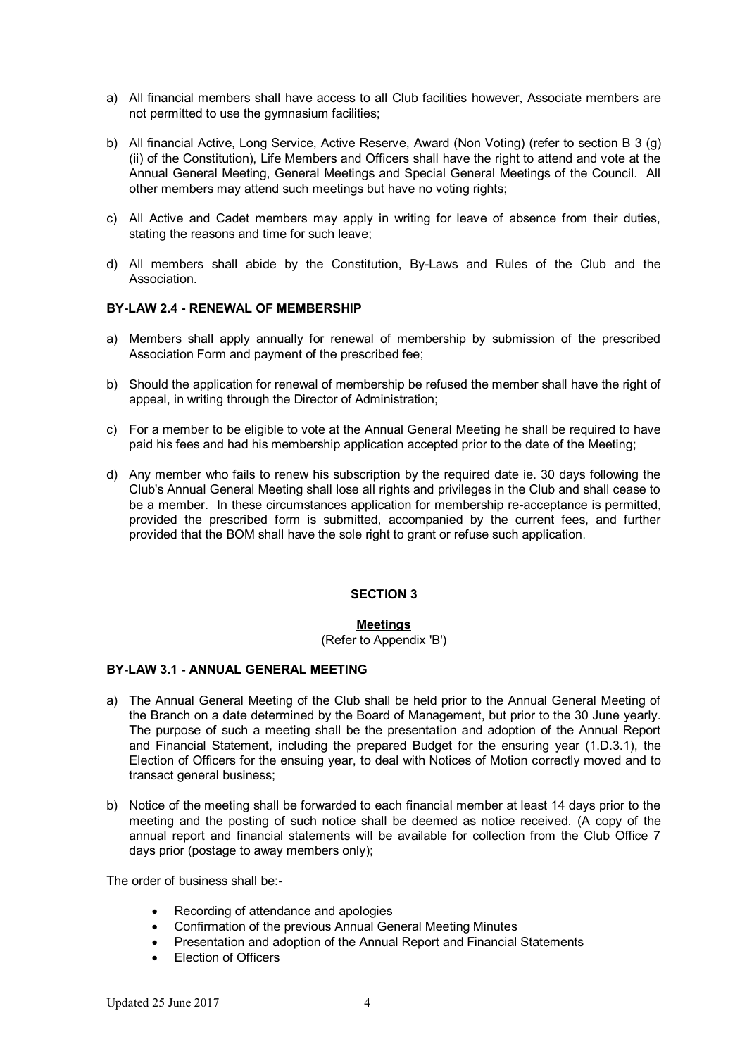a) All financial members shall have access to all Club facilities however, Associate members are not permitted to use the gymnasium facilities;

b) All financial Active, Long Service, Active Reserve, Award (Non Voting) (refer to section B 3 (g) (ii) of the Constitution), Life Members and Officers shall have the right to attend and vote at the Annual General Meeting, General Meetings and Special General Meetings of the Council. All other members may attend such meetings but have no voting rights;

c) All Active and Cadet members may apply in writing for leave of absence from their duties, stating the reasons and time for such leave;

d) All members shall abide by the Constitution, By-Laws and Rules of the Club and the Association.

**BY-LAW 2.4 - RENEWAL OF MEMBERSHIP**

a) Members shall apply annually for renewal of membership by submission of the prescribed Association Form and payment of the prescribed fee;

b) Should the application for renewal of membership be refused the member shall have the right of appeal, in writing through the Director of Administration;

c) For a member to be eligible to vote at the Annual General Meeting he shall be required to have paid his fees and had his membership application accepted prior to the date of the Meeting;

d) Any member who fails to renew his subscription by the required date ie. 30 days following the Club's Annual General Meeting shall lose all rights and privileges in the Club and shall cease to be a member. In these circumstances application for membership re-acceptance is permitted, provided the prescribed form is submitted, accompanied by the current fees, and further provided that the BOM shall have the sole right to grant or refuse such application.

## SECTION 3

**Meetings**

(Refer to Appendix 'B')

**BY-LAW 3.1 - ANNUAL GENERAL MEETING**

a) The Annual General Meeting of the Club shall be held prior to the Annual General Meeting of the Branch on a date determined by the Board of Management, but prior to the 30 June yearly. The purpose of such a meeting shall be the presentation and adoption of the Annual Report and Financial Statement, including the prepared Budget for the ensuring year (1.D.3.1), the Election of Officers for the ensuing year, to deal with Notices of Motion correctly moved and to transact general business;

b) Notice of the meeting shall be forwarded to each financial member at least 14 days prior to the meeting and the posting of such notice shall be deemed as notice received. (A copy of the annual report and financial statements will be available for collection from the Club Office 7 days prior (postage to away members only);

The order of business shall be:-

- Recording of attendance and apologies
- Confirmation of the previous Annual General Meeting Minutes
- Presentation and adoption of the Annual Report and Financial Statements
- Election of Officers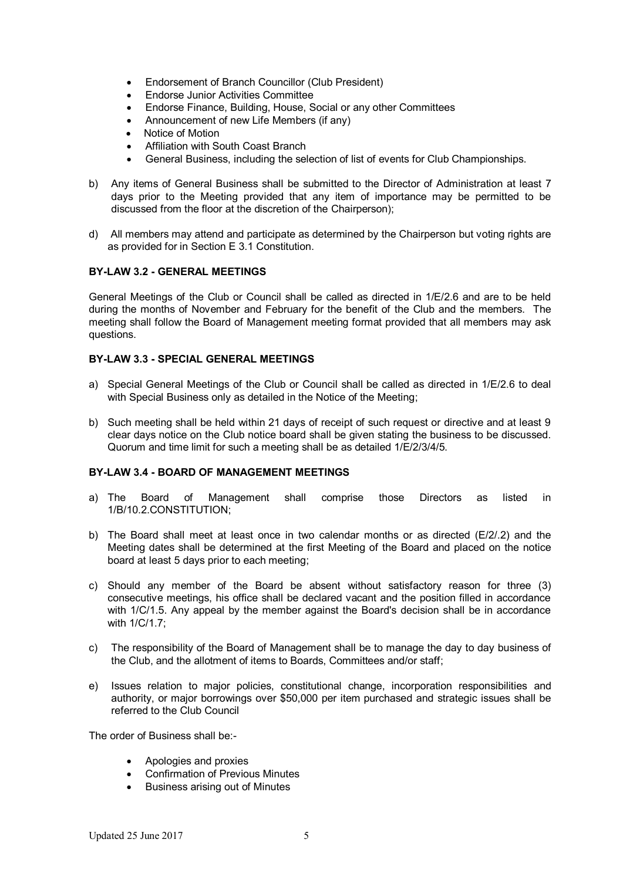- Endorsement of Branch Councillor (Club President)
- Endorse Junior Activities Committee
- Endorse Finance, Building, House, Social or any other Committees
- Announcement of new Life Members (if any)
- Notice of Motion
- Affiliation with South Coast Branch
- General Business, including the selection of list of events for Club Championships.

b) Any items of General Business shall be submitted to the Director of Administration at least 7 days prior to the Meeting provided that any item of importance may be permitted to be discussed from the floor at the discretion of the Chairperson);

d) All members may attend and participate as determined by the Chairperson but voting rights are as provided for in Section E 3.1 Constitution.

**BY-LAW 3.2 - GENERAL MEETINGS**

General Meetings of the Club or Council shall be called as directed in 1/E/2.6 and are to be held during the months of November and February for the benefit of the Club and the members. The meeting shall follow the Board of Management meeting format provided that all members may ask questions.

**BY-LAW 3.3 - SPECIAL GENERAL MEETINGS**

a) Special General Meetings of the Club or Council shall be called as directed in 1/E/2.6 to deal with Special Business only as detailed in the Notice of the Meeting;

b) Such meeting shall be held within 21 days of receipt of such request or directive and at least 9 clear days notice on the Club notice board shall be given stating the business to be discussed. Quorum and time limit for such a meeting shall be as detailed 1/E/2/3/4/5.

**BY-LAW 3.4 - BOARD OF MANAGEMENT MEETINGS**

a) The Board of Management shall comprise those Directors as listed in 1/B/10.2.CONSTITUTION;

b) The Board shall meet at least once in two calendar months or as directed (E/2/.2) and the Meeting dates shall be determined at the first Meeting of the Board and placed on the notice board at least 5 days prior to each meeting;

c) Should any member of the Board be absent without satisfactory reason for three (3) consecutive meetings, his office shall be declared vacant and the position filled in accordance with 1/C/1.5. Any appeal by the member against the Board's decision shall be in accordance with 1/C/1.7;

c) The responsibility of the Board of Management shall be to manage the day to day business of the Club, and the allotment of items to Boards, Committees and/or staff;

e) Issues relation to major policies, constitutional change, incorporation responsibilities and authority, or major borrowings over $50,000 per item purchased and strategic issues shall be referred to the Club Council

The order of Business shall be:-

- Apologies and proxies
- Confirmation of Previous Minutes
- Business arising out of Minutes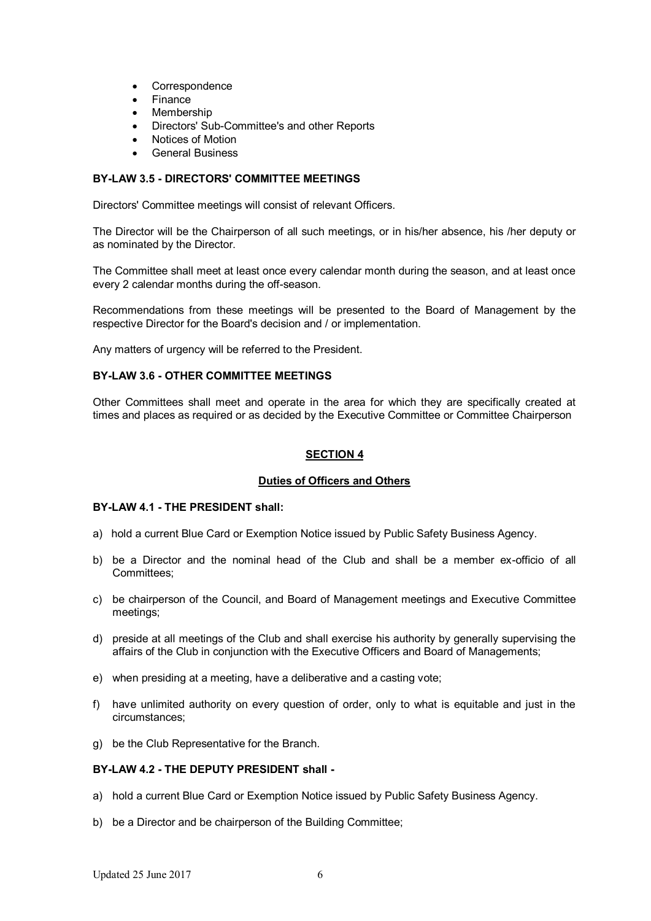- Correspondence
- Finance
- Membership
- Directors' Sub-Committee's and other Reports
- Notices of Motion
- General Business

**BY-LAW 3.5 - DIRECTORS' COMMITTEE MEETINGS**

Directors' Committee meetings will consist of relevant Officers.

The Director will be the Chairperson of all such meetings, or in his/her absence, his /her deputy or as nominated by the Director.

The Committee shall meet at least once every calendar month during the season, and at least once every 2 calendar months during the off-season.

Recommendations from these meetings will be presented to the Board of Management by the respective Director for the Board's decision and / or implementation.

Any matters of urgency will be referred to the President.

**BY-LAW 3.6 - OTHER COMMITTEE MEETINGS**

Other Committees shall meet and operate in the area for which they are specifically created at times and places as required or as decided by the Executive Committee or Committee Chairperson

## SECTION 4

### Duties of Officers and Others

**BY-LAW 4.1 - THE PRESIDENT shall:**

a) hold a current Blue Card or Exemption Notice issued by Public Safety Business Agency.

b) be a Director and the nominal head of the Club and shall be a member ex-officio of all Committees;

c) be chairperson of the Council, and Board of Management meetings and Executive Committee meetings;

d) preside at all meetings of the Club and shall exercise his authority by generally supervising the affairs of the Club in conjunction with the Executive Officers and Board of Managements;

e) when presiding at a meeting, have a deliberative and a casting vote;

f) have unlimited authority on every question of order, only to what is equitable and just in the circumstances;

g) be the Club Representative for the Branch.

**BY-LAW 4.2 - THE DEPUTY PRESIDENT shall -**

a) hold a current Blue Card or Exemption Notice issued by Public Safety Business Agency.

b) be a Director and be chairperson of the Building Committee;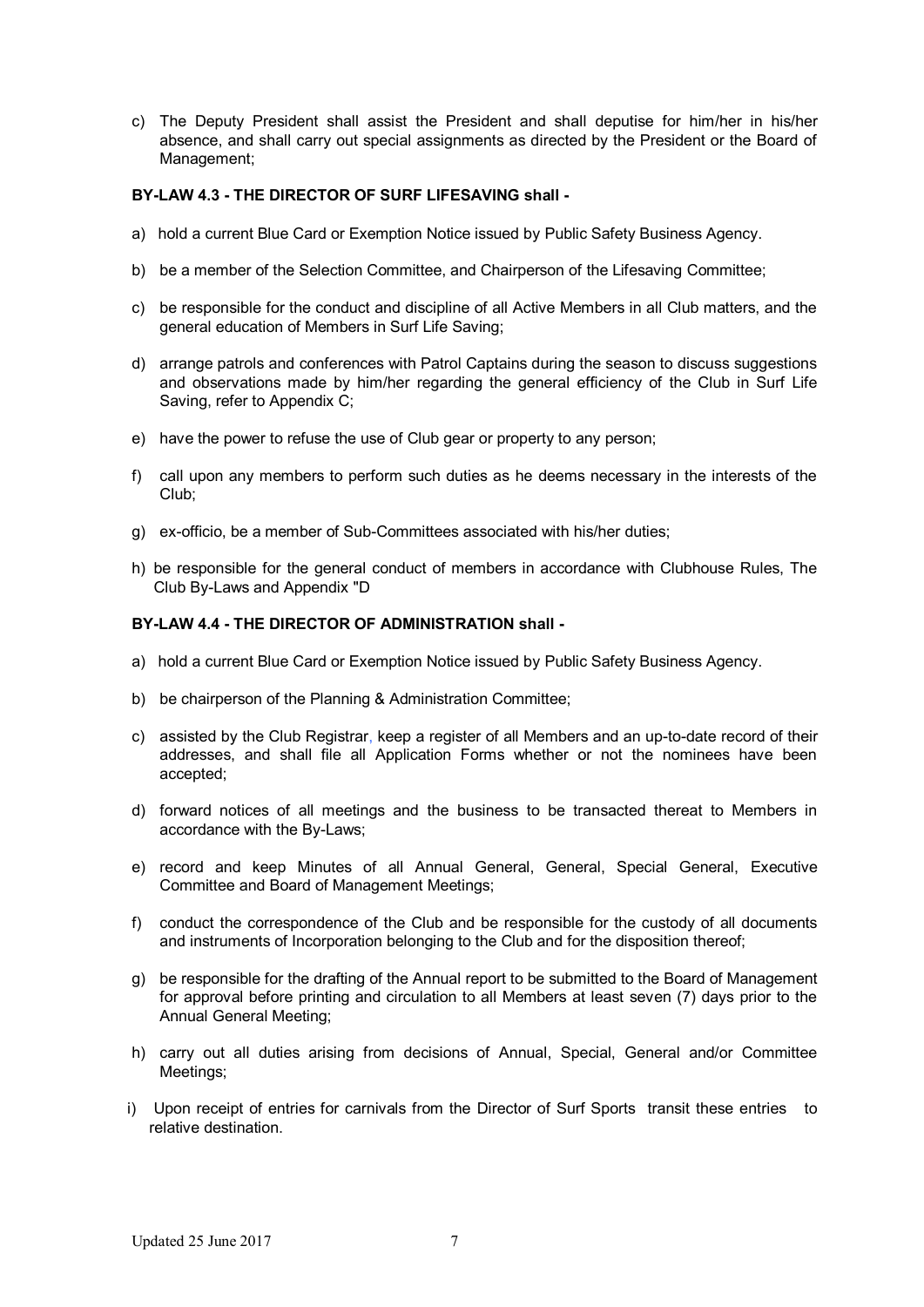c) The Deputy President shall assist the President and shall deputise for him/her in his/her absence, and shall carry out special assignments as directed by the President or the Board of Management;

**BY-LAW 4.3 - THE DIRECTOR OF SURF LIFESAVING shall -**

a) hold a current Blue Card or Exemption Notice issued by Public Safety Business Agency.

b) be a member of the Selection Committee, and Chairperson of the Lifesaving Committee;

c) be responsible for the conduct and discipline of all Active Members in all Club matters, and the general education of Members in Surf Life Saving;

d) arrange patrols and conferences with Patrol Captains during the season to discuss suggestions and observations made by him/her regarding the general efficiency of the Club in Surf Life Saving, refer to Appendix C;

e) have the power to refuse the use of Club gear or property to any person;

f) call upon any members to perform such duties as he deems necessary in the interests of the Club;

g) ex-officio, be a member of Sub-Committees associated with his/her duties;

h) be responsible for the general conduct of members in accordance with Clubhouse Rules, The Club By-Laws and Appendix "D

**BY-LAW 4.4 - THE DIRECTOR OF ADMINISTRATION shall -**

a) hold a current Blue Card or Exemption Notice issued by Public Safety Business Agency.

b) be chairperson of the Planning & Administration Committee;

c) assisted by the Club Registrar, keep a register of all Members and an up-to-date record of their addresses, and shall file all Application Forms whether or not the nominees have been accepted;

d) forward notices of all meetings and the business to be transacted thereat to Members in accordance with the By-Laws;

e) record and keep Minutes of all Annual General, General, Special General, Executive Committee and Board of Management Meetings;

f) conduct the correspondence of the Club and be responsible for the custody of all documents and instruments of Incorporation belonging to the Club and for the disposition thereof;

g) be responsible for the drafting of the Annual report to be submitted to the Board of Management for approval before printing and circulation to all Members at least seven (7) days prior to the Annual General Meeting;

h) carry out all duties arising from decisions of Annual, Special, General and/or Committee Meetings;

i) Upon receipt of entries for carnivals from the Director of Surf Sports transit these entries to relative destination.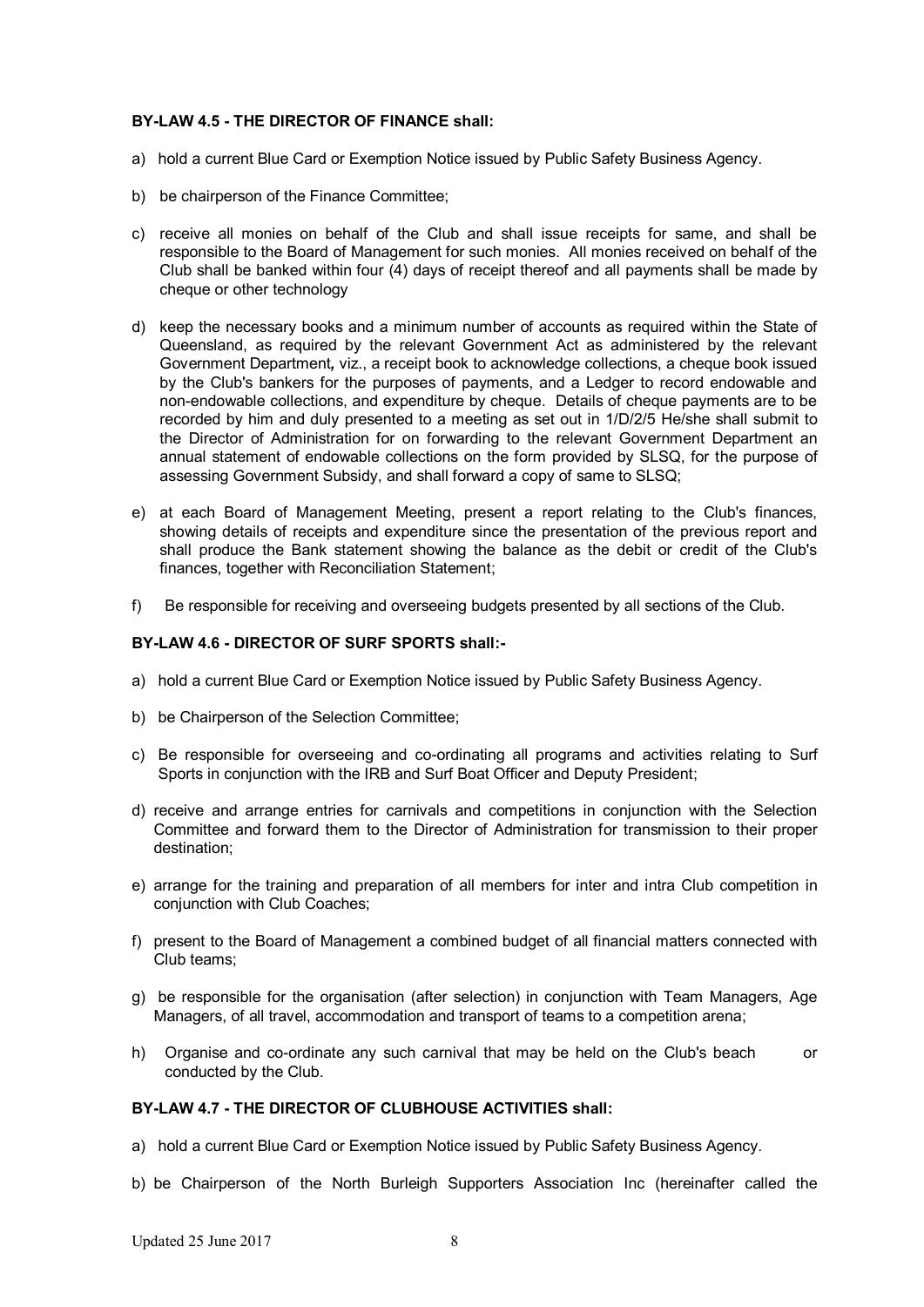**BY-LAW 4.5 - THE DIRECTOR OF FINANCE shall:**

a) hold a current Blue Card or Exemption Notice issued by Public Safety Business Agency.

b) be chairperson of the Finance Committee;

c) receive all monies on behalf of the Club and shall issue receipts for same, and shall be responsible to the Board of Management for such monies. All monies received on behalf of the Club shall be banked within four (4) days of receipt thereof and all payments shall be made by cheque or other technology

d) keep the necessary books and a minimum number of accounts as required within the State of Queensland, as required by the relevant Government Act as administered by the relevant Government Department**,** viz., a receipt book to acknowledge collections, a cheque book issued by the Club's bankers for the purposes of payments, and a Ledger to record endowable and non-endowable collections, and expenditure by cheque. Details of cheque payments are to be recorded by him and duly presented to a meeting as set out in 1/D/2/5 He/she shall submit to the Director of Administration for on forwarding to the relevant Government Department an annual statement of endowable collections on the form provided by SLSQ, for the purpose of assessing Government Subsidy, and shall forward a copy of same to SLSQ;

e) at each Board of Management Meeting, present a report relating to the Club's finances, showing details of receipts and expenditure since the presentation of the previous report and shall produce the Bank statement showing the balance as the debit or credit of the Club's finances, together with Reconciliation Statement;

f) Be responsible for receiving and overseeing budgets presented by all sections of the Club.

**BY-LAW 4.6 - DIRECTOR OF SURF SPORTS shall:-**

a) hold a current Blue Card or Exemption Notice issued by Public Safety Business Agency.

b) be Chairperson of the Selection Committee;

c) Be responsible for overseeing and co-ordinating all programs and activities relating to Surf Sports in conjunction with the IRB and Surf Boat Officer and Deputy President;

d) receive and arrange entries for carnivals and competitions in conjunction with the Selection Committee and forward them to the Director of Administration for transmission to their proper destination;

e) arrange for the training and preparation of all members for inter and intra Club competition in conjunction with Club Coaches;

f) present to the Board of Management a combined budget of all financial matters connected with Club teams;

g) be responsible for the organisation (after selection) in conjunction with Team Managers, Age Managers, of all travel, accommodation and transport of teams to a competition arena;

h) Organise and co-ordinate any such carnival that may be held on the Club's beach or conducted by the Club.

**BY-LAW 4.7 - THE DIRECTOR OF CLUBHOUSE ACTIVITIES shall:**

a) hold a current Blue Card or Exemption Notice issued by Public Safety Business Agency.

b) be Chairperson of the North Burleigh Supporters Association Inc (hereinafter called the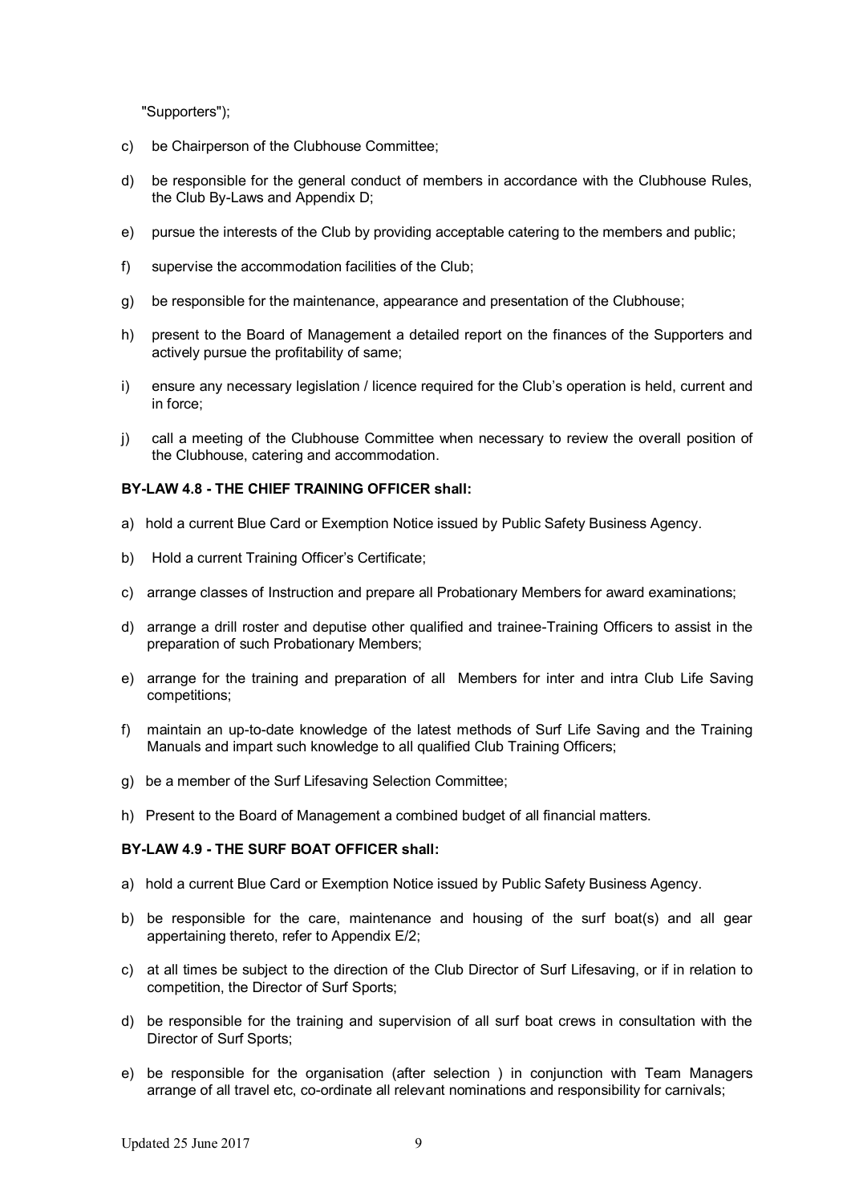"Supporters");

c) be Chairperson of the Clubhouse Committee;

d) be responsible for the general conduct of members in accordance with the Clubhouse Rules, the Club By-Laws and Appendix D;

e) pursue the interests of the Club by providing acceptable catering to the members and public;

f) supervise the accommodation facilities of the Club;

g) be responsible for the maintenance, appearance and presentation of the Clubhouse;

h) present to the Board of Management a detailed report on the finances of the Supporters and actively pursue the profitability of same;

i) ensure any necessary legislation / licence required for the Club's operation is held, current and in force;

j) call a meeting of the Clubhouse Committee when necessary to review the overall position of the Clubhouse, catering and accommodation.

**BY-LAW 4.8 - THE CHIEF TRAINING OFFICER shall:**

a) hold a current Blue Card or Exemption Notice issued by Public Safety Business Agency.

b) Hold a current Training Officer's Certificate;

c) arrange classes of Instruction and prepare all Probationary Members for award examinations;

d) arrange a drill roster and deputise other qualified and trainee-Training Officers to assist in the preparation of such Probationary Members;

e) arrange for the training and preparation of all Members for inter and intra Club Life Saving competitions;

f) maintain an up-to-date knowledge of the latest methods of Surf Life Saving and the Training Manuals and impart such knowledge to all qualified Club Training Officers;

g) be a member of the Surf Lifesaving Selection Committee;

h) Present to the Board of Management a combined budget of all financial matters.

**BY-LAW 4.9 - THE SURF BOAT OFFICER shall:**

a) hold a current Blue Card or Exemption Notice issued by Public Safety Business Agency.

b) be responsible for the care, maintenance and housing of the surf boat(s) and all gear appertaining thereto, refer to Appendix E/2;

c) at all times be subject to the direction of the Club Director of Surf Lifesaving, or if in relation to competition, the Director of Surf Sports;

d) be responsible for the training and supervision of all surf boat crews in consultation with the Director of Surf Sports;

e) be responsible for the organisation (after selection ) in conjunction with Team Managers arrange of all travel etc, co-ordinate all relevant nominations and responsibility for carnivals;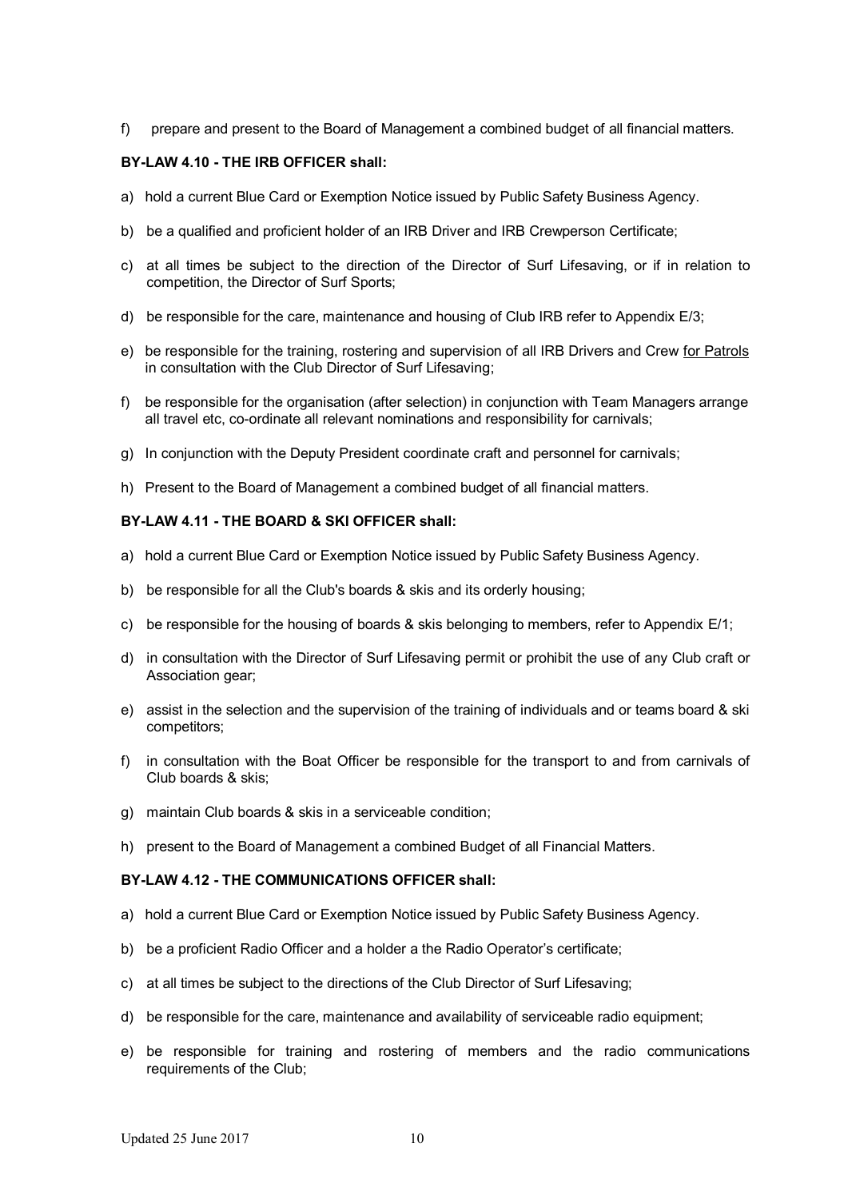f) prepare and present to the Board of Management a combined budget of all financial matters.

**BY-LAW 4.10 - THE IRB OFFICER shall:**

a) hold a current Blue Card or Exemption Notice issued by Public Safety Business Agency.

b) be a qualified and proficient holder of an IRB Driver and IRB Crewperson Certificate;

c) at all times be subject to the direction of the Director of Surf Lifesaving, or if in relation to competition, the Director of Surf Sports;

d) be responsible for the care, maintenance and housing of Club IRB refer to Appendix E/3;

e) be responsible for the training, rostering and supervision of all IRB Drivers and Crew <u>for Patrols</u> in consultation with the Club Director of Surf Lifesaving;

f) be responsible for the organisation (after selection) in conjunction with Team Managers arrange all travel etc, co-ordinate all relevant nominations and responsibility for carnivals;

g) In conjunction with the Deputy President coordinate craft and personnel for carnivals;

h) Present to the Board of Management a combined budget of all financial matters.

**BY-LAW 4.11 - THE BOARD & SKI OFFICER shall:**

a) hold a current Blue Card or Exemption Notice issued by Public Safety Business Agency.

b) be responsible for all the Club's boards & skis and its orderly housing;

c) be responsible for the housing of boards & skis belonging to members, refer to Appendix E/1;

d) in consultation with the Director of Surf Lifesaving permit or prohibit the use of any Club craft or Association gear;

e) assist in the selection and the supervision of the training of individuals and or teams board & ski competitors;

f) in consultation with the Boat Officer be responsible for the transport to and from carnivals of Club boards & skis;

g) maintain Club boards & skis in a serviceable condition;

h) present to the Board of Management a combined Budget of all Financial Matters.

**BY-LAW 4.12 - THE COMMUNICATIONS OFFICER shall:**

a) hold a current Blue Card or Exemption Notice issued by Public Safety Business Agency.

b) be a proficient Radio Officer and a holder a the Radio Operator's certificate;

c) at all times be subject to the directions of the Club Director of Surf Lifesaving;

d) be responsible for the care, maintenance and availability of serviceable radio equipment;

e) be responsible for training and rostering of members and the radio communications requirements of the Club;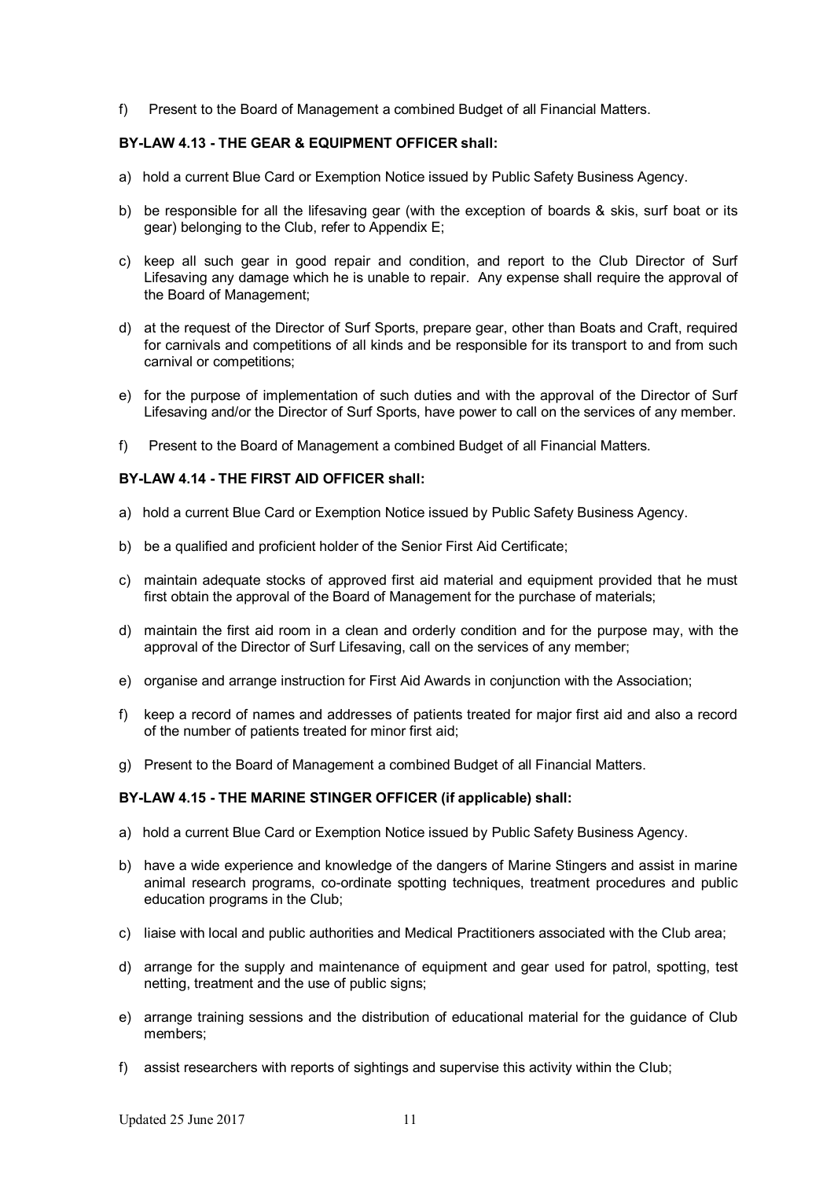f) Present to the Board of Management a combined Budget of all Financial Matters.

**BY-LAW 4.13 - THE GEAR & EQUIPMENT OFFICER shall:**

a) hold a current Blue Card or Exemption Notice issued by Public Safety Business Agency.

b) be responsible for all the lifesaving gear (with the exception of boards & skis, surf boat or its gear) belonging to the Club, refer to Appendix E;

c) keep all such gear in good repair and condition, and report to the Club Director of Surf Lifesaving any damage which he is unable to repair. Any expense shall require the approval of the Board of Management;

d) at the request of the Director of Surf Sports, prepare gear, other than Boats and Craft, required for carnivals and competitions of all kinds and be responsible for its transport to and from such carnival or competitions;

e) for the purpose of implementation of such duties and with the approval of the Director of Surf Lifesaving and/or the Director of Surf Sports, have power to call on the services of any member.

f) Present to the Board of Management a combined Budget of all Financial Matters.

**BY-LAW 4.14 - THE FIRST AID OFFICER shall:**

a) hold a current Blue Card or Exemption Notice issued by Public Safety Business Agency.

b) be a qualified and proficient holder of the Senior First Aid Certificate;

c) maintain adequate stocks of approved first aid material and equipment provided that he must first obtain the approval of the Board of Management for the purchase of materials;

d) maintain the first aid room in a clean and orderly condition and for the purpose may, with the approval of the Director of Surf Lifesaving, call on the services of any member;

e) organise and arrange instruction for First Aid Awards in conjunction with the Association;

f) keep a record of names and addresses of patients treated for major first aid and also a record of the number of patients treated for minor first aid;

g) Present to the Board of Management a combined Budget of all Financial Matters.

**BY-LAW 4.15 - THE MARINE STINGER OFFICER (if applicable) shall:**

a) hold a current Blue Card or Exemption Notice issued by Public Safety Business Agency.

b) have a wide experience and knowledge of the dangers of Marine Stingers and assist in marine animal research programs, co-ordinate spotting techniques, treatment procedures and public education programs in the Club;

c) liaise with local and public authorities and Medical Practitioners associated with the Club area;

d) arrange for the supply and maintenance of equipment and gear used for patrol, spotting, test netting, treatment and the use of public signs;

e) arrange training sessions and the distribution of educational material for the guidance of Club members;

f) assist researchers with reports of sightings and supervise this activity within the Club;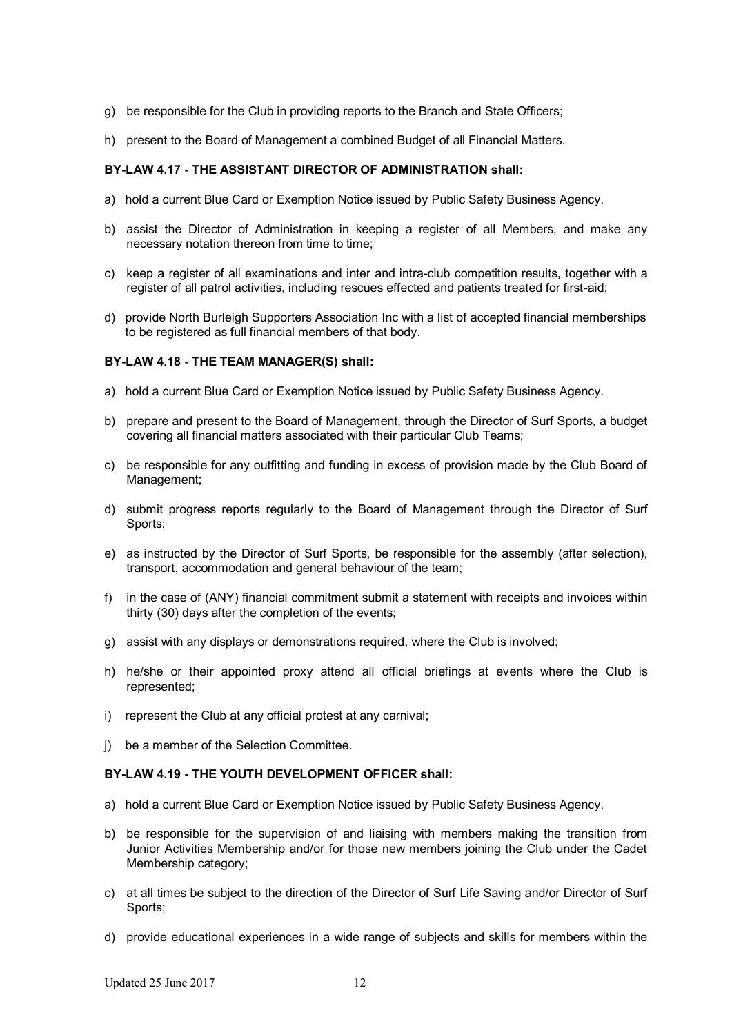g) be responsible for the Club in providing reports to the Branch and State Officers;

h) present to the Board of Management a combined Budget of all Financial Matters.

**BY-LAW 4.17 - THE ASSISTANT DIRECTOR OF ADMINISTRATION shall:**

a) hold a current Blue Card or Exemption Notice issued by Public Safety Business Agency.

b) assist the Director of Administration in keeping a register of all Members, and make any necessary notation thereon from time to time;

c) keep a register of all examinations and inter and intra-club competition results, together with a register of all patrol activities, including rescues effected and patients treated for first-aid;

d) provide North Burleigh Supporters Association Inc with a list of accepted financial memberships to be registered as full financial members of that body.

**BY-LAW 4.18 - THE TEAM MANAGER(S) shall:**

a) hold a current Blue Card or Exemption Notice issued by Public Safety Business Agency.

b) prepare and present to the Board of Management, through the Director of Surf Sports, a budget covering all financial matters associated with their particular Club Teams;

c) be responsible for any outfitting and funding in excess of provision made by the Club Board of Management;

d) submit progress reports regularly to the Board of Management through the Director of Surf Sports;

e) as instructed by the Director of Surf Sports, be responsible for the assembly (after selection), transport, accommodation and general behaviour of the team;

f) in the case of (ANY) financial commitment submit a statement with receipts and invoices within thirty (30) days after the completion of the events;

g) assist with any displays or demonstrations required, where the Club is involved;

h) he/she or their appointed proxy attend all official briefings at events where the Club is represented;

i) represent the Club at any official protest at any carnival;

j) be a member of the Selection Committee.

**BY-LAW 4.19 - THE YOUTH DEVELOPMENT OFFICER shall:**

a) hold a current Blue Card or Exemption Notice issued by Public Safety Business Agency.

b) be responsible for the supervision of and liaising with members making the transition from Junior Activities Membership and/or for those new members joining the Club under the Cadet Membership category;

c) at all times be subject to the direction of the Director of Surf Life Saving and/or Director of Surf Sports;

d) provide educational experiences in a wide range of subjects and skills for members within the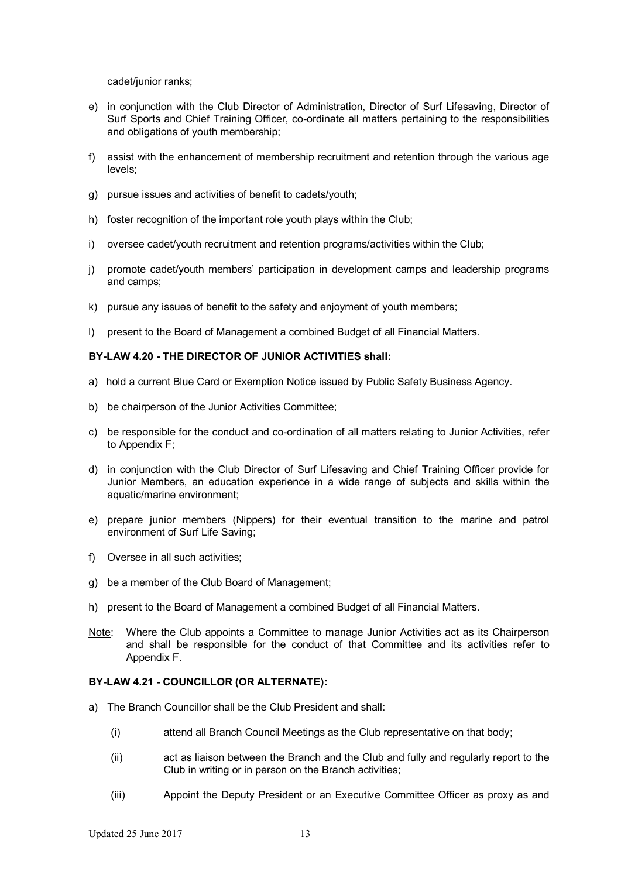cadet/junior ranks;

e) in conjunction with the Club Director of Administration, Director of Surf Lifesaving, Director of Surf Sports and Chief Training Officer, co-ordinate all matters pertaining to the responsibilities and obligations of youth membership;

f) assist with the enhancement of membership recruitment and retention through the various age levels;

g) pursue issues and activities of benefit to cadets/youth;

h) foster recognition of the important role youth plays within the Club;

i) oversee cadet/youth recruitment and retention programs/activities within the Club;

j) promote cadet/youth members' participation in development camps and leadership programs and camps;

k) pursue any issues of benefit to the safety and enjoyment of youth members;

l) present to the Board of Management a combined Budget of all Financial Matters.

**BY-LAW 4.20 - THE DIRECTOR OF JUNIOR ACTIVITIES shall:**

a) hold a current Blue Card or Exemption Notice issued by Public Safety Business Agency.

b) be chairperson of the Junior Activities Committee;

c) be responsible for the conduct and co-ordination of all matters relating to Junior Activities, refer to Appendix F;

d) in conjunction with the Club Director of Surf Lifesaving and Chief Training Officer provide for Junior Members, an education experience in a wide range of subjects and skills within the aquatic/marine environment;

e) prepare junior members (Nippers) for their eventual transition to the marine and patrol environment of Surf Life Saving;

f) Oversee in all such activities;

g) be a member of the Club Board of Management;

h) present to the Board of Management a combined Budget of all Financial Matters.

Note: Where the Club appoints a Committee to manage Junior Activities act as its Chairperson and shall be responsible for the conduct of that Committee and its activities refer to Appendix F.

**BY-LAW 4.21 - COUNCILLOR (OR ALTERNATE):**

a) The Branch Councillor shall be the Club President and shall:

   (i) attend all Branch Council Meetings as the Club representative on that body;

   (ii) act as liaison between the Branch and the Club and fully and regularly report to the Club in writing or in person on the Branch activities;

   (iii) Appoint the Deputy President or an Executive Committee Officer as proxy as and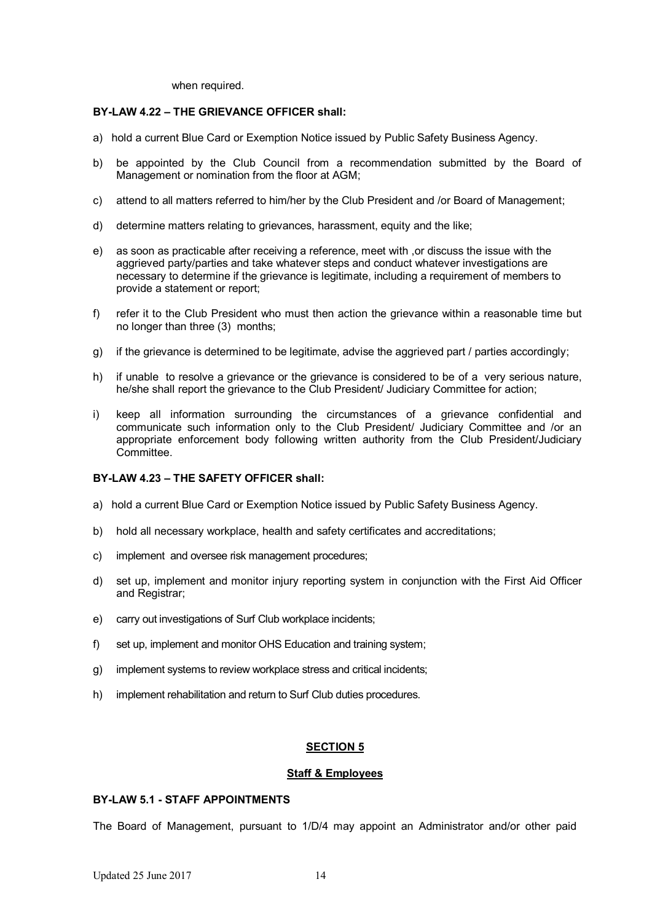when required.

**BY-LAW 4.22 – THE GRIEVANCE OFFICER shall:**

a) hold a current Blue Card or Exemption Notice issued by Public Safety Business Agency.

b) be appointed by the Club Council from a recommendation submitted by the Board of Management or nomination from the floor at AGM;

c) attend to all matters referred to him/her by the Club President and /or Board of Management;

d) determine matters relating to grievances, harassment, equity and the like;

e) as soon as practicable after receiving a reference, meet with ,or discuss the issue with the aggrieved party/parties and take whatever steps and conduct whatever investigations are necessary to determine if the grievance is legitimate, including a requirement of members to provide a statement or report;

f) refer it to the Club President who must then action the grievance within a reasonable time but no longer than three (3) months;

g) if the grievance is determined to be legitimate, advise the aggrieved part / parties accordingly;

h) if unable to resolve a grievance or the grievance is considered to be of a very serious nature, he/she shall report the grievance to the Club President/ Judiciary Committee for action;

i) keep all information surrounding the circumstances of a grievance confidential and communicate such information only to the Club President/ Judiciary Committee and /or an appropriate enforcement body following written authority from the Club President/Judiciary Committee.

**BY-LAW 4.23 – THE SAFETY OFFICER shall:**

a) hold a current Blue Card or Exemption Notice issued by Public Safety Business Agency.

b) hold all necessary workplace, health and safety certificates and accreditations;

c) implement and oversee risk management procedures;

d) set up, implement and monitor injury reporting system in conjunction with the First Aid Officer and Registrar;

e) carry out investigations of Surf Club workplace incidents;

f) set up, implement and monitor OHS Education and training system;

g) implement systems to review workplace stress and critical incidents;

h) implement rehabilitation and return to Surf Club duties procedures.

## SECTION 5

### Staff & Employees

**BY-LAW 5.1 - STAFF APPOINTMENTS**

The Board of Management, pursuant to 1/D/4 may appoint an Administrator and/or other paid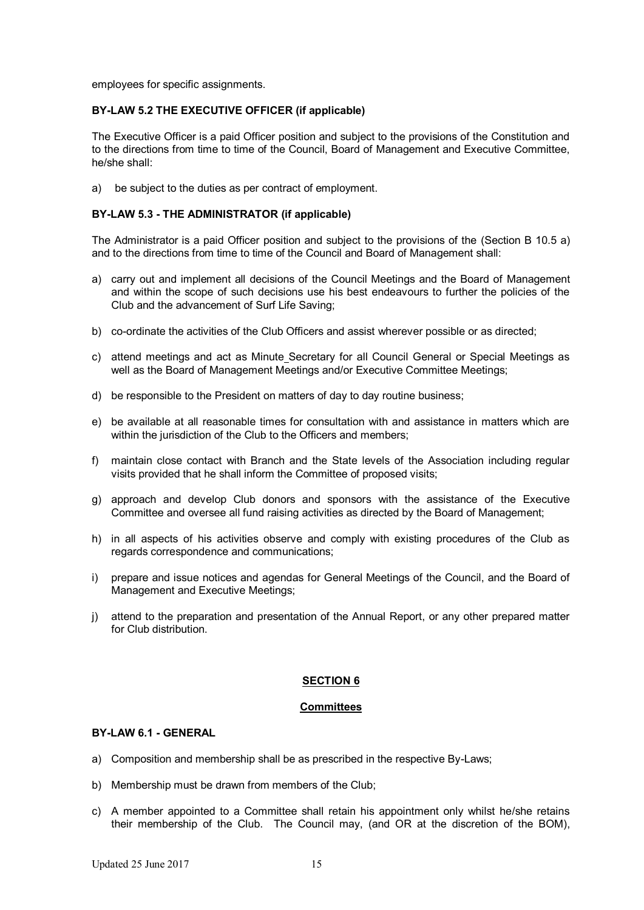employees for specific assignments.

**BY-LAW 5.2 THE EXECUTIVE OFFICER (if applicable)**

The Executive Officer is a paid Officer position and subject to the provisions of the Constitution and to the directions from time to time of the Council, Board of Management and Executive Committee, he/she shall:

a) be subject to the duties as per contract of employment.

**BY-LAW 5.3 - THE ADMINISTRATOR (if applicable)**

The Administrator is a paid Officer position and subject to the provisions of the (Section B 10.5 a) and to the directions from time to time of the Council and Board of Management shall:

a) carry out and implement all decisions of the Council Meetings and the Board of Management and within the scope of such decisions use his best endeavours to further the policies of the Club and the advancement of Surf Life Saving;

b) co-ordinate the activities of the Club Officers and assist wherever possible or as directed;

c) attend meetings and act as Minute_Secretary for all Council General or Special Meetings as well as the Board of Management Meetings and/or Executive Committee Meetings;

d) be responsible to the President on matters of day to day routine business;

e) be available at all reasonable times for consultation with and assistance in matters which are within the jurisdiction of the Club to the Officers and members;

f) maintain close contact with Branch and the State levels of the Association including regular visits provided that he shall inform the Committee of proposed visits;

g) approach and develop Club donors and sponsors with the assistance of the Executive Committee and oversee all fund raising activities as directed by the Board of Management;

h) in all aspects of his activities observe and comply with existing procedures of the Club as regards correspondence and communications;

i) prepare and issue notices and agendas for General Meetings of the Council, and the Board of Management and Executive Meetings;

j) attend to the preparation and presentation of the Annual Report, or any other prepared matter for Club distribution.

## SECTION 6

### Committees

**BY-LAW 6.1 - GENERAL**

a) Composition and membership shall be as prescribed in the respective By-Laws;

b) Membership must be drawn from members of the Club;

c) A member appointed to a Committee shall retain his appointment only whilst he/she retains their membership of the Club. The Council may, (and OR at the discretion of the BOM),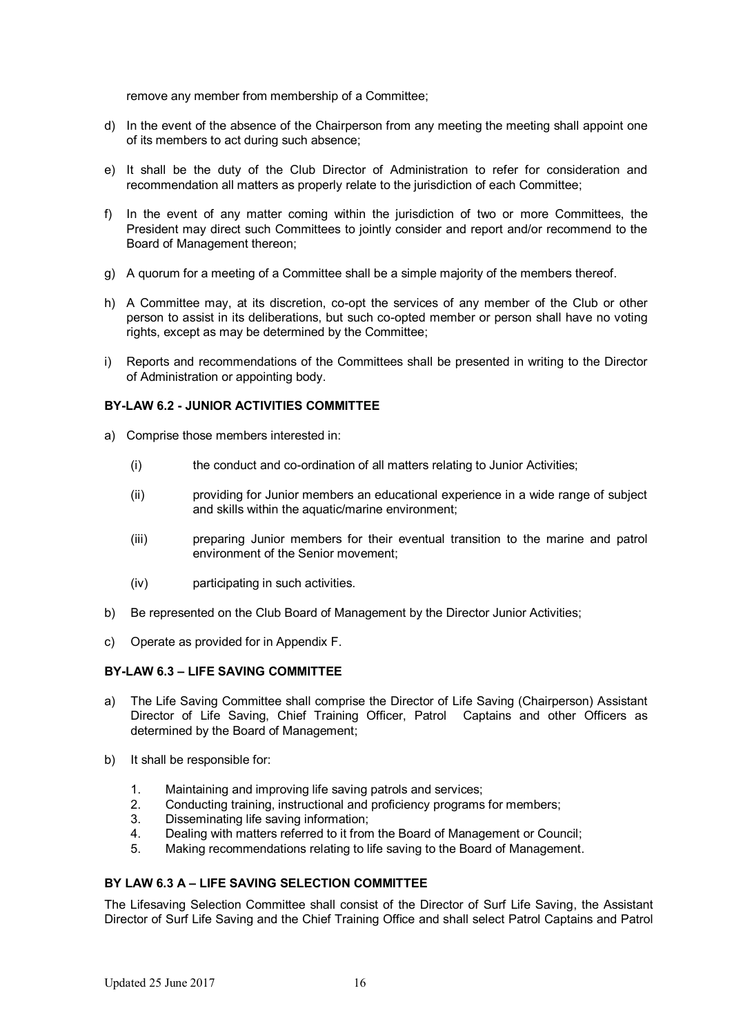remove any member from membership of a Committee;

d) In the event of the absence of the Chairperson from any meeting the meeting shall appoint one of its members to act during such absence;

e) It shall be the duty of the Club Director of Administration to refer for consideration and recommendation all matters as properly relate to the jurisdiction of each Committee;

f) In the event of any matter coming within the jurisdiction of two or more Committees, the President may direct such Committees to jointly consider and report and/or recommend to the Board of Management thereon;

g) A quorum for a meeting of a Committee shall be a simple majority of the members thereof.

h) A Committee may, at its discretion, co-opt the services of any member of the Club or other person to assist in its deliberations, but such co-opted member or person shall have no voting rights, except as may be determined by the Committee;

i) Reports and recommendations of the Committees shall be presented in writing to the Director of Administration or appointing body.

**BY-LAW 6.2 - JUNIOR ACTIVITIES COMMITTEE**

a) Comprise those members interested in:

   (i) the conduct and co-ordination of all matters relating to Junior Activities;

   (ii) providing for Junior members an educational experience in a wide range of subject and skills within the aquatic/marine environment;

   (iii) preparing Junior members for their eventual transition to the marine and patrol environment of the Senior movement;

   (iv) participating in such activities.

b) Be represented on the Club Board of Management by the Director Junior Activities;

c) Operate as provided for in Appendix F.

**BY-LAW 6.3 – LIFE SAVING COMMITTEE**

a) The Life Saving Committee shall comprise the Director of Life Saving (Chairperson) Assistant Director of Life Saving, Chief Training Officer, Patrol Captains and other Officers as determined by the Board of Management;

b) It shall be responsible for:

   1. Maintaining and improving life saving patrols and services;
   2. Conducting training, instructional and proficiency programs for members;
   3. Disseminating life saving information;
   4. Dealing with matters referred to it from the Board of Management or Council;
   5. Making recommendations relating to life saving to the Board of Management.

**BY LAW 6.3 A – LIFE SAVING SELECTION COMMITTEE**

The Lifesaving Selection Committee shall consist of the Director of Surf Life Saving, the Assistant Director of Surf Life Saving and the Chief Training Office and shall select Patrol Captains and Patrol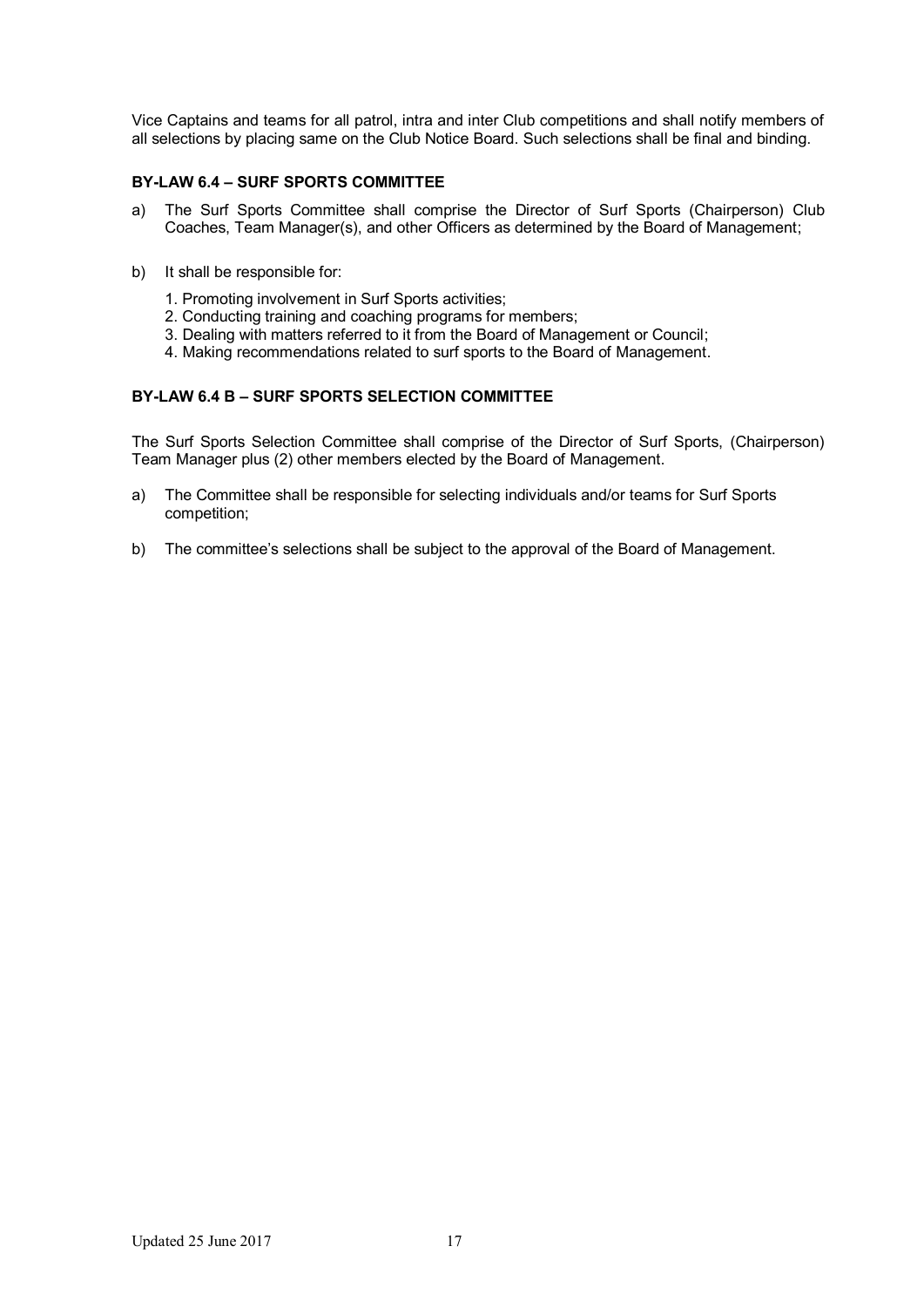Vice Captains and teams for all patrol, intra and inter Club competitions and shall notify members of all selections by placing same on the Club Notice Board. Such selections shall be final and binding.

### BY-LAW 6.4 – SURF SPORTS COMMITTEE

a) The Surf Sports Committee shall comprise the Director of Surf Sports (Chairperson) Club Coaches, Team Manager(s), and other Officers as determined by the Board of Management;

b) It shall be responsible for:

   1. Promoting involvement in Surf Sports activities;
   2. Conducting training and coaching programs for members;
   3. Dealing with matters referred to it from the Board of Management or Council;
   4. Making recommendations related to surf sports to the Board of Management.

### BY-LAW 6.4 B – SURF SPORTS SELECTION COMMITTEE

The Surf Sports Selection Committee shall comprise of the Director of Surf Sports, (Chairperson) Team Manager plus (2) other members elected by the Board of Management.

a) The Committee shall be responsible for selecting individuals and/or teams for Surf Sports competition;

b) The committee's selections shall be subject to the approval of the Board of Management.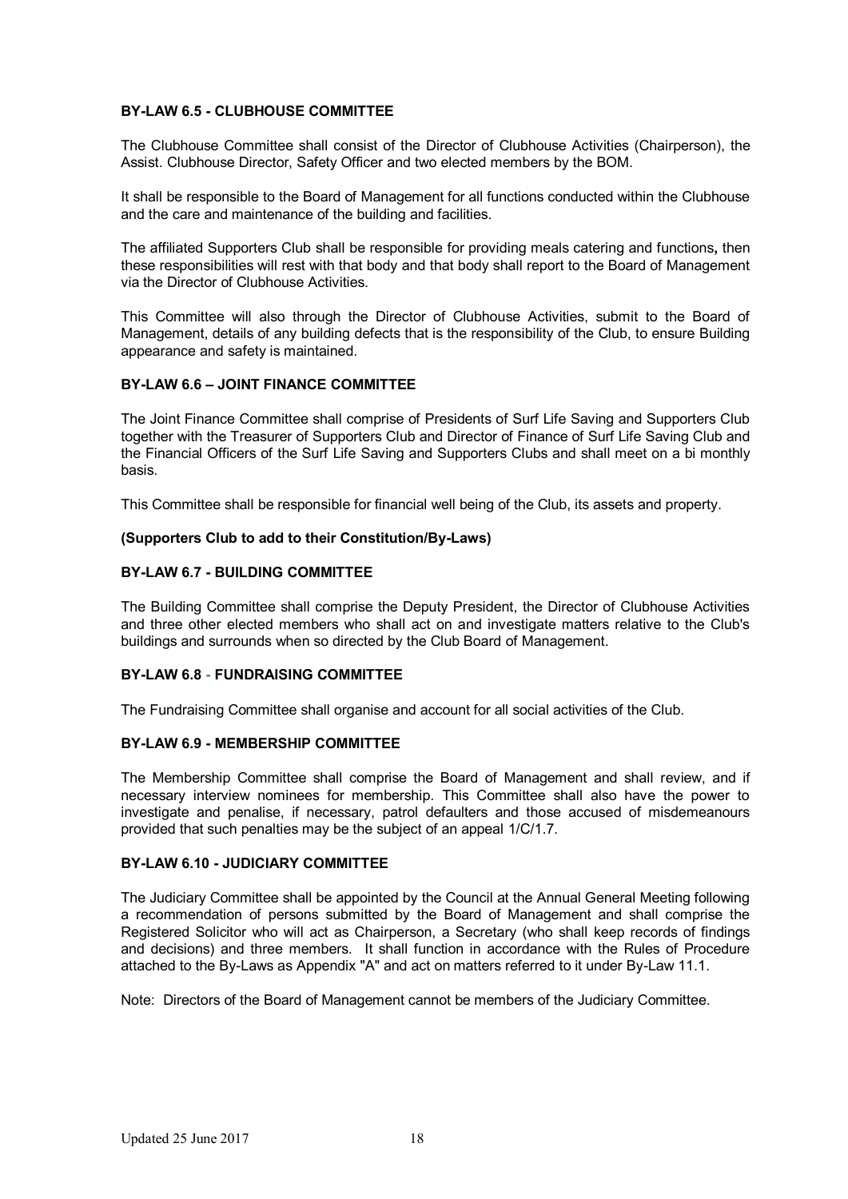**BY-LAW 6.5 - CLUBHOUSE COMMITTEE**

The Clubhouse Committee shall consist of the Director of Clubhouse Activities (Chairperson), the Assist. Clubhouse Director, Safety Officer and two elected members by the BOM.

It shall be responsible to the Board of Management for all functions conducted within the Clubhouse and the care and maintenance of the building and facilities.

The affiliated Supporters Club shall be responsible for providing meals catering and functions**,** then these responsibilities will rest with that body and that body shall report to the Board of Management via the Director of Clubhouse Activities.

This Committee will also through the Director of Clubhouse Activities, submit to the Board of Management, details of any building defects that is the responsibility of the Club, to ensure Building appearance and safety is maintained.

**BY-LAW 6.6 – JOINT FINANCE COMMITTEE**

The Joint Finance Committee shall comprise of Presidents of Surf Life Saving and Supporters Club together with the Treasurer of Supporters Club and Director of Finance of Surf Life Saving Club and the Financial Officers of the Surf Life Saving and Supporters Clubs and shall meet on a bi monthly basis.

This Committee shall be responsible for financial well being of the Club, its assets and property.

**(Supporters Club to add to their Constitution/By-Laws)**

**BY-LAW 6.7 - BUILDING COMMITTEE**

The Building Committee shall comprise the Deputy President, the Director of Clubhouse Activities and three other elected members who shall act on and investigate matters relative to the Club's buildings and surrounds when so directed by the Club Board of Management.

**BY-LAW 6.8 - FUNDRAISING COMMITTEE**

The Fundraising Committee shall organise and account for all social activities of the Club.

**BY-LAW 6.9 - MEMBERSHIP COMMITTEE**

The Membership Committee shall comprise the Board of Management and shall review, and if necessary interview nominees for membership. This Committee shall also have the power to investigate and penalise, if necessary, patrol defaulters and those accused of misdemeanours provided that such penalties may be the subject of an appeal 1/C/1.7.

**BY-LAW 6.10 - JUDICIARY COMMITTEE**

The Judiciary Committee shall be appointed by the Council at the Annual General Meeting following a recommendation of persons submitted by the Board of Management and shall comprise the Registered Solicitor who will act as Chairperson, a Secretary (who shall keep records of findings and decisions) and three members. It shall function in accordance with the Rules of Procedure attached to the By-Laws as Appendix "A" and act on matters referred to it under By-Law 11.1.

Note: Directors of the Board of Management cannot be members of the Judiciary Committee.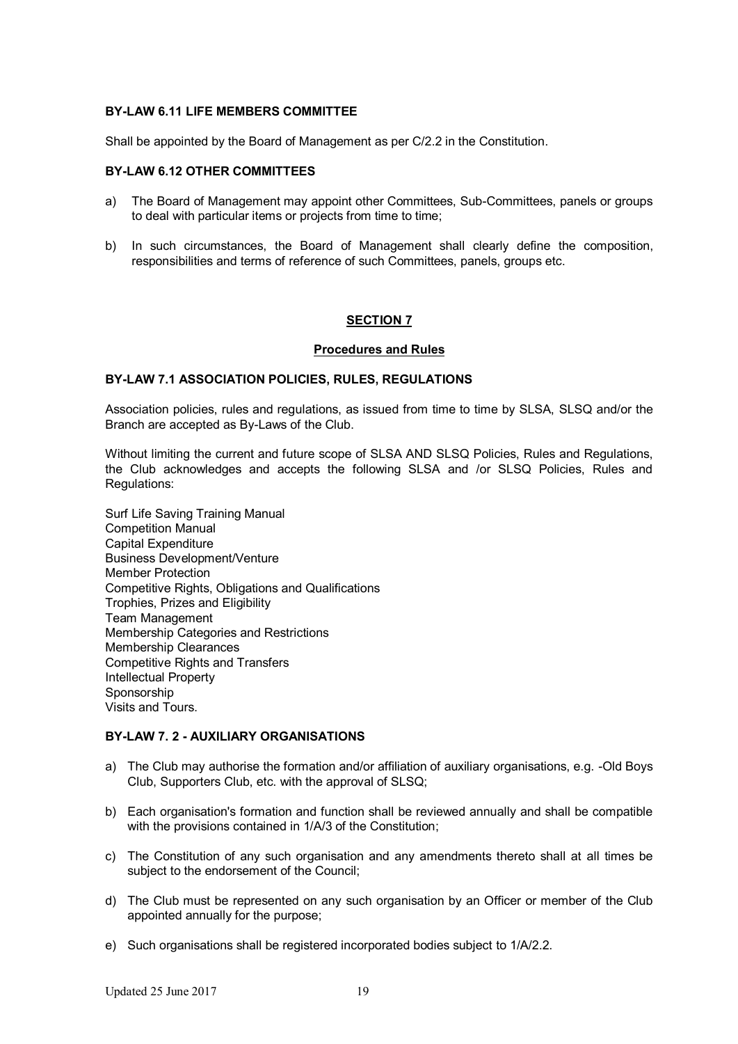**BY-LAW 6.11 LIFE MEMBERS COMMITTEE**

Shall be appointed by the Board of Management as per C/2.2 in the Constitution.

**BY-LAW 6.12 OTHER COMMITTEES**

a) The Board of Management may appoint other Committees, Sub-Committees, panels or groups to deal with particular items or projects from time to time;

b) In such circumstances, the Board of Management shall clearly define the composition, responsibilities and terms of reference of such Committees, panels, groups etc.

## SECTION 7

### Procedures and Rules

**BY-LAW 7.1 ASSOCIATION POLICIES, RULES, REGULATIONS**

Association policies, rules and regulations, as issued from time to time by SLSA, SLSQ and/or the Branch are accepted as By-Laws of the Club.

Without limiting the current and future scope of SLSA AND SLSQ Policies, Rules and Regulations, the Club acknowledges and accepts the following SLSA and /or SLSQ Policies, Rules and Regulations:

Surf Life Saving Training Manual
Competition Manual
Capital Expenditure
Business Development/Venture
Member Protection
Competitive Rights, Obligations and Qualifications
Trophies, Prizes and Eligibility
Team Management
Membership Categories and Restrictions
Membership Clearances
Competitive Rights and Transfers
Intellectual Property
Sponsorship
Visits and Tours.

**BY-LAW 7. 2 - AUXILIARY ORGANISATIONS**

a) The Club may authorise the formation and/or affiliation of auxiliary organisations, e.g. -Old Boys Club, Supporters Club, etc. with the approval of SLSQ;

b) Each organisation's formation and function shall be reviewed annually and shall be compatible with the provisions contained in 1/A/3 of the Constitution;

c) The Constitution of any such organisation and any amendments thereto shall at all times be subject to the endorsement of the Council;

d) The Club must be represented on any such organisation by an Officer or member of the Club appointed annually for the purpose;

e) Such organisations shall be registered incorporated bodies subject to 1/A/2.2.

Updated 25 June 2017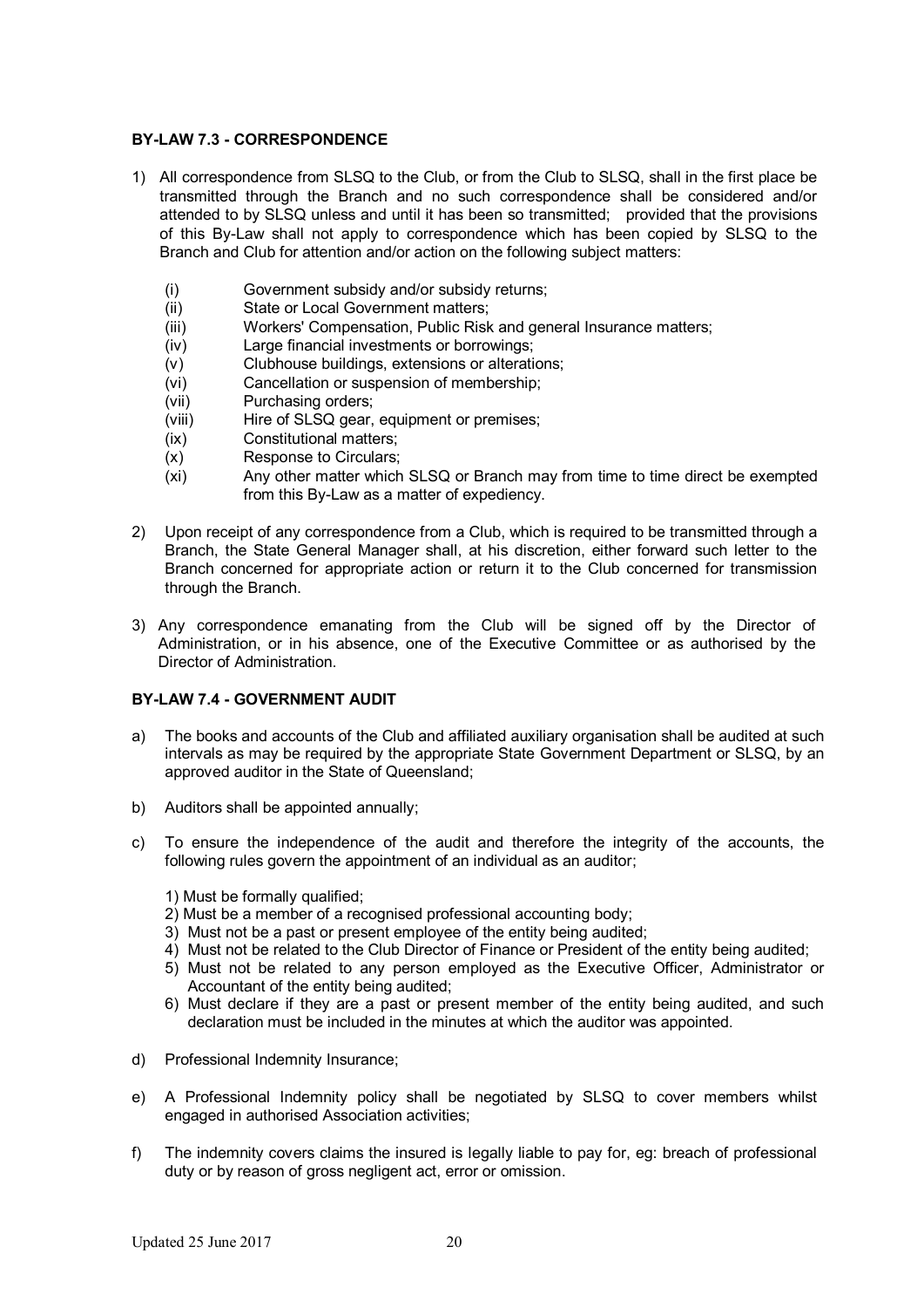**BY-LAW 7.3 - CORRESPONDENCE**

1) All correspondence from SLSQ to the Club, or from the Club to SLSQ, shall in the first place be transmitted through the Branch and no such correspondence shall be considered and/or attended to by SLSQ unless and until it has been so transmitted; provided that the provisions of this By-Law shall not apply to correspondence which has been copied by SLSQ to the Branch and Club for attention and/or action on the following subject matters:

   (i) Government subsidy and/or subsidy returns;
   (ii) State or Local Government matters;
   (iii) Workers' Compensation, Public Risk and general Insurance matters;
   (iv) Large financial investments or borrowings;
   (v) Clubhouse buildings, extensions or alterations;
   (vi) Cancellation or suspension of membership;
   (vii) Purchasing orders;
   (viii) Hire of SLSQ gear, equipment or premises;
   (ix) Constitutional matters;
   (x) Response to Circulars;
   (xi) Any other matter which SLSQ or Branch may from time to time direct be exempted from this By-Law as a matter of expediency.

2) Upon receipt of any correspondence from a Club, which is required to be transmitted through a Branch, the State General Manager shall, at his discretion, either forward such letter to the Branch concerned for appropriate action or return it to the Club concerned for transmission through the Branch.

3) Any correspondence emanating from the Club will be signed off by the Director of Administration, or in his absence, one of the Executive Committee or as authorised by the Director of Administration.

**BY-LAW 7.4 - GOVERNMENT AUDIT**

a) The books and accounts of the Club and affiliated auxiliary organisation shall be audited at such intervals as may be required by the appropriate State Government Department or SLSQ, by an approved auditor in the State of Queensland;

b) Auditors shall be appointed annually;

c) To ensure the independence of the audit and therefore the integrity of the accounts, the following rules govern the appointment of an individual as an auditor;

   1) Must be formally qualified;
   2) Must be a member of a recognised professional accounting body;
   3) Must not be a past or present employee of the entity being audited;
   4) Must not be related to the Club Director of Finance or President of the entity being audited;
   5) Must not be related to any person employed as the Executive Officer, Administrator or Accountant of the entity being audited;
   6) Must declare if they are a past or present member of the entity being audited, and such declaration must be included in the minutes at which the auditor was appointed.

d) Professional Indemnity Insurance;

e) A Professional Indemnity policy shall be negotiated by SLSQ to cover members whilst engaged in authorised Association activities;

f) The indemnity covers claims the insured is legally liable to pay for, eg: breach of professional duty or by reason of gross negligent act, error or omission.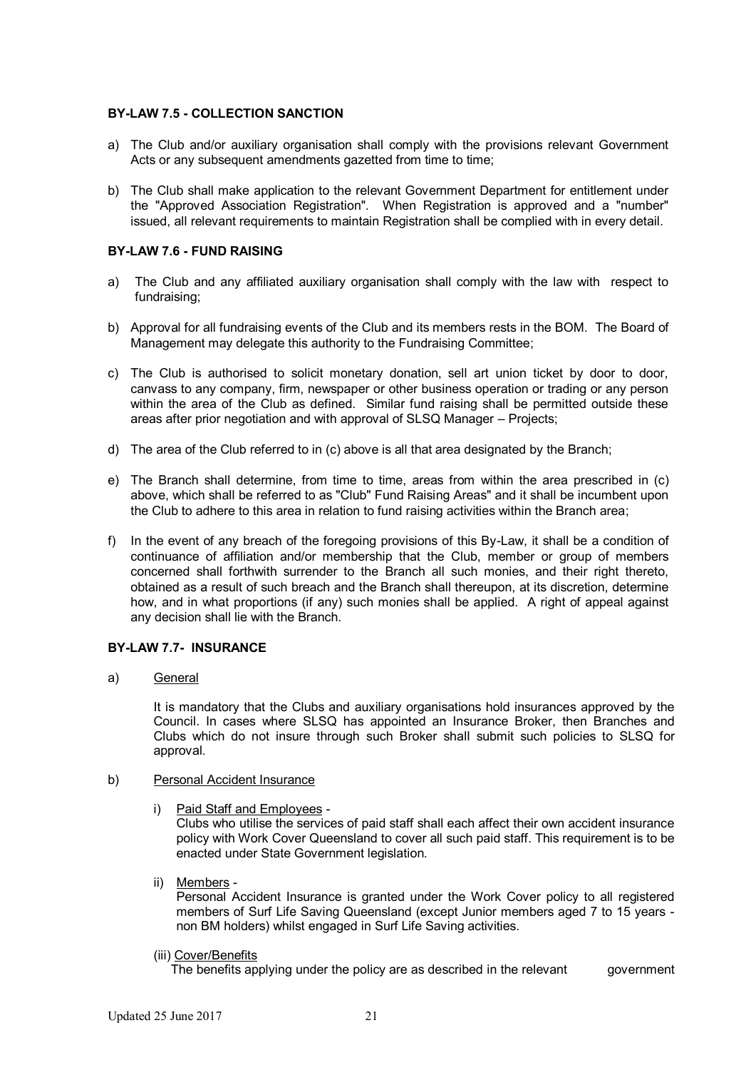### BY-LAW 7.5 - COLLECTION SANCTION

a) The Club and/or auxiliary organisation shall comply with the provisions relevant Government Acts or any subsequent amendments gazetted from time to time;

b) The Club shall make application to the relevant Government Department for entitlement under the "Approved Association Registration". When Registration is approved and a "number" issued, all relevant requirements to maintain Registration shall be complied with in every detail.

### BY-LAW 7.6 - FUND RAISING

a) The Club and any affiliated auxiliary organisation shall comply with the law with respect to fundraising;

b) Approval for all fundraising events of the Club and its members rests in the BOM. The Board of Management may delegate this authority to the Fundraising Committee;

c) The Club is authorised to solicit monetary donation, sell art union ticket by door to door, canvass to any company, firm, newspaper or other business operation or trading or any person within the area of the Club as defined. Similar fund raising shall be permitted outside these areas after prior negotiation and with approval of SLSQ Manager – Projects;

d) The area of the Club referred to in (c) above is all that area designated by the Branch;

e) The Branch shall determine, from time to time, areas from within the area prescribed in (c) above, which shall be referred to as "Club" Fund Raising Areas" and it shall be incumbent upon the Club to adhere to this area in relation to fund raising activities within the Branch area;

f) In the event of any breach of the foregoing provisions of this By-Law, it shall be a condition of continuance of affiliation and/or membership that the Club, member or group of members concerned shall forthwith surrender to the Branch all such monies, and their right thereto, obtained as a result of such breach and the Branch shall thereupon, at its discretion, determine how, and in what proportions (if any) such monies shall be applied. A right of appeal against any decision shall lie with the Branch.

### BY-LAW 7.7- INSURANCE

a) General

It is mandatory that the Clubs and auxiliary organisations hold insurances approved by the Council. In cases where SLSQ has appointed an Insurance Broker, then Branches and Clubs which do not insure through such Broker shall submit such policies to SLSQ for approval.

b) Personal Accident Insurance

i) Paid Staff and Employees -
Clubs who utilise the services of paid staff shall each affect their own accident insurance policy with Work Cover Queensland to cover all such paid staff. This requirement is to be enacted under State Government legislation.

ii) Members -
Personal Accident Insurance is granted under the Work Cover policy to all registered members of Surf Life Saving Queensland (except Junior members aged 7 to 15 years - non BM holders) whilst engaged in Surf Life Saving activities.

(iii) Cover/Benefits
The benefits applying under the policy are as described in the relevant government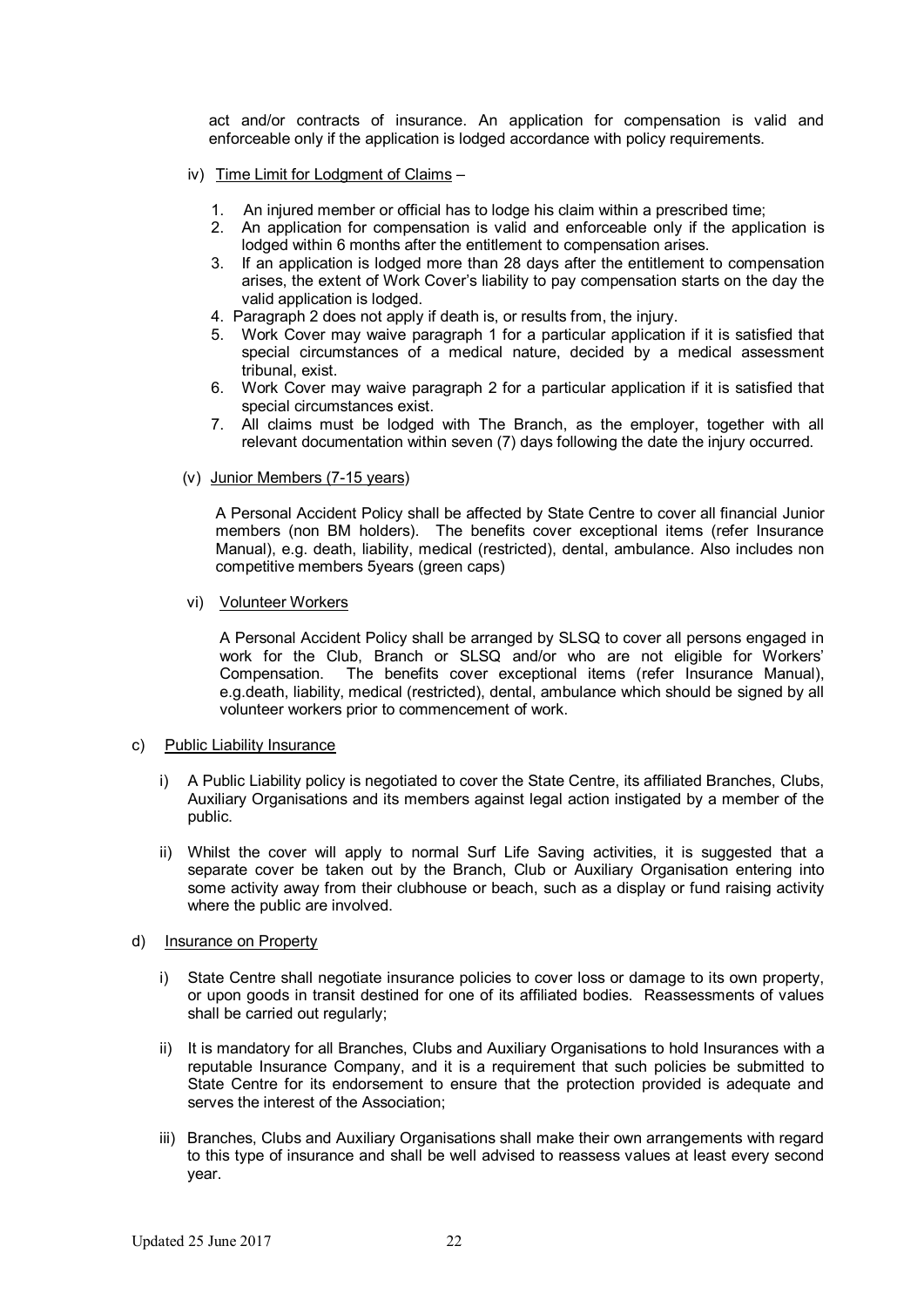act and/or contracts of insurance. An application for compensation is valid and enforceable only if the application is lodged accordance with policy requirements.

iv) Time Limit for Lodgment of Claims –

1. An injured member or official has to lodge his claim within a prescribed time;
2. An application for compensation is valid and enforceable only if the application is lodged within 6 months after the entitlement to compensation arises.
3. If an application is lodged more than 28 days after the entitlement to compensation arises, the extent of Work Cover's liability to pay compensation starts on the day the valid application is lodged.
4. Paragraph 2 does not apply if death is, or results from, the injury.
5. Work Cover may waive paragraph 1 for a particular application if it is satisfied that special circumstances of a medical nature, decided by a medical assessment tribunal, exist.
6. Work Cover may waive paragraph 2 for a particular application if it is satisfied that special circumstances exist.
7. All claims must be lodged with The Branch, as the employer, together with all relevant documentation within seven (7) days following the date the injury occurred.

(v) Junior Members (7-15 years)

A Personal Accident Policy shall be affected by State Centre to cover all financial Junior members (non BM holders). The benefits cover exceptional items (refer Insurance Manual), e.g. death, liability, medical (restricted), dental, ambulance. Also includes non competitive members 5years (green caps)

vi) Volunteer Workers

A Personal Accident Policy shall be arranged by SLSQ to cover all persons engaged in work for the Club, Branch or SLSQ and/or who are not eligible for Workers' Compensation. The benefits cover exceptional items (refer Insurance Manual), e.g.death, liability, medical (restricted), dental, ambulance which should be signed by all volunteer workers prior to commencement of work.

c) Public Liability Insurance

i) A Public Liability policy is negotiated to cover the State Centre, its affiliated Branches, Clubs, Auxiliary Organisations and its members against legal action instigated by a member of the public.

ii) Whilst the cover will apply to normal Surf Life Saving activities, it is suggested that a separate cover be taken out by the Branch, Club or Auxiliary Organisation entering into some activity away from their clubhouse or beach, such as a display or fund raising activity where the public are involved.

d) Insurance on Property

i) State Centre shall negotiate insurance policies to cover loss or damage to its own property, or upon goods in transit destined for one of its affiliated bodies. Reassessments of values shall be carried out regularly;

ii) It is mandatory for all Branches, Clubs and Auxiliary Organisations to hold Insurances with a reputable Insurance Company, and it is a requirement that such policies be submitted to State Centre for its endorsement to ensure that the protection provided is adequate and serves the interest of the Association;

iii) Branches, Clubs and Auxiliary Organisations shall make their own arrangements with regard to this type of insurance and shall be well advised to reassess values at least every second year.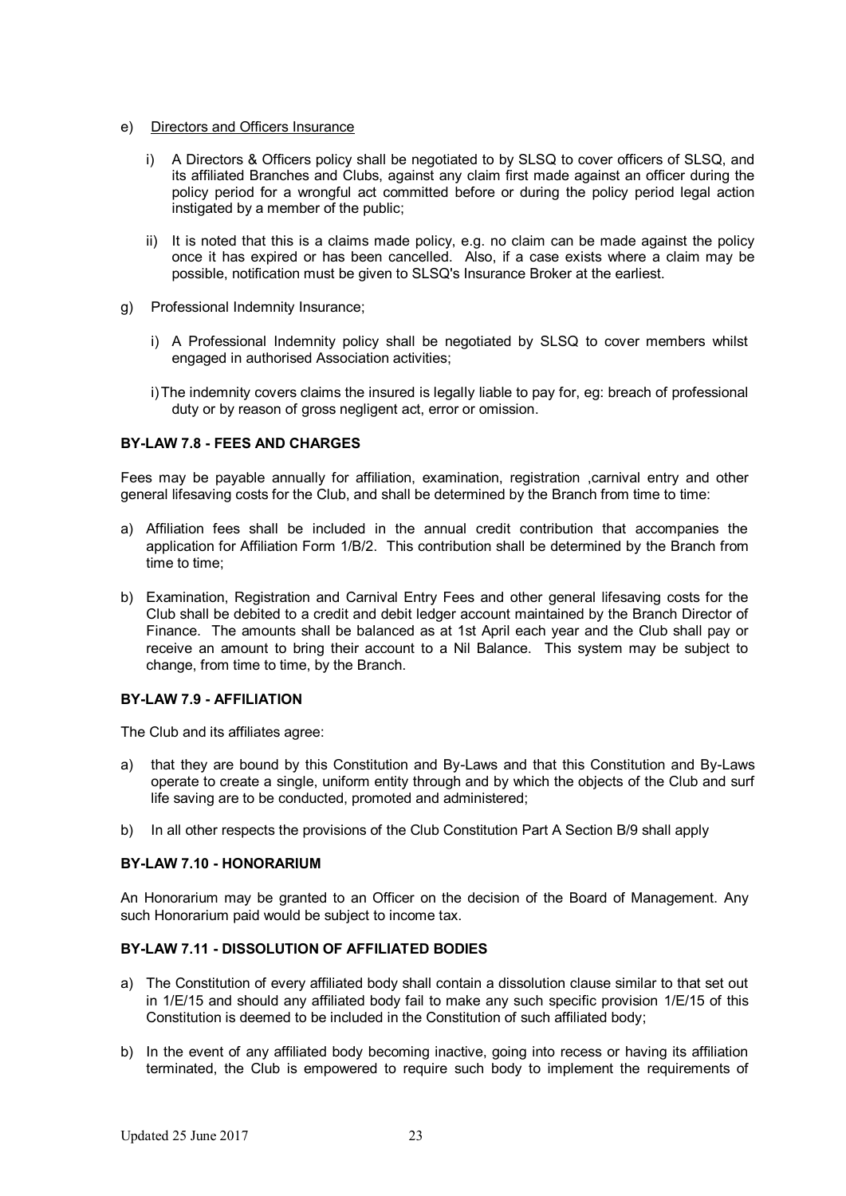e) <u>Directors and Officers Insurance</u>

   i) A Directors & Officers policy shall be negotiated to by SLSQ to cover officers of SLSQ, and its affiliated Branches and Clubs, against any claim first made against an officer during the policy period for a wrongful act committed before or during the policy period legal action instigated by a member of the public;

   ii) It is noted that this is a claims made policy, e.g. no claim can be made against the policy once it has expired or has been cancelled. Also, if a case exists where a claim may be possible, notification must be given to SLSQ's Insurance Broker at the earliest.

g) Professional Indemnity Insurance;

   i) A Professional Indemnity policy shall be negotiated by SLSQ to cover members whilst engaged in authorised Association activities;

   i) The indemnity covers claims the insured is legally liable to pay for, eg: breach of professional duty or by reason of gross negligent act, error or omission.

### BY-LAW 7.8 - FEES AND CHARGES

Fees may be payable annually for affiliation, examination, registration ,carnival entry and other general lifesaving costs for the Club, and shall be determined by the Branch from time to time:

a) Affiliation fees shall be included in the annual credit contribution that accompanies the application for Affiliation Form 1/B/2. This contribution shall be determined by the Branch from time to time;

b) Examination, Registration and Carnival Entry Fees and other general lifesaving costs for the Club shall be debited to a credit and debit ledger account maintained by the Branch Director of Finance. The amounts shall be balanced as at 1st April each year and the Club shall pay or receive an amount to bring their account to a Nil Balance. This system may be subject to change, from time to time, by the Branch.

### BY-LAW 7.9 - AFFILIATION

The Club and its affiliates agree:

a) that they are bound by this Constitution and By-Laws and that this Constitution and By-Laws operate to create a single, uniform entity through and by which the objects of the Club and surf life saving are to be conducted, promoted and administered;

b) In all other respects the provisions of the Club Constitution Part A Section B/9 shall apply

### BY-LAW 7.10 - HONORARIUM

An Honorarium may be granted to an Officer on the decision of the Board of Management. Any such Honorarium paid would be subject to income tax.

### BY-LAW 7.11 - DISSOLUTION OF AFFILIATED BODIES

a) The Constitution of every affiliated body shall contain a dissolution clause similar to that set out in 1/E/15 and should any affiliated body fail to make any such specific provision 1/E/15 of this Constitution is deemed to be included in the Constitution of such affiliated body;

b) In the event of any affiliated body becoming inactive, going into recess or having its affiliation terminated, the Club is empowered to require such body to implement the requirements of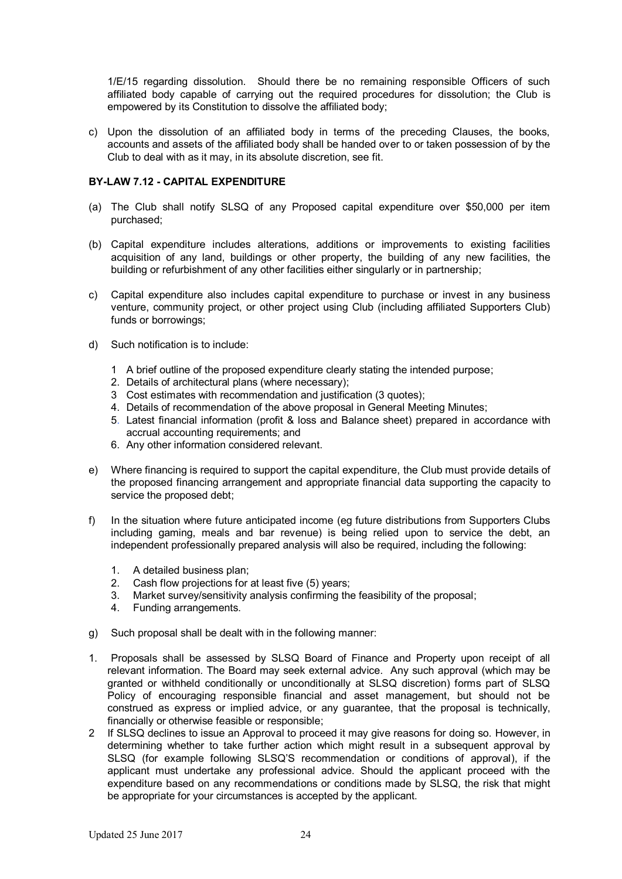1/E/15 regarding dissolution. Should there be no remaining responsible Officers of such affiliated body capable of carrying out the required procedures for dissolution; the Club is empowered by its Constitution to dissolve the affiliated body;

c) Upon the dissolution of an affiliated body in terms of the preceding Clauses, the books, accounts and assets of the affiliated body shall be handed over to or taken possession of by the Club to deal with as it may, in its absolute discretion, see fit.

**BY-LAW 7.12 - CAPITAL EXPENDITURE**

(a) The Club shall notify SLSQ of any Proposed capital expenditure over $50,000 per item purchased;

(b) Capital expenditure includes alterations, additions or improvements to existing facilities acquisition of any land, buildings or other property, the building of any new facilities, the building or refurbishment of any other facilities either singularly or in partnership;

c) Capital expenditure also includes capital expenditure to purchase or invest in any business venture, community project, or other project using Club (including affiliated Supporters Club) funds or borrowings;

d) Such notification is to include:

1 A brief outline of the proposed expenditure clearly stating the intended purpose;
2. Details of architectural plans (where necessary);
3 Cost estimates with recommendation and justification (3 quotes);
4. Details of recommendation of the above proposal in General Meeting Minutes;
5. Latest financial information (profit & loss and Balance sheet) prepared in accordance with accrual accounting requirements; and
6. Any other information considered relevant.

e) Where financing is required to support the capital expenditure, the Club must provide details of the proposed financing arrangement and appropriate financial data supporting the capacity to service the proposed debt;

f) In the situation where future anticipated income (eg future distributions from Supporters Clubs including gaming, meals and bar revenue) is being relied upon to service the debt, an independent professionally prepared analysis will also be required, including the following:

1. A detailed business plan;
2. Cash flow projections for at least five (5) years;
3. Market survey/sensitivity analysis confirming the feasibility of the proposal;
4. Funding arrangements.

g) Such proposal shall be dealt with in the following manner:

1. Proposals shall be assessed by SLSQ Board of Finance and Property upon receipt of all relevant information. The Board may seek external advice. Any such approval (which may be granted or withheld conditionally or unconditionally at SLSQ discretion) forms part of SLSQ Policy of encouraging responsible financial and asset management, but should not be construed as express or implied advice, or any guarantee, that the proposal is technically, financially or otherwise feasible or responsible;
2 If SLSQ declines to issue an Approval to proceed it may give reasons for doing so. However, in determining whether to take further action which might result in a subsequent approval by SLSQ (for example following SLSQ'S recommendation or conditions of approval), if the applicant must undertake any professional advice. Should the applicant proceed with the expenditure based on any recommendations or conditions made by SLSQ, the risk that might be appropriate for your circumstances is accepted by the applicant.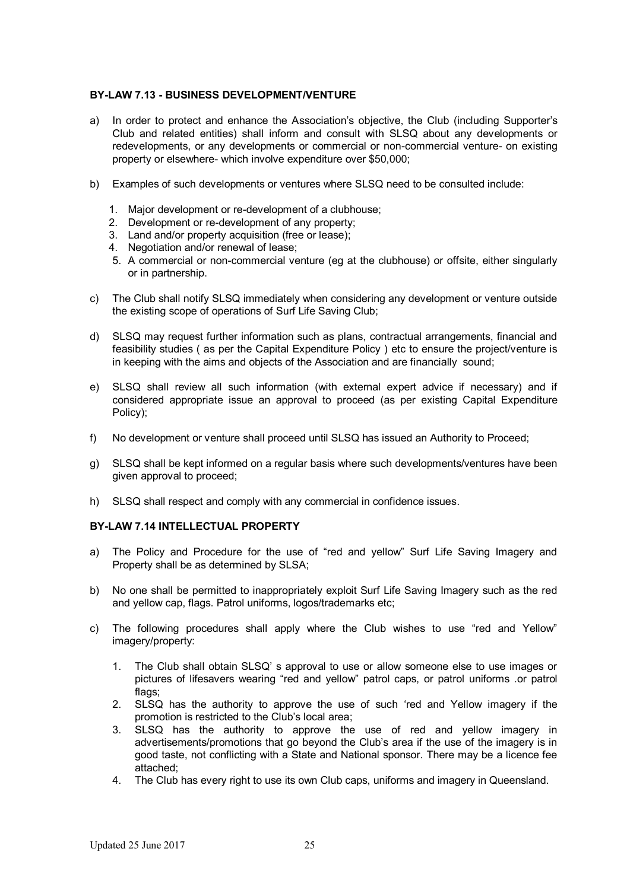### BY-LAW 7.13 - BUSINESS DEVELOPMENT/VENTURE

a) In order to protect and enhance the Association's objective, the Club (including Supporter's Club and related entities) shall inform and consult with SLSQ about any developments or redevelopments, or any developments or commercial or non-commercial venture- on existing property or elsewhere- which involve expenditure over $50,000;

b) Examples of such developments or ventures where SLSQ need to be consulted include:

   1. Major development or re-development of a clubhouse;
   2. Development or re-development of any property;
   3. Land and/or property acquisition (free or lease);
   4. Negotiation and/or renewal of lease;
   5. A commercial or non-commercial venture (eg at the clubhouse) or offsite, either singularly or in partnership.

c) The Club shall notify SLSQ immediately when considering any development or venture outside the existing scope of operations of Surf Life Saving Club;

d) SLSQ may request further information such as plans, contractual arrangements, financial and feasibility studies ( as per the Capital Expenditure Policy ) etc to ensure the project/venture is in keeping with the aims and objects of the Association and are financially sound;

e) SLSQ shall review all such information (with external expert advice if necessary) and if considered appropriate issue an approval to proceed (as per existing Capital Expenditure Policy);

f) No development or venture shall proceed until SLSQ has issued an Authority to Proceed;

g) SLSQ shall be kept informed on a regular basis where such developments/ventures have been given approval to proceed;

h) SLSQ shall respect and comply with any commercial in confidence issues.

### BY-LAW 7.14 INTELLECTUAL PROPERTY

a) The Policy and Procedure for the use of "red and yellow" Surf Life Saving Imagery and Property shall be as determined by SLSA;

b) No one shall be permitted to inappropriately exploit Surf Life Saving Imagery such as the red and yellow cap, flags. Patrol uniforms, logos/trademarks etc;

c) The following procedures shall apply where the Club wishes to use "red and Yellow" imagery/property:

   1. The Club shall obtain SLSQ' s approval to use or allow someone else to use images or pictures of lifesavers wearing "red and yellow" patrol caps, or patrol uniforms .or patrol flags;
   2. SLSQ has the authority to approve the use of such 'red and Yellow imagery if the promotion is restricted to the Club's local area;
   3. SLSQ has the authority to approve the use of red and yellow imagery in advertisements/promotions that go beyond the Club's area if the use of the imagery is in good taste, not conflicting with a State and National sponsor. There may be a licence fee attached;
   4. The Club has every right to use its own Club caps, uniforms and imagery in Queensland.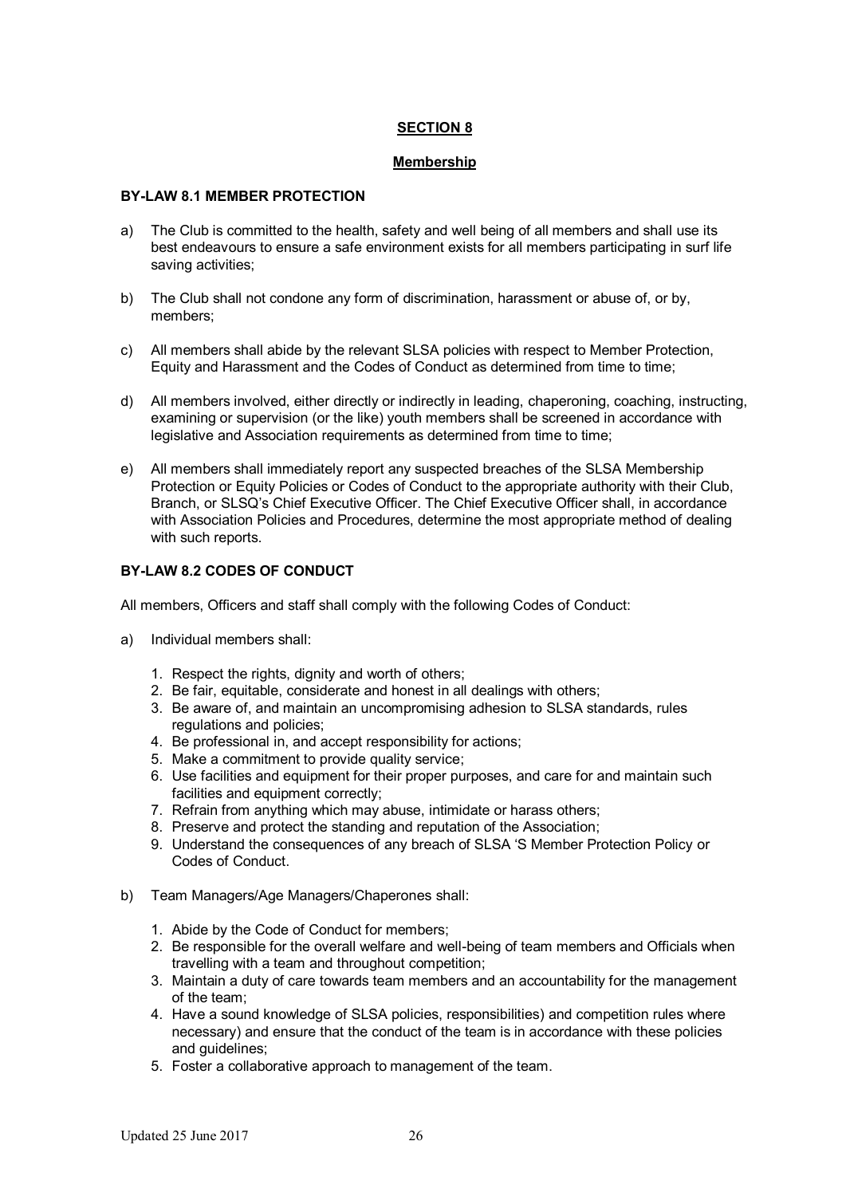## SECTION 8

### Membership

**BY-LAW 8.1 MEMBER PROTECTION**

a) The Club is committed to the health, safety and well being of all members and shall use its best endeavours to ensure a safe environment exists for all members participating in surf life saving activities;

b) The Club shall not condone any form of discrimination, harassment or abuse of, or by, members;

c) All members shall abide by the relevant SLSA policies with respect to Member Protection, Equity and Harassment and the Codes of Conduct as determined from time to time;

d) All members involved, either directly or indirectly in leading, chaperoning, coaching, instructing, examining or supervision (or the like) youth members shall be screened in accordance with legislative and Association requirements as determined from time to time;

e) All members shall immediately report any suspected breaches of the SLSA Membership Protection or Equity Policies or Codes of Conduct to the appropriate authority with their Club, Branch, or SLSQ's Chief Executive Officer. The Chief Executive Officer shall, in accordance with Association Policies and Procedures, determine the most appropriate method of dealing with such reports.

**BY-LAW 8.2 CODES OF CONDUCT**

All members, Officers and staff shall comply with the following Codes of Conduct:

a) Individual members shall:

1. Respect the rights, dignity and worth of others;
2. Be fair, equitable, considerate and honest in all dealings with others;
3. Be aware of, and maintain an uncompromising adhesion to SLSA standards, rules regulations and policies;
4. Be professional in, and accept responsibility for actions;
5. Make a commitment to provide quality service;
6. Use facilities and equipment for their proper purposes, and care for and maintain such facilities and equipment correctly;
7. Refrain from anything which may abuse, intimidate or harass others;
8. Preserve and protect the standing and reputation of the Association;
9. Understand the consequences of any breach of SLSA 'S Member Protection Policy or Codes of Conduct.

b) Team Managers/Age Managers/Chaperones shall:

1. Abide by the Code of Conduct for members;
2. Be responsible for the overall welfare and well-being of team members and Officials when travelling with a team and throughout competition;
3. Maintain a duty of care towards team members and an accountability for the management of the team;
4. Have a sound knowledge of SLSA policies, responsibilities) and competition rules where necessary) and ensure that the conduct of the team is in accordance with these policies and guidelines;
5. Foster a collaborative approach to management of the team.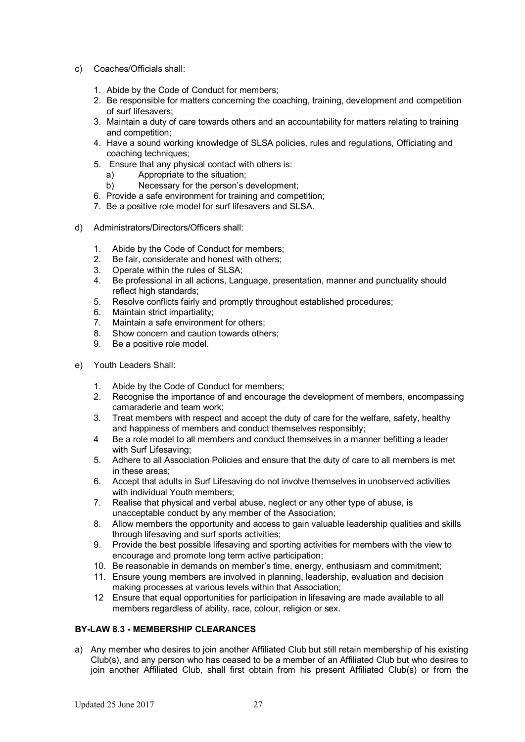c) Coaches/Officials shall:

1. Abide by the Code of Conduct for members;
2. Be responsible for matters concerning the coaching, training, development and competition of surf lifesavers;
3. Maintain a duty of care towards others and an accountability for matters relating to training and competition;
4. Have a sound working knowledge of SLSA policies, rules and regulations, Officiating and coaching techniques;
5. Ensure that any physical contact with others is:
   a) Appropriate to the situation;
   b) Necessary for the person's development;
6. Provide a safe environment for training and competition;
7. Be a positive role model for surf lifesavers and SLSA.

d) Administrators/Directors/Officers shall:

1. Abide by the Code of Conduct for members;
2. Be fair, considerate and honest with others;
3. Operate within the rules of SLSA;
4. Be professional in all actions, Language, presentation, manner and punctuality should reflect high standards;
5. Resolve conflicts fairly and promptly throughout established procedures;
6. Maintain strict impartiality;
7. Maintain a safe environment for others;
8. Show concern and caution towards others;
9. Be a positive role model.

e) Youth Leaders Shall:

1. Abide by the Code of Conduct for members;
2. Recognise the importance of and encourage the development of members, encompassing camaraderie and team work;
3. Treat members with respect and accept the duty of care for the welfare, safety, healthy and happiness of members and conduct themselves responsibly;
4 Be a role model to all members and conduct themselves in a manner befitting a leader with Surf Lifesaving;
5. Adhere to all Association Policies and ensure that the duty of care to all members is met in these areas;
6. Accept that adults in Surf Lifesaving do not involve themselves in unobserved activities with individual Youth members;
7. Realise that physical and verbal abuse, neglect or any other type of abuse, is unacceptable conduct by any member of the Association;
8. Allow members the opportunity and access to gain valuable leadership qualities and skills through lifesaving and surf sports activities;
9. Provide the best possible lifesaving and sporting activities for members with the view to encourage and promote long term active participation;
10. Be reasonable in demands on member's time, energy, enthusiasm and commitment;
11. Ensure young members are involved in planning, leadership, evaluation and decision making processes at various levels within that Association;
12 Ensure that equal opportunities for participation in lifesaving are made available to all members regardless of ability, race, colour, religion or sex.

**BY-LAW 8.3 - MEMBERSHIP CLEARANCES**

a) Any member who desires to join another Affiliated Club but still retain membership of his existing Club(s), and any person who has ceased to be a member of an Affiliated Club but who desires to join another Affiliated Club, shall first obtain from his present Affiliated Club(s) or from the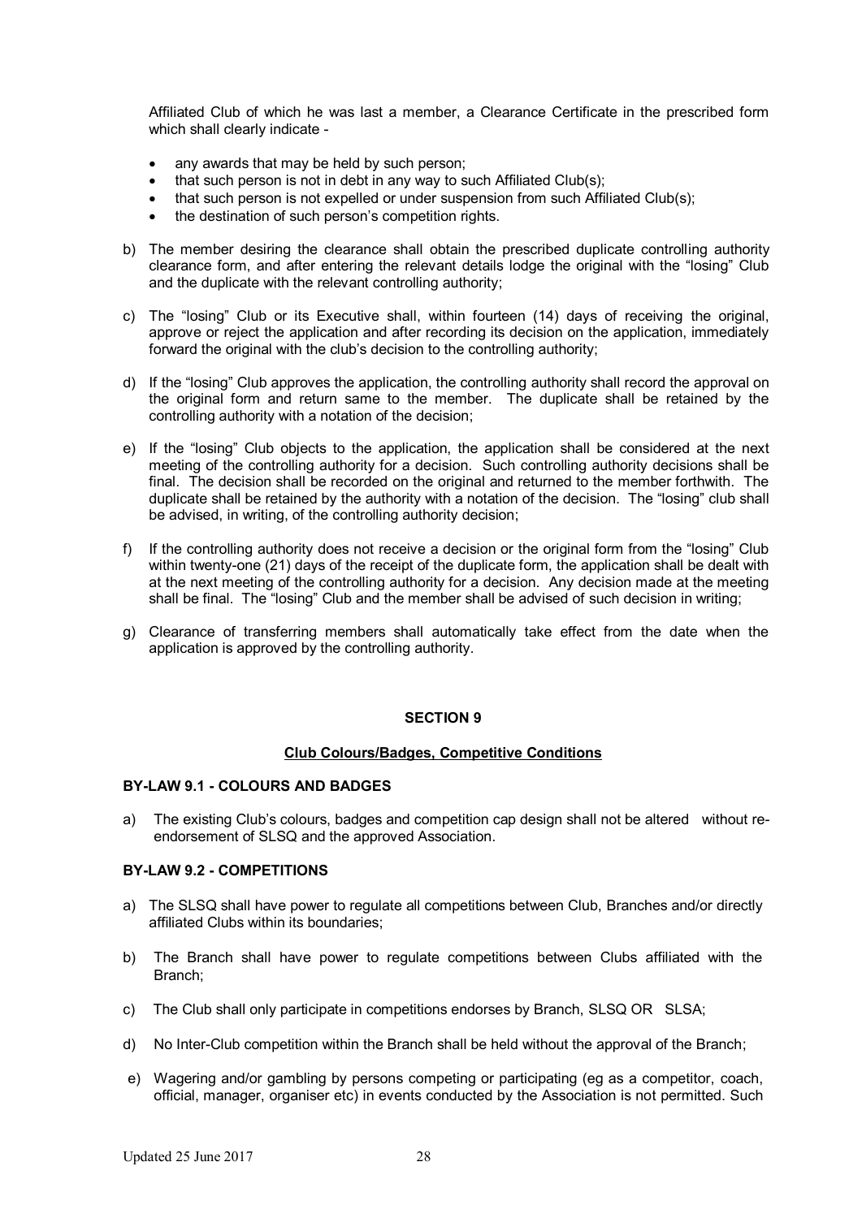Affiliated Club of which he was last a member, a Clearance Certificate in the prescribed form which shall clearly indicate -

- any awards that may be held by such person;
- that such person is not in debt in any way to such Affiliated Club(s);
- that such person is not expelled or under suspension from such Affiliated Club(s);
- the destination of such person's competition rights.

b) The member desiring the clearance shall obtain the prescribed duplicate controlling authority clearance form, and after entering the relevant details lodge the original with the "losing" Club and the duplicate with the relevant controlling authority;

c) The "losing" Club or its Executive shall, within fourteen (14) days of receiving the original, approve or reject the application and after recording its decision on the application, immediately forward the original with the club's decision to the controlling authority;

d) If the "losing" Club approves the application, the controlling authority shall record the approval on the original form and return same to the member. The duplicate shall be retained by the controlling authority with a notation of the decision;

e) If the "losing" Club objects to the application, the application shall be considered at the next meeting of the controlling authority for a decision. Such controlling authority decisions shall be final. The decision shall be recorded on the original and returned to the member forthwith. The duplicate shall be retained by the authority with a notation of the decision. The "losing" club shall be advised, in writing, of the controlling authority decision;

f) If the controlling authority does not receive a decision or the original form from the "losing" Club within twenty-one (21) days of the receipt of the duplicate form, the application shall be dealt with at the next meeting of the controlling authority for a decision. Any decision made at the meeting shall be final. The "losing" Club and the member shall be advised of such decision in writing;

g) Clearance of transferring members shall automatically take effect from the date when the application is approved by the controlling authority.

## SECTION 9

### Club Colours/Badges, Competitive Conditions

#### BY-LAW 9.1 - COLOURS AND BADGES

a) The existing Club's colours, badges and competition cap design shall not be altered without re-endorsement of SLSQ and the approved Association.

#### BY-LAW 9.2 - COMPETITIONS

a) The SLSQ shall have power to regulate all competitions between Club, Branches and/or directly affiliated Clubs within its boundaries;

b) The Branch shall have power to regulate competitions between Clubs affiliated with the Branch;

c) The Club shall only participate in competitions endorses by Branch, SLSQ OR SLSA;

d) No Inter-Club competition within the Branch shall be held without the approval of the Branch;

e) Wagering and/or gambling by persons competing or participating (eg as a competitor, coach, official, manager, organiser etc) in events conducted by the Association is not permitted. Such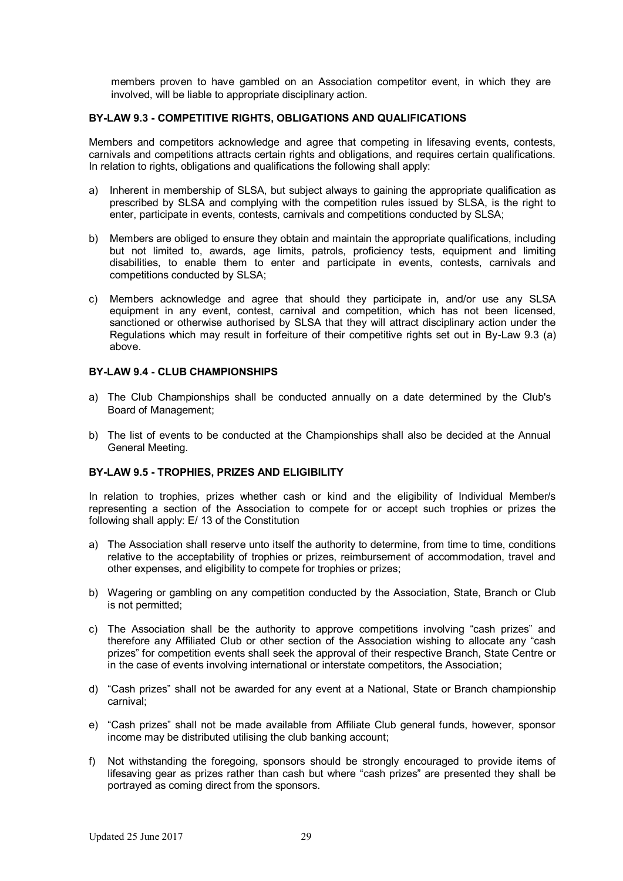members proven to have gambled on an Association competitor event, in which they are involved, will be liable to appropriate disciplinary action.

### BY-LAW 9.3 - COMPETITIVE RIGHTS, OBLIGATIONS AND QUALIFICATIONS

Members and competitors acknowledge and agree that competing in lifesaving events, contests, carnivals and competitions attracts certain rights and obligations, and requires certain qualifications. In relation to rights, obligations and qualifications the following shall apply:

a) Inherent in membership of SLSA, but subject always to gaining the appropriate qualification as prescribed by SLSA and complying with the competition rules issued by SLSA, is the right to enter, participate in events, contests, carnivals and competitions conducted by SLSA;

b) Members are obliged to ensure they obtain and maintain the appropriate qualifications, including but not limited to, awards, age limits, patrols, proficiency tests, equipment and limiting disabilities, to enable them to enter and participate in events, contests, carnivals and competitions conducted by SLSA;

c) Members acknowledge and agree that should they participate in, and/or use any SLSA equipment in any event, contest, carnival and competition, which has not been licensed, sanctioned or otherwise authorised by SLSA that they will attract disciplinary action under the Regulations which may result in forfeiture of their competitive rights set out in By-Law 9.3 (a) above.

### BY-LAW 9.4 - CLUB CHAMPIONSHIPS

a) The Club Championships shall be conducted annually on a date determined by the Club's Board of Management;

b) The list of events to be conducted at the Championships shall also be decided at the Annual General Meeting.

### BY-LAW 9.5 - TROPHIES, PRIZES AND ELIGIBILITY

In relation to trophies, prizes whether cash or kind and the eligibility of Individual Member/s representing a section of the Association to compete for or accept such trophies or prizes the following shall apply: E/ 13 of the Constitution

a) The Association shall reserve unto itself the authority to determine, from time to time, conditions relative to the acceptability of trophies or prizes, reimbursement of accommodation, travel and other expenses, and eligibility to compete for trophies or prizes;

b) Wagering or gambling on any competition conducted by the Association, State, Branch or Club is not permitted;

c) The Association shall be the authority to approve competitions involving "cash prizes" and therefore any Affiliated Club or other section of the Association wishing to allocate any "cash prizes" for competition events shall seek the approval of their respective Branch, State Centre or in the case of events involving international or interstate competitors, the Association;

d) "Cash prizes" shall not be awarded for any event at a National, State or Branch championship carnival;

e) "Cash prizes" shall not be made available from Affiliate Club general funds, however, sponsor income may be distributed utilising the club banking account;

f) Not withstanding the foregoing, sponsors should be strongly encouraged to provide items of lifesaving gear as prizes rather than cash but where "cash prizes" are presented they shall be portrayed as coming direct from the sponsors.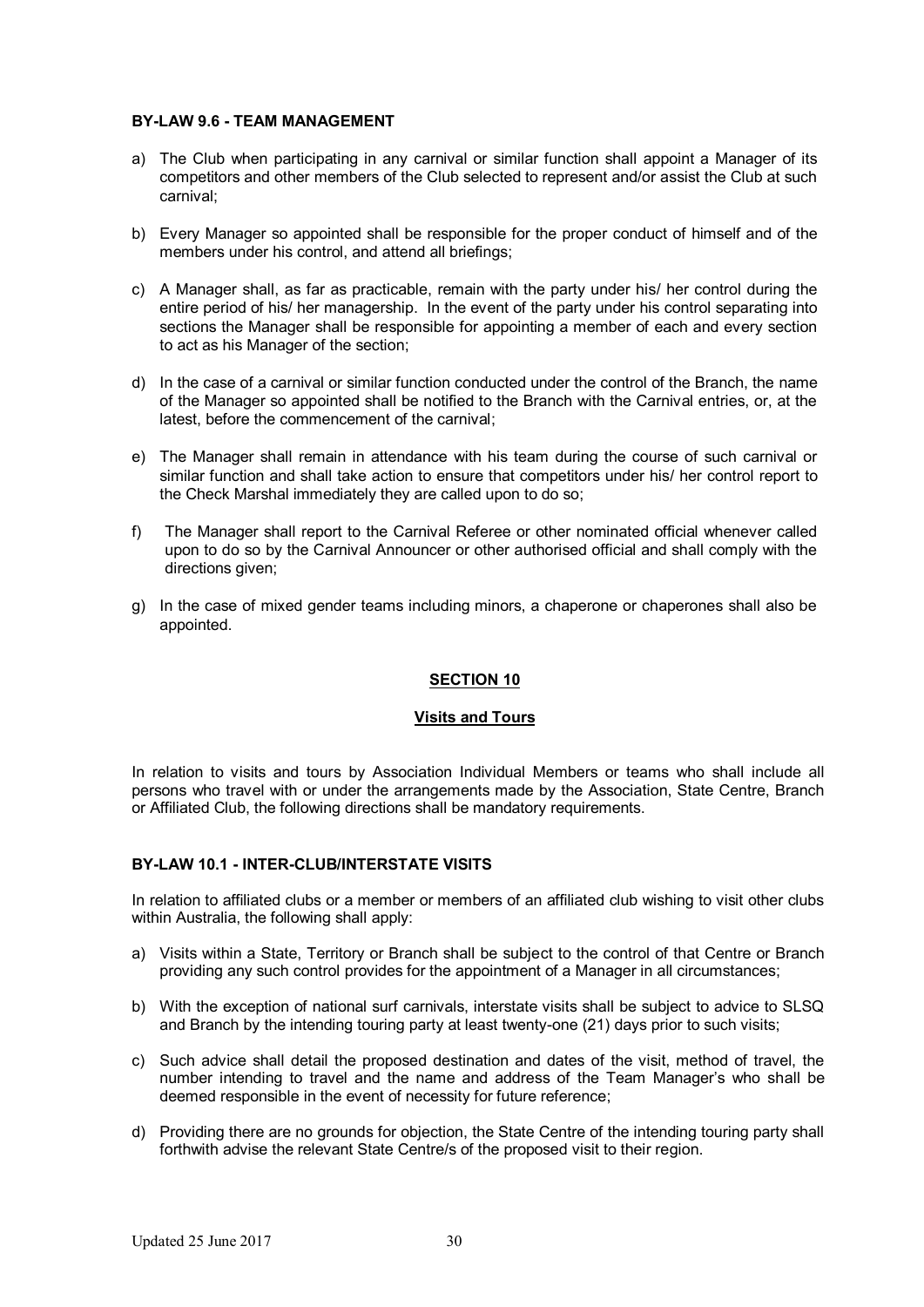**BY-LAW 9.6 - TEAM MANAGEMENT**

a) The Club when participating in any carnival or similar function shall appoint a Manager of its competitors and other members of the Club selected to represent and/or assist the Club at such carnival;

b) Every Manager so appointed shall be responsible for the proper conduct of himself and of the members under his control, and attend all briefings;

c) A Manager shall, as far as practicable, remain with the party under his/ her control during the entire period of his/ her managership. In the event of the party under his control separating into sections the Manager shall be responsible for appointing a member of each and every section to act as his Manager of the section;

d) In the case of a carnival or similar function conducted under the control of the Branch, the name of the Manager so appointed shall be notified to the Branch with the Carnival entries, or, at the latest, before the commencement of the carnival;

e) The Manager shall remain in attendance with his team during the course of such carnival or similar function and shall take action to ensure that competitors under his/ her control report to the Check Marshal immediately they are called upon to do so;

f) The Manager shall report to the Carnival Referee or other nominated official whenever called upon to do so by the Carnival Announcer or other authorised official and shall comply with the directions given;

g) In the case of mixed gender teams including minors, a chaperone or chaperones shall also be appointed.

## SECTION 10

### Visits and Tours

In relation to visits and tours by Association Individual Members or teams who shall include all persons who travel with or under the arrangements made by the Association, State Centre, Branch or Affiliated Club, the following directions shall be mandatory requirements.

**BY-LAW 10.1 - INTER-CLUB/INTERSTATE VISITS**

In relation to affiliated clubs or a member or members of an affiliated club wishing to visit other clubs within Australia, the following shall apply:

a) Visits within a State, Territory or Branch shall be subject to the control of that Centre or Branch providing any such control provides for the appointment of a Manager in all circumstances;

b) With the exception of national surf carnivals, interstate visits shall be subject to advice to SLSQ and Branch by the intending touring party at least twenty-one (21) days prior to such visits;

c) Such advice shall detail the proposed destination and dates of the visit, method of travel, the number intending to travel and the name and address of the Team Manager's who shall be deemed responsible in the event of necessity for future reference;

d) Providing there are no grounds for objection, the State Centre of the intending touring party shall forthwith advise the relevant State Centre/s of the proposed visit to their region.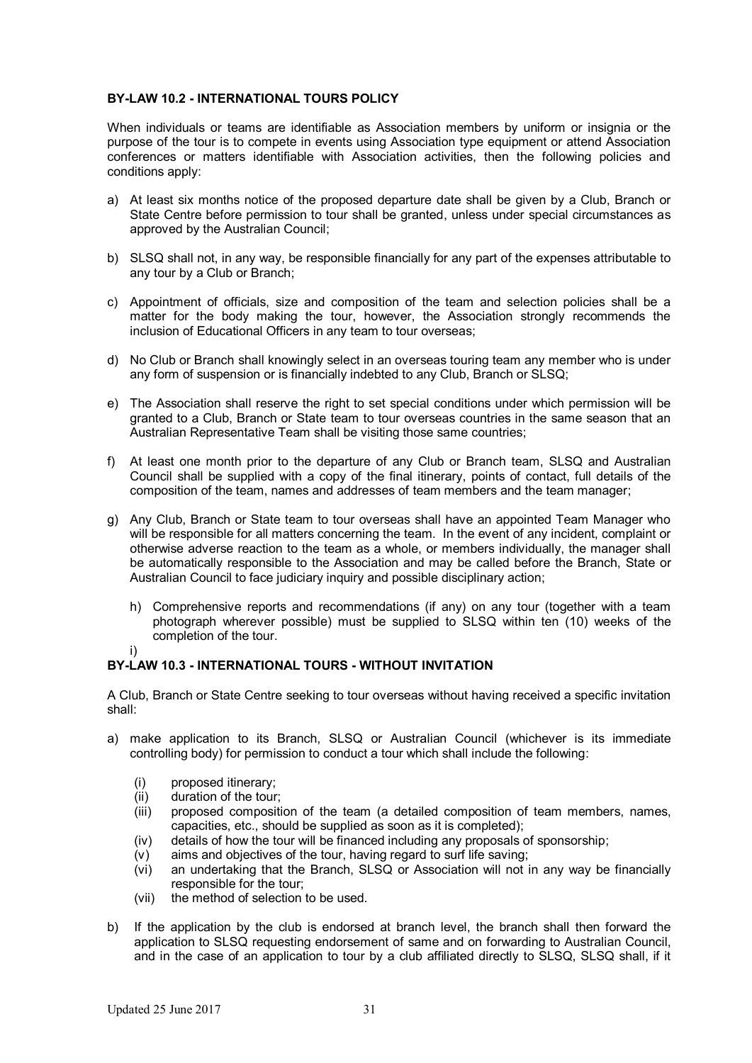**BY-LAW 10.2 - INTERNATIONAL TOURS POLICY**

When individuals or teams are identifiable as Association members by uniform or insignia or the purpose of the tour is to compete in events using Association type equipment or attend Association conferences or matters identifiable with Association activities, then the following policies and conditions apply:

a) At least six months notice of the proposed departure date shall be given by a Club, Branch or State Centre before permission to tour shall be granted, unless under special circumstances as approved by the Australian Council;

b) SLSQ shall not, in any way, be responsible financially for any part of the expenses attributable to any tour by a Club or Branch;

c) Appointment of officials, size and composition of the team and selection policies shall be a matter for the body making the tour, however, the Association strongly recommends the inclusion of Educational Officers in any team to tour overseas;

d) No Club or Branch shall knowingly select in an overseas touring team any member who is under any form of suspension or is financially indebted to any Club, Branch or SLSQ;

e) The Association shall reserve the right to set special conditions under which permission will be granted to a Club, Branch or State team to tour overseas countries in the same season that an Australian Representative Team shall be visiting those same countries;

f) At least one month prior to the departure of any Club or Branch team, SLSQ and Australian Council shall be supplied with a copy of the final itinerary, points of contact, full details of the composition of the team, names and addresses of team members and the team manager;

g) Any Club, Branch or State team to tour overseas shall have an appointed Team Manager who will be responsible for all matters concerning the team. In the event of any incident, complaint or otherwise adverse reaction to the team as a whole, or members individually, the manager shall be automatically responsible to the Association and may be called before the Branch, State or Australian Council to face judiciary inquiry and possible disciplinary action;

h) Comprehensive reports and recommendations (if any) on any tour (together with a team photograph wherever possible) must be supplied to SLSQ within ten (10) weeks of the completion of the tour.

i)

**BY-LAW 10.3 - INTERNATIONAL TOURS - WITHOUT INVITATION**

A Club, Branch or State Centre seeking to tour overseas without having received a specific invitation shall:

a) make application to its Branch, SLSQ or Australian Council (whichever is its immediate controlling body) for permission to conduct a tour which shall include the following:

   (i) proposed itinerary;
   (ii) duration of the tour;
   (iii) proposed composition of the team (a detailed composition of team members, names, capacities, etc., should be supplied as soon as it is completed);
   (iv) details of how the tour will be financed including any proposals of sponsorship;
   (v) aims and objectives of the tour, having regard to surf life saving;
   (vi) an undertaking that the Branch, SLSQ or Association will not in any way be financially responsible for the tour;
   (vii) the method of selection to be used.

b) If the application by the club is endorsed at branch level, the branch shall then forward the application to SLSQ requesting endorsement of same and on forwarding to Australian Council, and in the case of an application to tour by a club affiliated directly to SLSQ, SLSQ shall, if it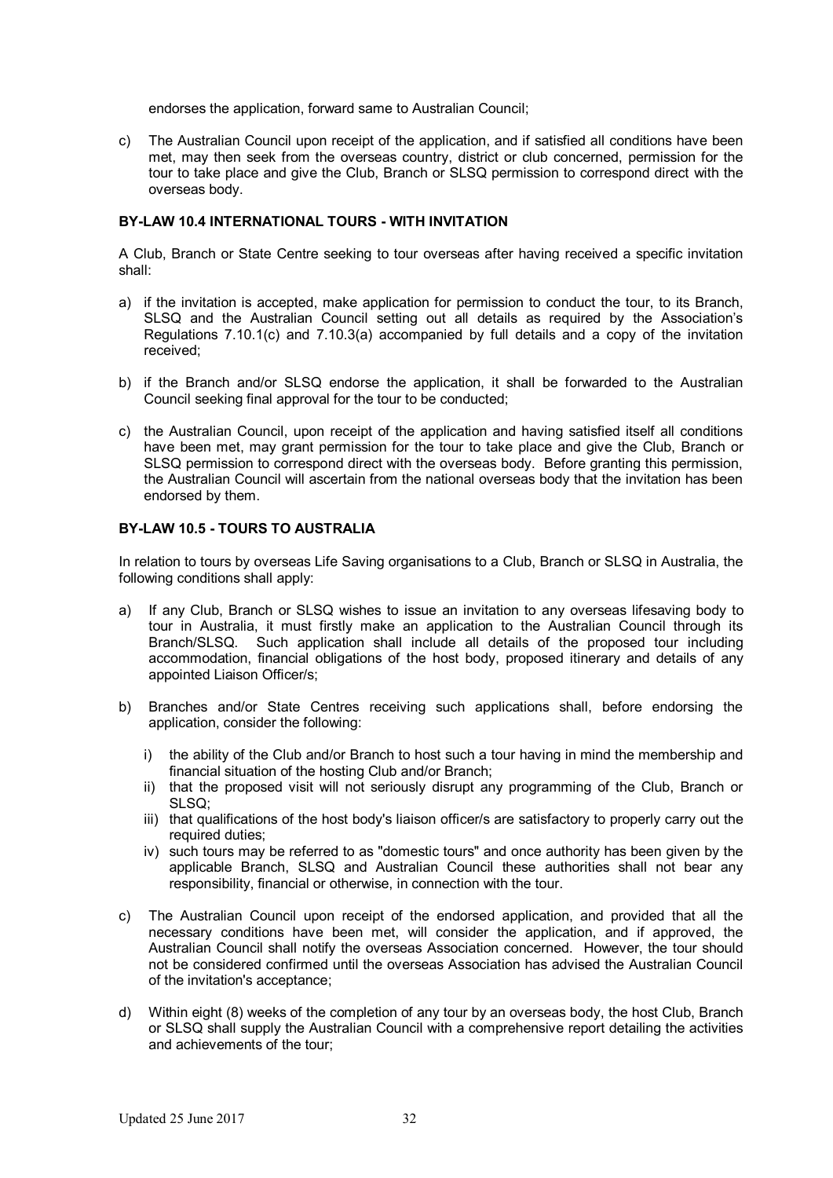endorses the application, forward same to Australian Council;

c) The Australian Council upon receipt of the application, and if satisfied all conditions have been met, may then seek from the overseas country, district or club concerned, permission for the tour to take place and give the Club, Branch or SLSQ permission to correspond direct with the overseas body.

### BY-LAW 10.4 INTERNATIONAL TOURS - WITH INVITATION

A Club, Branch or State Centre seeking to tour overseas after having received a specific invitation shall:

a) if the invitation is accepted, make application for permission to conduct the tour, to its Branch, SLSQ and the Australian Council setting out all details as required by the Association's Regulations 7.10.1(c) and 7.10.3(a) accompanied by full details and a copy of the invitation received;

b) if the Branch and/or SLSQ endorse the application, it shall be forwarded to the Australian Council seeking final approval for the tour to be conducted;

c) the Australian Council, upon receipt of the application and having satisfied itself all conditions have been met, may grant permission for the tour to take place and give the Club, Branch or SLSQ permission to correspond direct with the overseas body. Before granting this permission, the Australian Council will ascertain from the national overseas body that the invitation has been endorsed by them.

### BY-LAW 10.5 - TOURS TO AUSTRALIA

In relation to tours by overseas Life Saving organisations to a Club, Branch or SLSQ in Australia, the following conditions shall apply:

a) If any Club, Branch or SLSQ wishes to issue an invitation to any overseas lifesaving body to tour in Australia, it must firstly make an application to the Australian Council through its Branch/SLSQ. Such application shall include all details of the proposed tour including accommodation, financial obligations of the host body, proposed itinerary and details of any appointed Liaison Officer/s;

b) Branches and/or State Centres receiving such applications shall, before endorsing the application, consider the following:

   i) the ability of the Club and/or Branch to host such a tour having in mind the membership and financial situation of the hosting Club and/or Branch;
   ii) that the proposed visit will not seriously disrupt any programming of the Club, Branch or SLSQ;
   iii) that qualifications of the host body's liaison officer/s are satisfactory to properly carry out the required duties;
   iv) such tours may be referred to as "domestic tours" and once authority has been given by the applicable Branch, SLSQ and Australian Council these authorities shall not bear any responsibility, financial or otherwise, in connection with the tour.

c) The Australian Council upon receipt of the endorsed application, and provided that all the necessary conditions have been met, will consider the application, and if approved, the Australian Council shall notify the overseas Association concerned. However, the tour should not be considered confirmed until the overseas Association has advised the Australian Council of the invitation's acceptance;

d) Within eight (8) weeks of the completion of any tour by an overseas body, the host Club, Branch or SLSQ shall supply the Australian Council with a comprehensive report detailing the activities and achievements of the tour;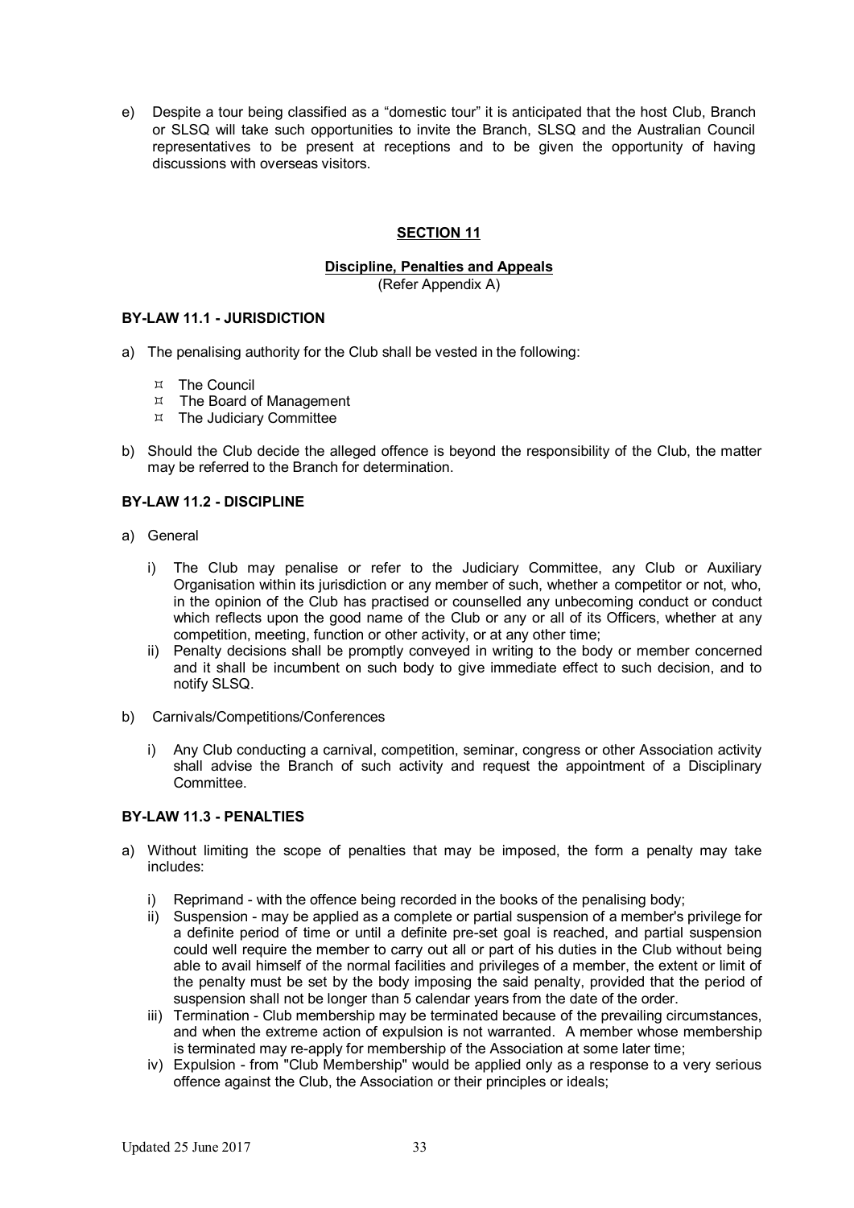e) Despite a tour being classified as a "domestic tour" it is anticipated that the host Club, Branch or SLSQ will take such opportunities to invite the Branch, SLSQ and the Australian Council representatives to be present at receptions and to be given the opportunity of having discussions with overseas visitors.

## SECTION 11

### Discipline, Penalties and Appeals

(Refer Appendix A)

#### BY-LAW 11.1 - JURISDICTION

a) The penalising authority for the Club shall be vested in the following:

- The Council
- The Board of Management
- The Judiciary Committee

b) Should the Club decide the alleged offence is beyond the responsibility of the Club, the matter may be referred to the Branch for determination.

#### BY-LAW 11.2 - DISCIPLINE

a) General

i) The Club may penalise or refer to the Judiciary Committee, any Club or Auxiliary Organisation within its jurisdiction or any member of such, whether a competitor or not, who, in the opinion of the Club has practised or counselled any unbecoming conduct or conduct which reflects upon the good name of the Club or any or all of its Officers, whether at any competition, meeting, function or other activity, or at any other time;

ii) Penalty decisions shall be promptly conveyed in writing to the body or member concerned and it shall be incumbent on such body to give immediate effect to such decision, and to notify SLSQ.

b) Carnivals/Competitions/Conferences

i) Any Club conducting a carnival, competition, seminar, congress or other Association activity shall advise the Branch of such activity and request the appointment of a Disciplinary Committee.

#### BY-LAW 11.3 - PENALTIES

a) Without limiting the scope of penalties that may be imposed, the form a penalty may take includes:

i) Reprimand - with the offence being recorded in the books of the penalising body;

ii) Suspension - may be applied as a complete or partial suspension of a member's privilege for a definite period of time or until a definite pre-set goal is reached, and partial suspension could well require the member to carry out all or part of his duties in the Club without being able to avail himself of the normal facilities and privileges of a member, the extent or limit of the penalty must be set by the body imposing the said penalty, provided that the period of suspension shall not be longer than 5 calendar years from the date of the order.

iii) Termination - Club membership may be terminated because of the prevailing circumstances, and when the extreme action of expulsion is not warranted. A member whose membership is terminated may re-apply for membership of the Association at some later time;

iv) Expulsion - from "Club Membership" would be applied only as a response to a very serious offence against the Club, the Association or their principles or ideals;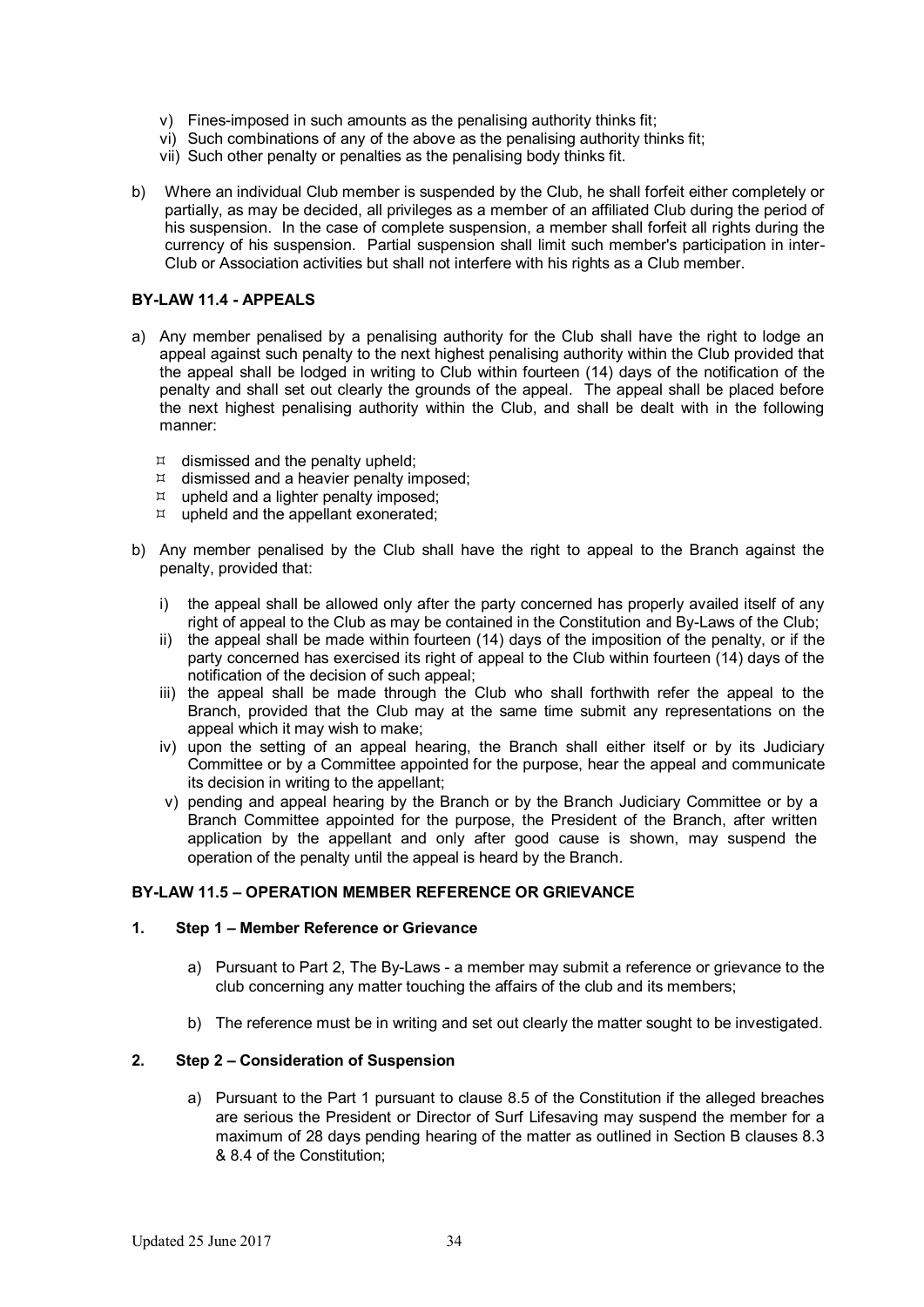v) Fines-imposed in such amounts as the penalising authority thinks fit;
vi) Such combinations of any of the above as the penalising authority thinks fit;
vii) Such other penalty or penalties as the penalising body thinks fit.

b) Where an individual Club member is suspended by the Club, he shall forfeit either completely or partially, as may be decided, all privileges as a member of an affiliated Club during the period of his suspension. In the case of complete suspension, a member shall forfeit all rights during the currency of his suspension. Partial suspension shall limit such member's participation in inter-Club or Association activities but shall not interfere with his rights as a Club member.

**BY-LAW 11.4 - APPEALS**

a) Any member penalised by a penalising authority for the Club shall have the right to lodge an appeal against such penalty to the next highest penalising authority within the Club provided that the appeal shall be lodged in writing to Club within fourteen (14) days of the notification of the penalty and shall set out clearly the grounds of the appeal. The appeal shall be placed before the next highest penalising authority within the Club, and shall be dealt with in the following manner:

- dismissed and the penalty upheld;
- dismissed and a heavier penalty imposed;
- upheld and a lighter penalty imposed;
- upheld and the appellant exonerated;

b) Any member penalised by the Club shall have the right to appeal to the Branch against the penalty, provided that:

   i) the appeal shall be allowed only after the party concerned has properly availed itself of any right of appeal to the Club as may be contained in the Constitution and By-Laws of the Club;
   ii) the appeal shall be made within fourteen (14) days of the imposition of the penalty, or if the party concerned has exercised its right of appeal to the Club within fourteen (14) days of the notification of the decision of such appeal;
   iii) the appeal shall be made through the Club who shall forthwith refer the appeal to the Branch, provided that the Club may at the same time submit any representations on the appeal which it may wish to make;
   iv) upon the setting of an appeal hearing, the Branch shall either itself or by its Judiciary Committee or by a Committee appointed for the purpose, hear the appeal and communicate its decision in writing to the appellant;
   v) pending and appeal hearing by the Branch or by the Branch Judiciary Committee or by a Branch Committee appointed for the purpose, the President of the Branch, after written application by the appellant and only after good cause is shown, may suspend the operation of the penalty until the appeal is heard by the Branch.

**BY-LAW 11.5 – OPERATION MEMBER REFERENCE OR GRIEVANCE**

**1. Step 1 – Member Reference or Grievance**

   a) Pursuant to Part 2, The By-Laws - a member may submit a reference or grievance to the club concerning any matter touching the affairs of the club and its members;

   b) The reference must be in writing and set out clearly the matter sought to be investigated.

**2. Step 2 – Consideration of Suspension**

   a) Pursuant to the Part 1 pursuant to clause 8.5 of the Constitution if the alleged breaches are serious the President or Director of Surf Lifesaving may suspend the member for a maximum of 28 days pending hearing of the matter as outlined in Section B clauses 8.3 & 8.4 of the Constitution;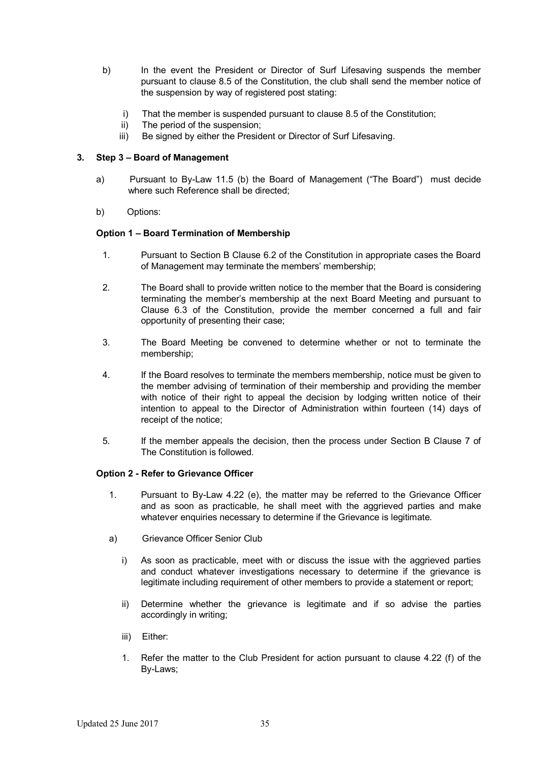b) In the event the President or Director of Surf Lifesaving suspends the member pursuant to clause 8.5 of the Constitution, the club shall send the member notice of the suspension by way of registered post stating:

   i) That the member is suspended pursuant to clause 8.5 of the Constitution;
   ii) The period of the suspension;
   iii) Be signed by either the President or Director of Surf Lifesaving.

**3. Step 3 – Board of Management**

a) Pursuant to By-Law 11.5 (b) the Board of Management ("The Board") must decide where such Reference shall be directed;

b) Options:

**Option 1 – Board Termination of Membership**

1. Pursuant to Section B Clause 6.2 of the Constitution in appropriate cases the Board of Management may terminate the members' membership;

2. The Board shall to provide written notice to the member that the Board is considering terminating the member's membership at the next Board Meeting and pursuant to Clause 6.3 of the Constitution, provide the member concerned a full and fair opportunity of presenting their case;

3. The Board Meeting be convened to determine whether or not to terminate the membership;

4. If the Board resolves to terminate the members membership, notice must be given to the member advising of termination of their membership and providing the member with notice of their right to appeal the decision by lodging written notice of their intention to appeal to the Director of Administration within fourteen (14) days of receipt of the notice;

5. If the member appeals the decision, then the process under Section B Clause 7 of The Constitution is followed.

**Option 2 - Refer to Grievance Officer**

1. Pursuant to By-Law 4.22 (e), the matter may be referred to the Grievance Officer and as soon as practicable, he shall meet with the aggrieved parties and make whatever enquiries necessary to determine if the Grievance is legitimate.

a) Grievance Officer Senior Club

   i) As soon as practicable, meet with or discuss the issue with the aggrieved parties and conduct whatever investigations necessary to determine if the grievance is legitimate including requirement of other members to provide a statement or report;

   ii) Determine whether the grievance is legitimate and if so advise the parties accordingly in writing;

   iii) Either:

   1. Refer the matter to the Club President for action pursuant to clause 4.22 (f) of the By-Laws;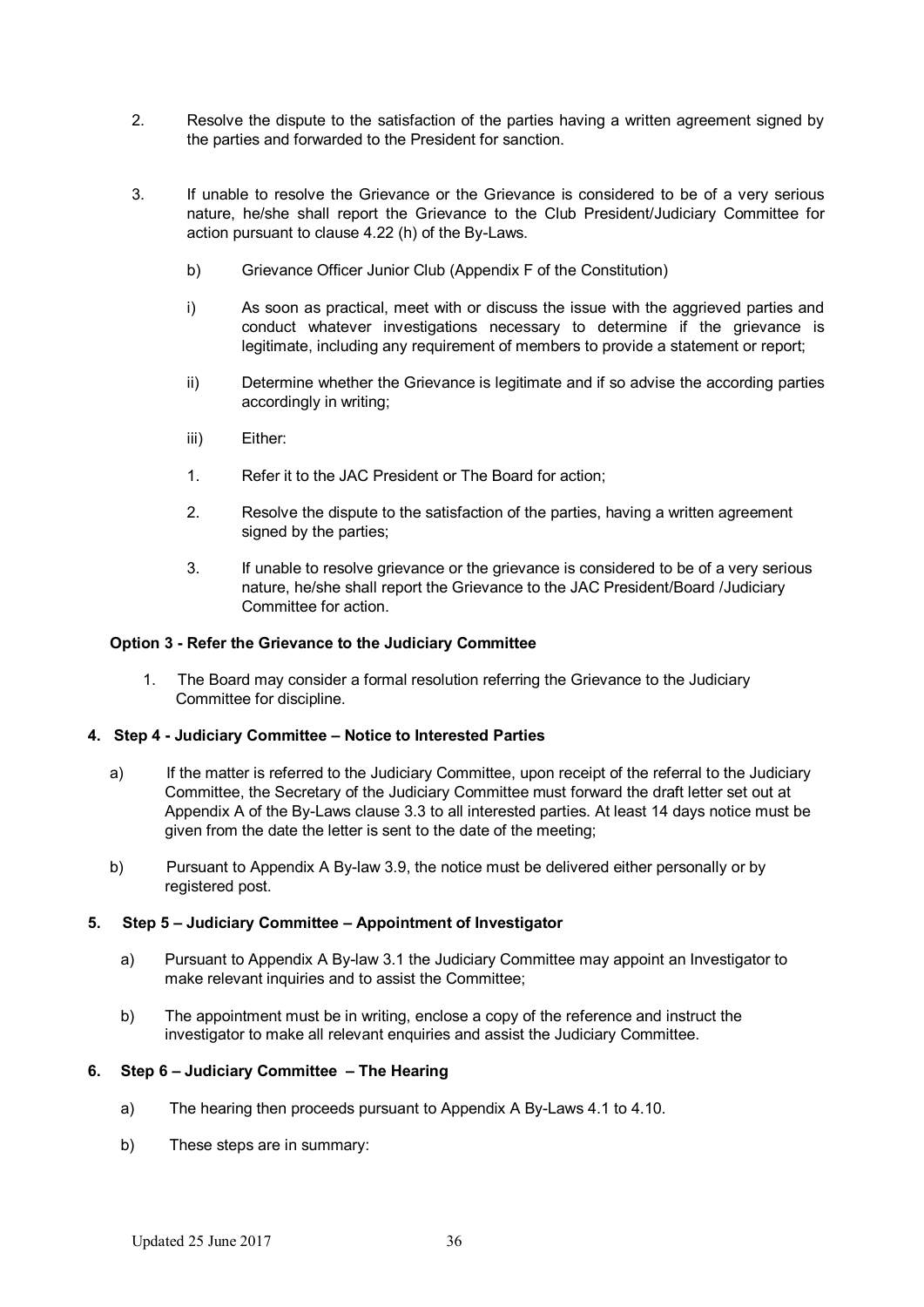2. Resolve the dispute to the satisfaction of the parties having a written agreement signed by the parties and forwarded to the President for sanction.

3. If unable to resolve the Grievance or the Grievance is considered to be of a very serious nature, he/she shall report the Grievance to the Club President/Judiciary Committee for action pursuant to clause 4.22 (h) of the By-Laws.

   b) Grievance Officer Junior Club (Appendix F of the Constitution)

   i) As soon as practical, meet with or discuss the issue with the aggrieved parties and conduct whatever investigations necessary to determine if the grievance is legitimate, including any requirement of members to provide a statement or report;

   ii) Determine whether the Grievance is legitimate and if so advise the according parties accordingly in writing;

   iii) Either:

   1. Refer it to the JAC President or The Board for action;

   2. Resolve the dispute to the satisfaction of the parties, having a written agreement signed by the parties;

   3. If unable to resolve grievance or the grievance is considered to be of a very serious nature, he/she shall report the Grievance to the JAC President/Board /Judiciary Committee for action.

**Option 3 - Refer the Grievance to the Judiciary Committee**

1. The Board may consider a formal resolution referring the Grievance to the Judiciary Committee for discipline.

**4. Step 4 - Judiciary Committee – Notice to Interested Parties**

a) If the matter is referred to the Judiciary Committee, upon receipt of the referral to the Judiciary Committee, the Secretary of the Judiciary Committee must forward the draft letter set out at Appendix A of the By-Laws clause 3.3 to all interested parties. At least 14 days notice must be given from the date the letter is sent to the date of the meeting;

b) Pursuant to Appendix A By-law 3.9, the notice must be delivered either personally or by registered post.

**5. Step 5 – Judiciary Committee – Appointment of Investigator**

a) Pursuant to Appendix A By-law 3.1 the Judiciary Committee may appoint an Investigator to make relevant inquiries and to assist the Committee;

b) The appointment must be in writing, enclose a copy of the reference and instruct the investigator to make all relevant enquiries and assist the Judiciary Committee.

**6. Step 6 – Judiciary Committee – The Hearing**

a) The hearing then proceeds pursuant to Appendix A By-Laws 4.1 to 4.10.

b) These steps are in summary: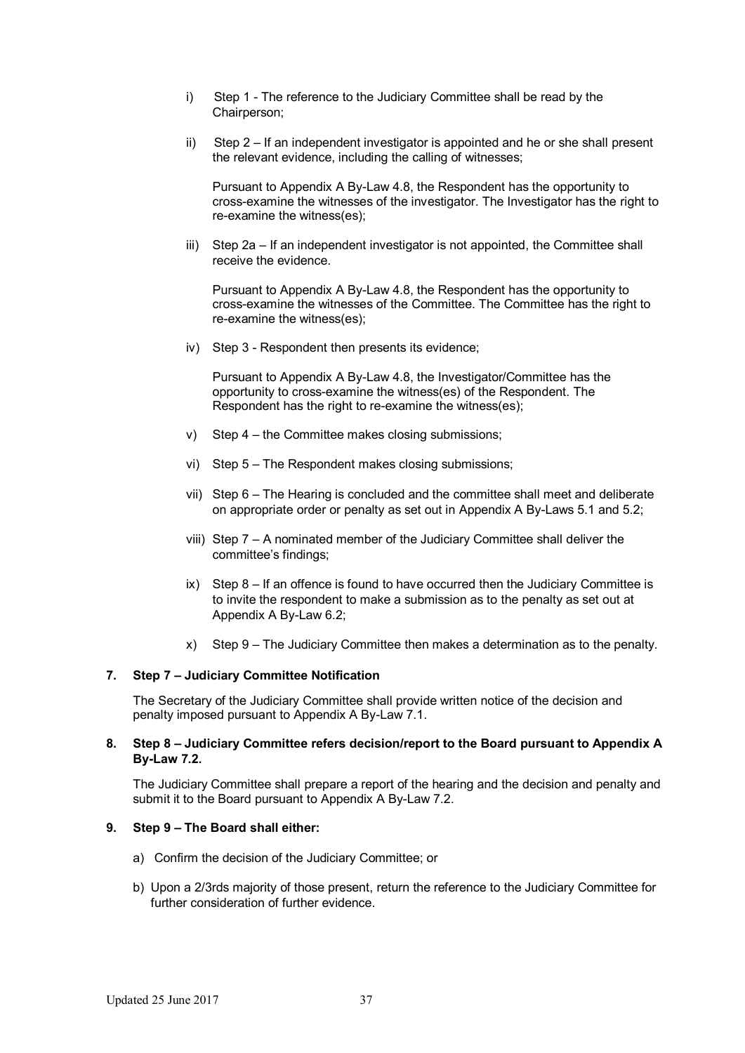i) Step 1 - The reference to the Judiciary Committee shall be read by the Chairperson;

ii) Step 2 – If an independent investigator is appointed and he or she shall present the relevant evidence, including the calling of witnesses;

    Pursuant to Appendix A By-Law 4.8, the Respondent has the opportunity to cross-examine the witnesses of the investigator. The Investigator has the right to re-examine the witness(es);

iii) Step 2a – If an independent investigator is not appointed, the Committee shall receive the evidence.

    Pursuant to Appendix A By-Law 4.8, the Respondent has the opportunity to cross-examine the witnesses of the Committee. The Committee has the right to re-examine the witness(es);

iv) Step 3 - Respondent then presents its evidence;

    Pursuant to Appendix A By-Law 4.8, the Investigator/Committee has the opportunity to cross-examine the witness(es) of the Respondent. The Respondent has the right to re-examine the witness(es);

v) Step 4 – the Committee makes closing submissions;

vi) Step 5 – The Respondent makes closing submissions;

vii) Step 6 – The Hearing is concluded and the committee shall meet and deliberate on appropriate order or penalty as set out in Appendix A By-Laws 5.1 and 5.2;

viii) Step 7 – A nominated member of the Judiciary Committee shall deliver the committee's findings;

ix) Step 8 – If an offence is found to have occurred then the Judiciary Committee is to invite the respondent to make a submission as to the penalty as set out at Appendix A By-Law 6.2;

x) Step 9 – The Judiciary Committee then makes a determination as to the penalty.

**7. Step 7 – Judiciary Committee Notification**

The Secretary of the Judiciary Committee shall provide written notice of the decision and penalty imposed pursuant to Appendix A By-Law 7.1.

**8. Step 8 – Judiciary Committee refers decision/report to the Board pursuant to Appendix A By-Law 7.2.**

The Judiciary Committee shall prepare a report of the hearing and the decision and penalty and submit it to the Board pursuant to Appendix A By-Law 7.2.

**9. Step 9 – The Board shall either:**

a) Confirm the decision of the Judiciary Committee; or

b) Upon a 2/3rds majority of those present, return the reference to the Judiciary Committee for further consideration of further evidence.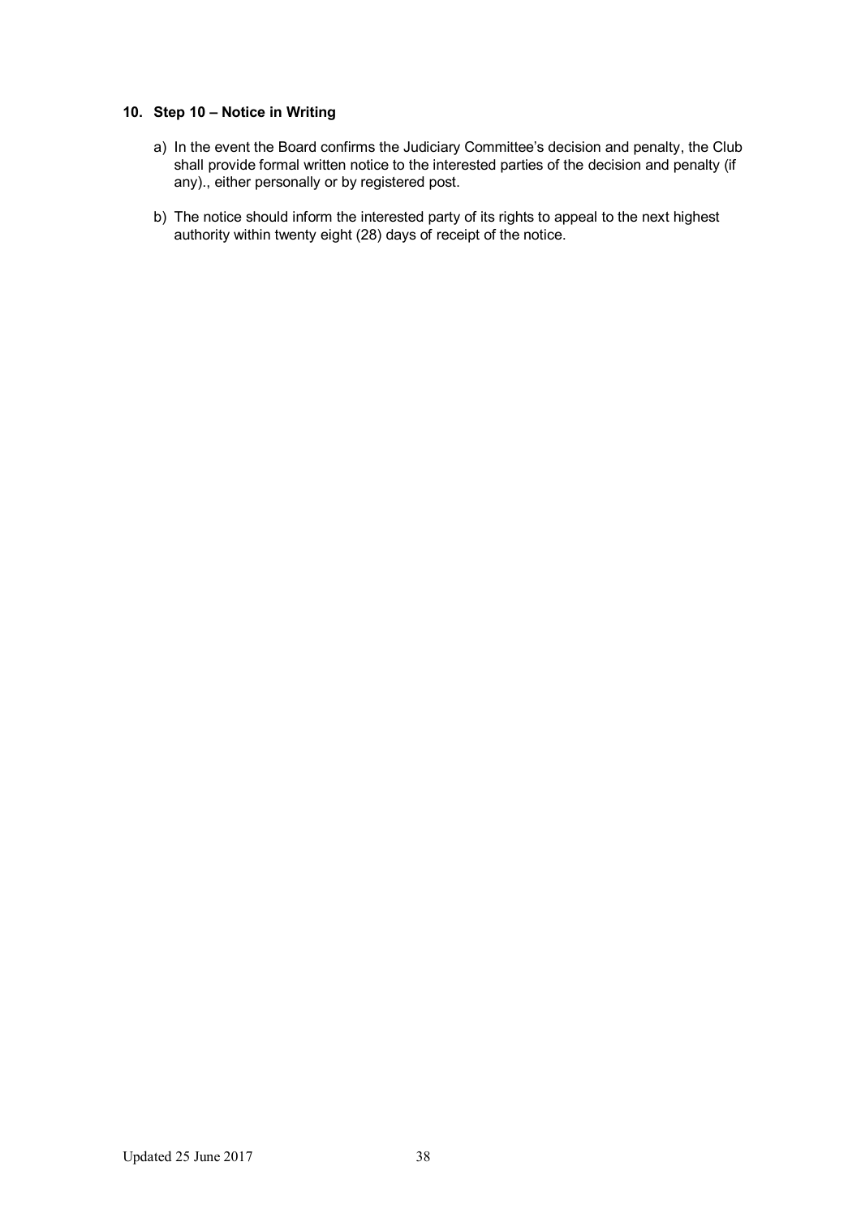## 10. Step 10 – Notice in Writing

a) In the event the Board confirms the Judiciary Committee's decision and penalty, the Club shall provide formal written notice to the interested parties of the decision and penalty (if any)., either personally or by registered post.

b) The notice should inform the interested party of its rights to appeal to the next highest authority within twenty eight (28) days of receipt of the notice.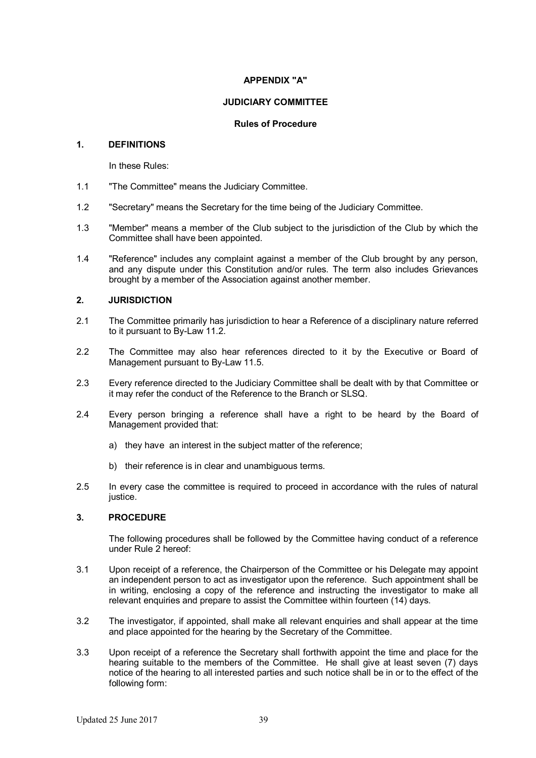**APPENDIX "A"**

**JUDICIARY COMMITTEE**

**Rules of Procedure**

**1. DEFINITIONS**

In these Rules:

1.1 "The Committee" means the Judiciary Committee.

1.2 "Secretary" means the Secretary for the time being of the Judiciary Committee.

1.3 "Member" means a member of the Club subject to the jurisdiction of the Club by which the Committee shall have been appointed.

1.4 "Reference" includes any complaint against a member of the Club brought by any person, and any dispute under this Constitution and/or rules. The term also includes Grievances brought by a member of the Association against another member.

**2. JURISDICTION**

2.1 The Committee primarily has jurisdiction to hear a Reference of a disciplinary nature referred to it pursuant to By-Law 11.2.

2.2 The Committee may also hear references directed to it by the Executive or Board of Management pursuant to By-Law 11.5.

2.3 Every reference directed to the Judiciary Committee shall be dealt with by that Committee or it may refer the conduct of the Reference to the Branch or SLSQ.

2.4 Every person bringing a reference shall have a right to be heard by the Board of Management provided that:

a) they have an interest in the subject matter of the reference;

b) their reference is in clear and unambiguous terms.

2.5 In every case the committee is required to proceed in accordance with the rules of natural justice.

**3. PROCEDURE**

The following procedures shall be followed by the Committee having conduct of a reference under Rule 2 hereof:

3.1 Upon receipt of a reference, the Chairperson of the Committee or his Delegate may appoint an independent person to act as investigator upon the reference. Such appointment shall be in writing, enclosing a copy of the reference and instructing the investigator to make all relevant enquiries and prepare to assist the Committee within fourteen (14) days.

3.2 The investigator, if appointed, shall make all relevant enquiries and shall appear at the time and place appointed for the hearing by the Secretary of the Committee.

3.3 Upon receipt of a reference the Secretary shall forthwith appoint the time and place for the hearing suitable to the members of the Committee. He shall give at least seven (7) days notice of the hearing to all interested parties and such notice shall be in or to the effect of the following form: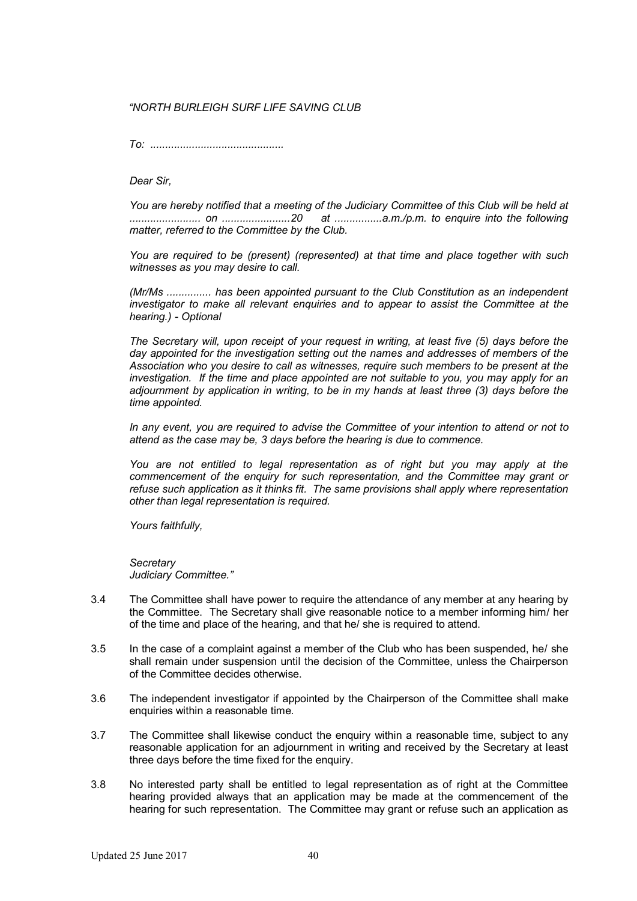*"NORTH BURLEIGH SURF LIFE SAVING CLUB*

*To: ............................................*

*Dear Sir,*

*You are hereby notified that a meeting of the Judiciary Committee of this Club will be held at ........................ on .......................20 at ................a.m./p.m. to enquire into the following matter, referred to the Committee by the Club.*

*You are required to be (present) (represented) at that time and place together with such witnesses as you may desire to call.*

*(Mr/Ms ............... has been appointed pursuant to the Club Constitution as an independent investigator to make all relevant enquiries and to appear to assist the Committee at the hearing.) - Optional*

*The Secretary will, upon receipt of your request in writing, at least five (5) days before the day appointed for the investigation setting out the names and addresses of members of the Association who you desire to call as witnesses, require such members to be present at the investigation. If the time and place appointed are not suitable to you, you may apply for an adjournment by application in writing, to be in my hands at least three (3) days before the time appointed.*

*In any event, you are required to advise the Committee of your intention to attend or not to attend as the case may be, 3 days before the hearing is due to commence.*

*You are not entitled to legal representation as of right but you may apply at the commencement of the enquiry for such representation, and the Committee may grant or refuse such application as it thinks fit. The same provisions shall apply where representation other than legal representation is required.*

*Yours faithfully,*

*Secretary*
*Judiciary Committee."*

3.4 The Committee shall have power to require the attendance of any member at any hearing by the Committee. The Secretary shall give reasonable notice to a member informing him/ her of the time and place of the hearing, and that he/ she is required to attend.

3.5 In the case of a complaint against a member of the Club who has been suspended, he/ she shall remain under suspension until the decision of the Committee, unless the Chairperson of the Committee decides otherwise.

3.6 The independent investigator if appointed by the Chairperson of the Committee shall make enquiries within a reasonable time.

3.7 The Committee shall likewise conduct the enquiry within a reasonable time, subject to any reasonable application for an adjournment in writing and received by the Secretary at least three days before the time fixed for the enquiry.

3.8 No interested party shall be entitled to legal representation as of right at the Committee hearing provided always that an application may be made at the commencement of the hearing for such representation. The Committee may grant or refuse such an application as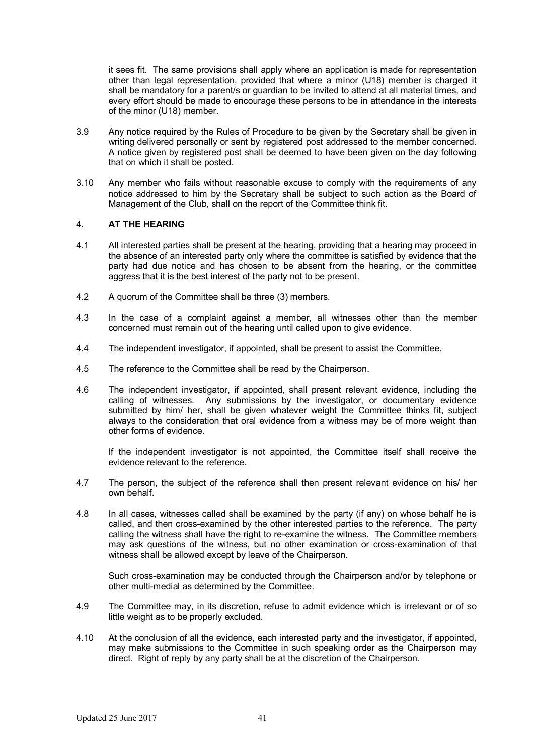it sees fit. The same provisions shall apply where an application is made for representation other than legal representation, provided that where a minor (U18) member is charged it shall be mandatory for a parent/s or guardian to be invited to attend at all material times, and every effort should be made to encourage these persons to be in attendance in the interests of the minor (U18) member.

3.9 Any notice required by the Rules of Procedure to be given by the Secretary shall be given in writing delivered personally or sent by registered post addressed to the member concerned. A notice given by registered post shall be deemed to have been given on the day following that on which it shall be posted.

3.10 Any member who fails without reasonable excuse to comply with the requirements of any notice addressed to him by the Secretary shall be subject to such action as the Board of Management of the Club, shall on the report of the Committee think fit.

## 4. AT THE HEARING

4.1 All interested parties shall be present at the hearing, providing that a hearing may proceed in the absence of an interested party only where the committee is satisfied by evidence that the party had due notice and has chosen to be absent from the hearing, or the committee aggress that it is the best interest of the party not to be present.

4.2 A quorum of the Committee shall be three (3) members.

4.3 In the case of a complaint against a member, all witnesses other than the member concerned must remain out of the hearing until called upon to give evidence.

4.4 The independent investigator, if appointed, shall be present to assist the Committee.

4.5 The reference to the Committee shall be read by the Chairperson.

4.6 The independent investigator, if appointed, shall present relevant evidence, including the calling of witnesses. Any submissions by the investigator, or documentary evidence submitted by him/ her, shall be given whatever weight the Committee thinks fit, subject always to the consideration that oral evidence from a witness may be of more weight than other forms of evidence.

If the independent investigator is not appointed, the Committee itself shall receive the evidence relevant to the reference.

4.7 The person, the subject of the reference shall then present relevant evidence on his/ her own behalf.

4.8 In all cases, witnesses called shall be examined by the party (if any) on whose behalf he is called, and then cross-examined by the other interested parties to the reference. The party calling the witness shall have the right to re-examine the witness. The Committee members may ask questions of the witness, but no other examination or cross-examination of that witness shall be allowed except by leave of the Chairperson.

Such cross-examination may be conducted through the Chairperson and/or by telephone or other multi-medial as determined by the Committee.

4.9 The Committee may, in its discretion, refuse to admit evidence which is irrelevant or of so little weight as to be properly excluded.

4.10 At the conclusion of all the evidence, each interested party and the investigator, if appointed, may make submissions to the Committee in such speaking order as the Chairperson may direct. Right of reply by any party shall be at the discretion of the Chairperson.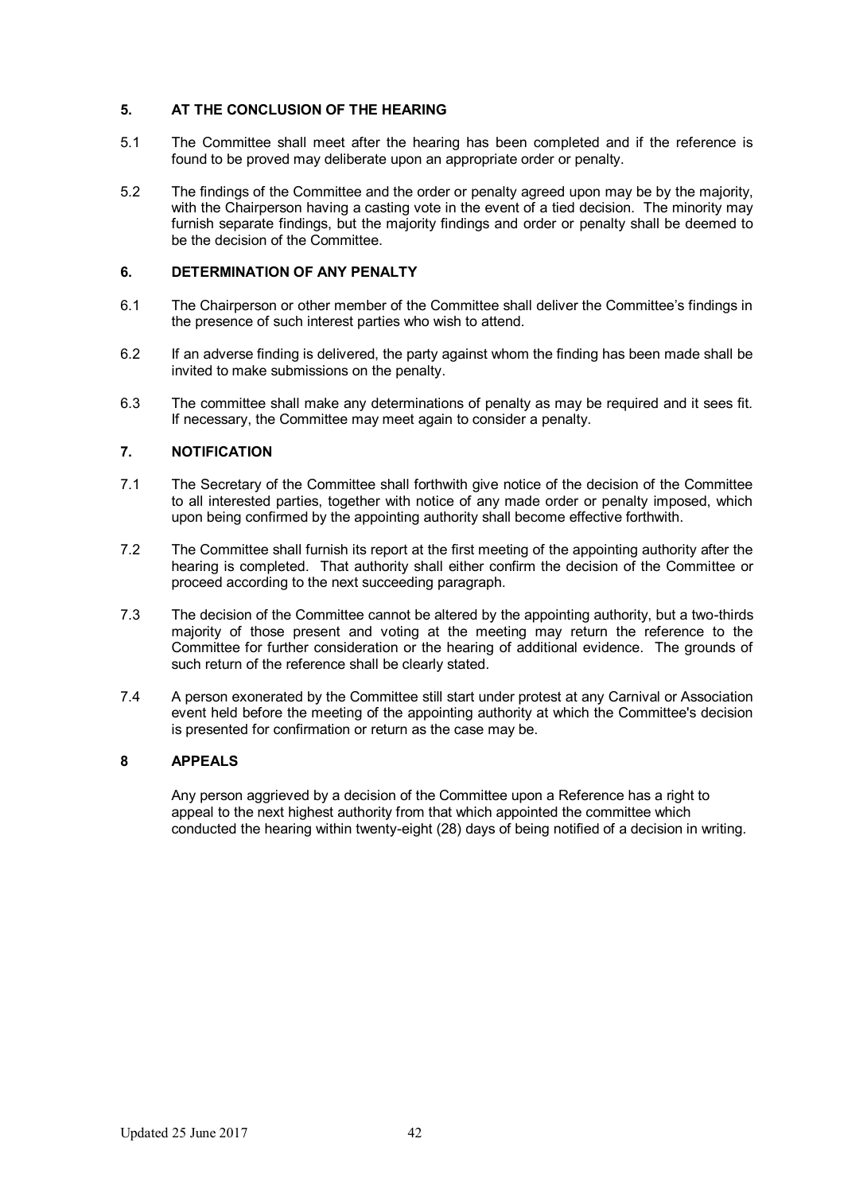## 5. AT THE CONCLUSION OF THE HEARING

5.1 The Committee shall meet after the hearing has been completed and if the reference is found to be proved may deliberate upon an appropriate order or penalty.

5.2 The findings of the Committee and the order or penalty agreed upon may be by the majority, with the Chairperson having a casting vote in the event of a tied decision. The minority may furnish separate findings, but the majority findings and order or penalty shall be deemed to be the decision of the Committee.

## 6. DETERMINATION OF ANY PENALTY

6.1 The Chairperson or other member of the Committee shall deliver the Committee's findings in the presence of such interest parties who wish to attend.

6.2 If an adverse finding is delivered, the party against whom the finding has been made shall be invited to make submissions on the penalty.

6.3 The committee shall make any determinations of penalty as may be required and it sees fit. If necessary, the Committee may meet again to consider a penalty.

## 7. NOTIFICATION

7.1 The Secretary of the Committee shall forthwith give notice of the decision of the Committee to all interested parties, together with notice of any made order or penalty imposed, which upon being confirmed by the appointing authority shall become effective forthwith.

7.2 The Committee shall furnish its report at the first meeting of the appointing authority after the hearing is completed. That authority shall either confirm the decision of the Committee or proceed according to the next succeeding paragraph.

7.3 The decision of the Committee cannot be altered by the appointing authority, but a two-thirds majority of those present and voting at the meeting may return the reference to the Committee for further consideration or the hearing of additional evidence. The grounds of such return of the reference shall be clearly stated.

7.4 A person exonerated by the Committee still start under protest at any Carnival or Association event held before the meeting of the appointing authority at which the Committee's decision is presented for confirmation or return as the case may be.

## 8 APPEALS

Any person aggrieved by a decision of the Committee upon a Reference has a right to appeal to the next highest authority from that which appointed the committee which conducted the hearing within twenty-eight (28) days of being notified of a decision in writing.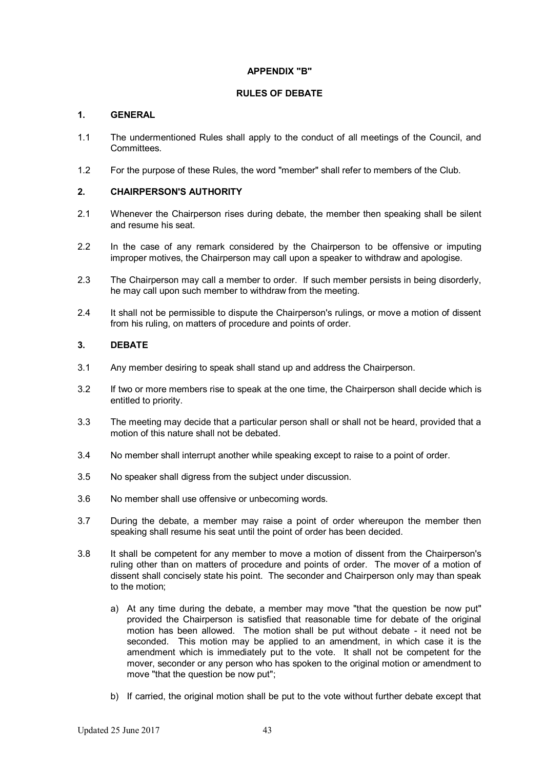**APPENDIX "B"**

**RULES OF DEBATE**

**1. GENERAL**

1.1 The undermentioned Rules shall apply to the conduct of all meetings of the Council, and Committees.

1.2 For the purpose of these Rules, the word "member" shall refer to members of the Club.

**2. CHAIRPERSON'S AUTHORITY**

2.1 Whenever the Chairperson rises during debate, the member then speaking shall be silent and resume his seat.

2.2 In the case of any remark considered by the Chairperson to be offensive or imputing improper motives, the Chairperson may call upon a speaker to withdraw and apologise.

2.3 The Chairperson may call a member to order. If such member persists in being disorderly, he may call upon such member to withdraw from the meeting.

2.4 It shall not be permissible to dispute the Chairperson's rulings, or move a motion of dissent from his ruling, on matters of procedure and points of order.

**3. DEBATE**

3.1 Any member desiring to speak shall stand up and address the Chairperson.

3.2 If two or more members rise to speak at the one time, the Chairperson shall decide which is entitled to priority.

3.3 The meeting may decide that a particular person shall or shall not be heard, provided that a motion of this nature shall not be debated.

3.4 No member shall interrupt another while speaking except to raise to a point of order.

3.5 No speaker shall digress from the subject under discussion.

3.6 No member shall use offensive or unbecoming words.

3.7 During the debate, a member may raise a point of order whereupon the member then speaking shall resume his seat until the point of order has been decided.

3.8 It shall be competent for any member to move a motion of dissent from the Chairperson's ruling other than on matters of procedure and points of order. The mover of a motion of dissent shall concisely state his point. The seconder and Chairperson only may than speak to the motion;

a) At any time during the debate, a member may move "that the question be now put" provided the Chairperson is satisfied that reasonable time for debate of the original motion has been allowed. The motion shall be put without debate - it need not be seconded. This motion may be applied to an amendment, in which case it is the amendment which is immediately put to the vote. It shall not be competent for the mover, seconder or any person who has spoken to the original motion or amendment to move "that the question be now put";

b) If carried, the original motion shall be put to the vote without further debate except that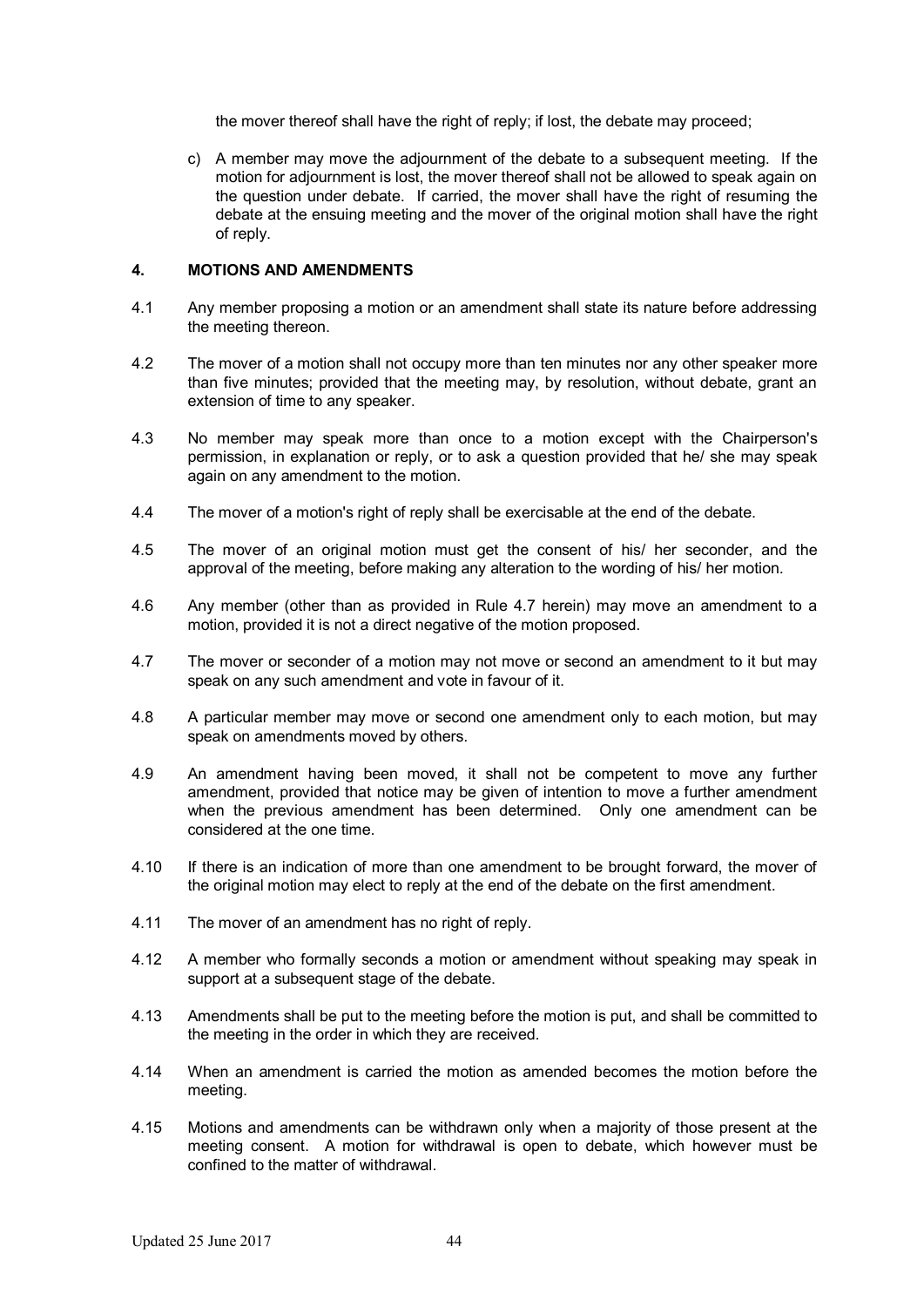the mover thereof shall have the right of reply; if lost, the debate may proceed;

c) A member may move the adjournment of the debate to a subsequent meeting. If the motion for adjournment is lost, the mover thereof shall not be allowed to speak again on the question under debate. If carried, the mover shall have the right of resuming the debate at the ensuing meeting and the mover of the original motion shall have the right of reply.

#### 4. MOTIONS AND AMENDMENTS

4.1 Any member proposing a motion or an amendment shall state its nature before addressing the meeting thereon.

4.2 The mover of a motion shall not occupy more than ten minutes nor any other speaker more than five minutes; provided that the meeting may, by resolution, without debate, grant an extension of time to any speaker.

4.3 No member may speak more than once to a motion except with the Chairperson's permission, in explanation or reply, or to ask a question provided that he/ she may speak again on any amendment to the motion.

4.4 The mover of a motion's right of reply shall be exercisable at the end of the debate.

4.5 The mover of an original motion must get the consent of his/ her seconder, and the approval of the meeting, before making any alteration to the wording of his/ her motion.

4.6 Any member (other than as provided in Rule 4.7 herein) may move an amendment to a motion, provided it is not a direct negative of the motion proposed.

4.7 The mover or seconder of a motion may not move or second an amendment to it but may speak on any such amendment and vote in favour of it.

4.8 A particular member may move or second one amendment only to each motion, but may speak on amendments moved by others.

4.9 An amendment having been moved, it shall not be competent to move any further amendment, provided that notice may be given of intention to move a further amendment when the previous amendment has been determined. Only one amendment can be considered at the one time.

4.10 If there is an indication of more than one amendment to be brought forward, the mover of the original motion may elect to reply at the end of the debate on the first amendment.

4.11 The mover of an amendment has no right of reply.

4.12 A member who formally seconds a motion or amendment without speaking may speak in support at a subsequent stage of the debate.

4.13 Amendments shall be put to the meeting before the motion is put, and shall be committed to the meeting in the order in which they are received.

4.14 When an amendment is carried the motion as amended becomes the motion before the meeting.

4.15 Motions and amendments can be withdrawn only when a majority of those present at the meeting consent. A motion for withdrawal is open to debate, which however must be confined to the matter of withdrawal.

Updated 25 June 2017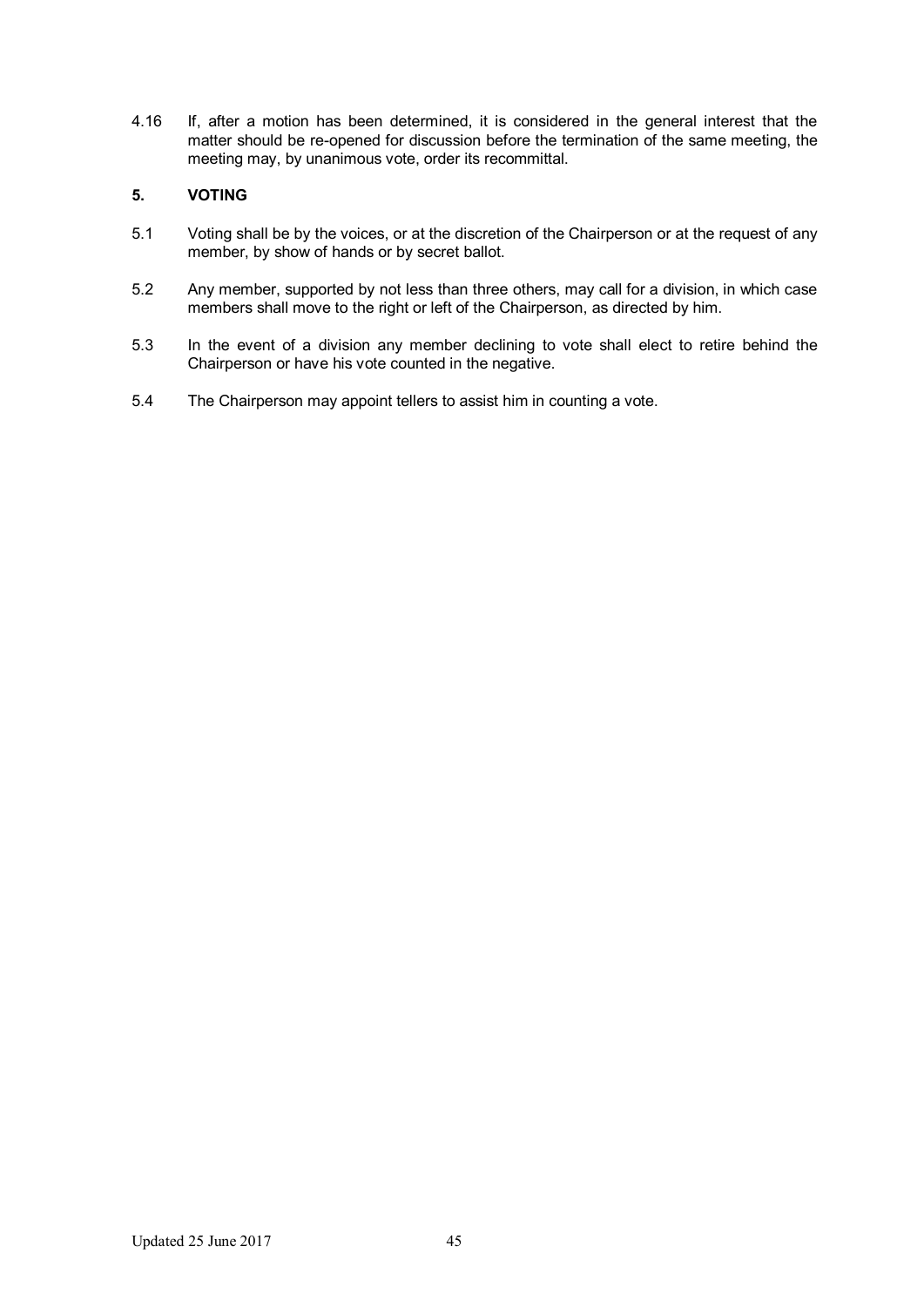4.16 If, after a motion has been determined, it is considered in the general interest that the matter should be re-opened for discussion before the termination of the same meeting, the meeting may, by unanimous vote, order its recommittal.

## 5. VOTING

5.1 Voting shall be by the voices, or at the discretion of the Chairperson or at the request of any member, by show of hands or by secret ballot.

5.2 Any member, supported by not less than three others, may call for a division, in which case members shall move to the right or left of the Chairperson, as directed by him.

5.3 In the event of a division any member declining to vote shall elect to retire behind the Chairperson or have his vote counted in the negative.

5.4 The Chairperson may appoint tellers to assist him in counting a vote.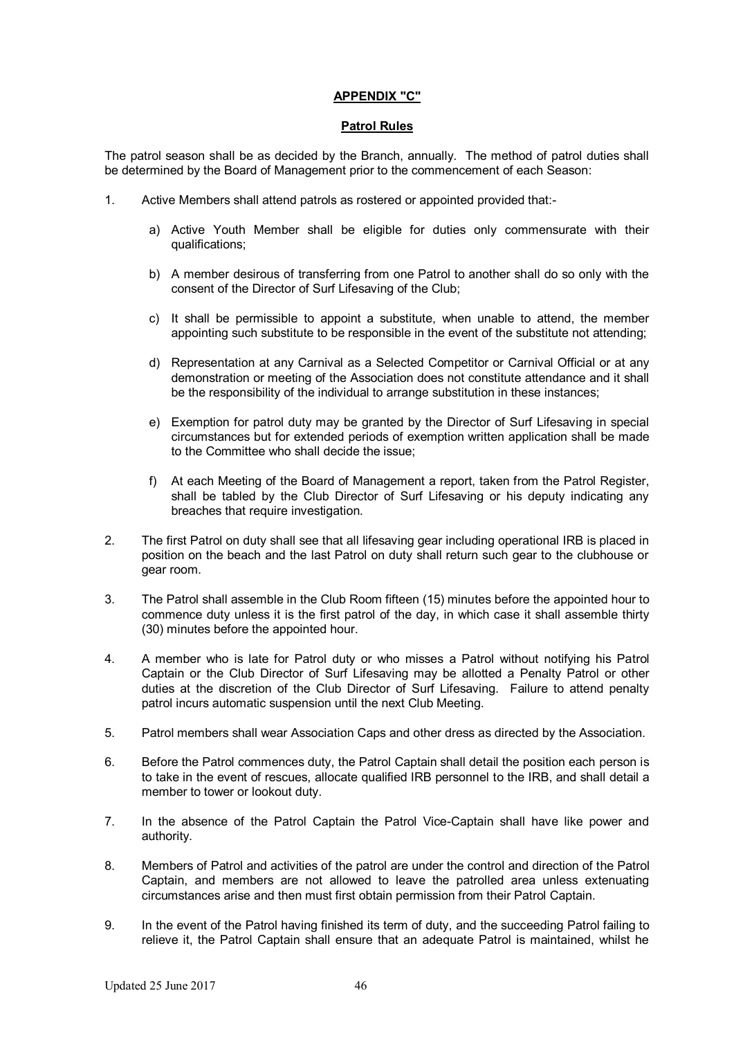## APPENDIX "C"

### Patrol Rules

The patrol season shall be as decided by the Branch, annually. The method of patrol duties shall be determined by the Board of Management prior to the commencement of each Season:

1. Active Members shall attend patrols as rostered or appointed provided that:-

   a) Active Youth Member shall be eligible for duties only commensurate with their qualifications;

   b) A member desirous of transferring from one Patrol to another shall do so only with the consent of the Director of Surf Lifesaving of the Club;

   c) It shall be permissible to appoint a substitute, when unable to attend, the member appointing such substitute to be responsible in the event of the substitute not attending;

   d) Representation at any Carnival as a Selected Competitor or Carnival Official or at any demonstration or meeting of the Association does not constitute attendance and it shall be the responsibility of the individual to arrange substitution in these instances;

   e) Exemption for patrol duty may be granted by the Director of Surf Lifesaving in special circumstances but for extended periods of exemption written application shall be made to the Committee who shall decide the issue;

   f) At each Meeting of the Board of Management a report, taken from the Patrol Register, shall be tabled by the Club Director of Surf Lifesaving or his deputy indicating any breaches that require investigation.

2. The first Patrol on duty shall see that all lifesaving gear including operational IRB is placed in position on the beach and the last Patrol on duty shall return such gear to the clubhouse or gear room.

3. The Patrol shall assemble in the Club Room fifteen (15) minutes before the appointed hour to commence duty unless it is the first patrol of the day, in which case it shall assemble thirty (30) minutes before the appointed hour.

4. A member who is late for Patrol duty or who misses a Patrol without notifying his Patrol Captain or the Club Director of Surf Lifesaving may be allotted a Penalty Patrol or other duties at the discretion of the Club Director of Surf Lifesaving. Failure to attend penalty patrol incurs automatic suspension until the next Club Meeting.

5. Patrol members shall wear Association Caps and other dress as directed by the Association.

6. Before the Patrol commences duty, the Patrol Captain shall detail the position each person is to take in the event of rescues, allocate qualified IRB personnel to the IRB, and shall detail a member to tower or lookout duty.

7. In the absence of the Patrol Captain the Patrol Vice-Captain shall have like power and authority.

8. Members of Patrol and activities of the patrol are under the control and direction of the Patrol Captain, and members are not allowed to leave the patrolled area unless extenuating circumstances arise and then must first obtain permission from their Patrol Captain.

9. In the event of the Patrol having finished its term of duty, and the succeeding Patrol failing to relieve it, the Patrol Captain shall ensure that an adequate Patrol is maintained, whilst he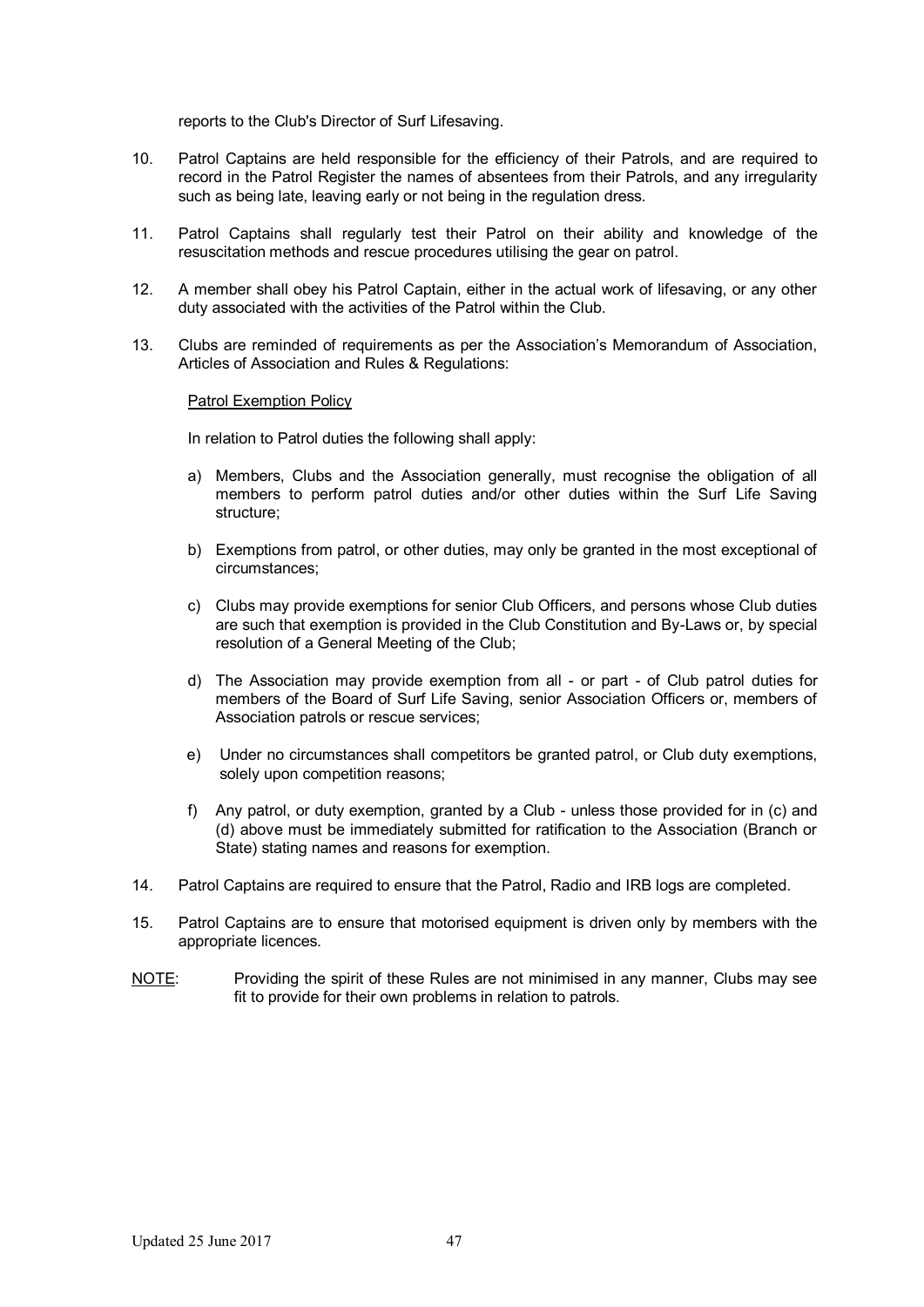reports to the Club's Director of Surf Lifesaving.

10. Patrol Captains are held responsible for the efficiency of their Patrols, and are required to record in the Patrol Register the names of absentees from their Patrols, and any irregularity such as being late, leaving early or not being in the regulation dress.

11. Patrol Captains shall regularly test their Patrol on their ability and knowledge of the resuscitation methods and rescue procedures utilising the gear on patrol.

12. A member shall obey his Patrol Captain, either in the actual work of lifesaving, or any other duty associated with the activities of the Patrol within the Club.

13. Clubs are reminded of requirements as per the Association's Memorandum of Association, Articles of Association and Rules & Regulations:

    <u>Patrol Exemption Policy</u>

    In relation to Patrol duties the following shall apply:

    a) Members, Clubs and the Association generally, must recognise the obligation of all members to perform patrol duties and/or other duties within the Surf Life Saving structure;

    b) Exemptions from patrol, or other duties, may only be granted in the most exceptional of circumstances;

    c) Clubs may provide exemptions for senior Club Officers, and persons whose Club duties are such that exemption is provided in the Club Constitution and By-Laws or, by special resolution of a General Meeting of the Club;

    d) The Association may provide exemption from all - or part - of Club patrol duties for members of the Board of Surf Life Saving, senior Association Officers or, members of Association patrols or rescue services;

    e) Under no circumstances shall competitors be granted patrol, or Club duty exemptions, solely upon competition reasons;

    f) Any patrol, or duty exemption, granted by a Club - unless those provided for in (c) and (d) above must be immediately submitted for ratification to the Association (Branch or State) stating names and reasons for exemption.

14. Patrol Captains are required to ensure that the Patrol, Radio and IRB logs are completed.

15. Patrol Captains are to ensure that motorised equipment is driven only by members with the appropriate licences.

<u>NOTE</u>: Providing the spirit of these Rules are not minimised in any manner, Clubs may see fit to provide for their own problems in relation to patrols.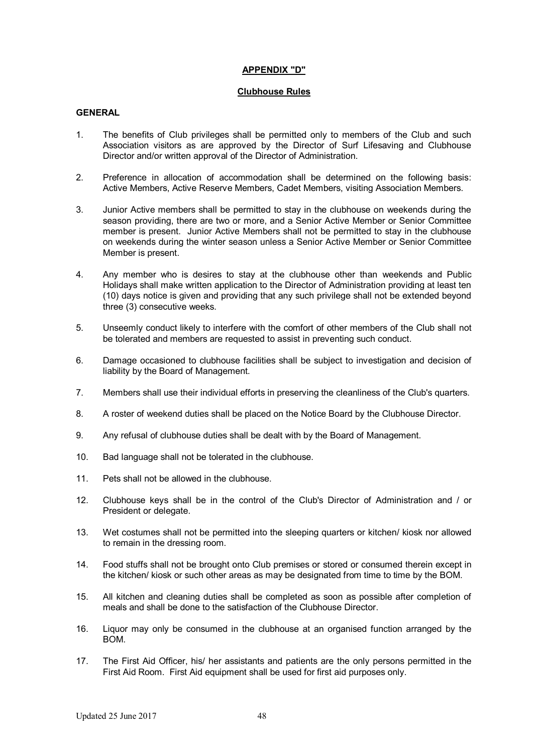# APPENDIX "D"

## Clubhouse Rules

### GENERAL

1. The benefits of Club privileges shall be permitted only to members of the Club and such Association visitors as are approved by the Director of Surf Lifesaving and Clubhouse Director and/or written approval of the Director of Administration.

2. Preference in allocation of accommodation shall be determined on the following basis: Active Members, Active Reserve Members, Cadet Members, visiting Association Members.

3. Junior Active members shall be permitted to stay in the clubhouse on weekends during the season providing, there are two or more, and a Senior Active Member or Senior Committee member is present. Junior Active Members shall not be permitted to stay in the clubhouse on weekends during the winter season unless a Senior Active Member or Senior Committee Member is present.

4. Any member who is desires to stay at the clubhouse other than weekends and Public Holidays shall make written application to the Director of Administration providing at least ten (10) days notice is given and providing that any such privilege shall not be extended beyond three (3) consecutive weeks.

5. Unseemly conduct likely to interfere with the comfort of other members of the Club shall not be tolerated and members are requested to assist in preventing such conduct.

6. Damage occasioned to clubhouse facilities shall be subject to investigation and decision of liability by the Board of Management.

7. Members shall use their individual efforts in preserving the cleanliness of the Club's quarters.

8. A roster of weekend duties shall be placed on the Notice Board by the Clubhouse Director.

9. Any refusal of clubhouse duties shall be dealt with by the Board of Management.

10. Bad language shall not be tolerated in the clubhouse.

11. Pets shall not be allowed in the clubhouse.

12. Clubhouse keys shall be in the control of the Club's Director of Administration and / or President or delegate.

13. Wet costumes shall not be permitted into the sleeping quarters or kitchen/ kiosk nor allowed to remain in the dressing room.

14. Food stuffs shall not be brought onto Club premises or stored or consumed therein except in the kitchen/ kiosk or such other areas as may be designated from time to time by the BOM.

15. All kitchen and cleaning duties shall be completed as soon as possible after completion of meals and shall be done to the satisfaction of the Clubhouse Director.

16. Liquor may only be consumed in the clubhouse at an organised function arranged by the BOM.

17. The First Aid Officer, his/ her assistants and patients are the only persons permitted in the First Aid Room. First Aid equipment shall be used for first aid purposes only.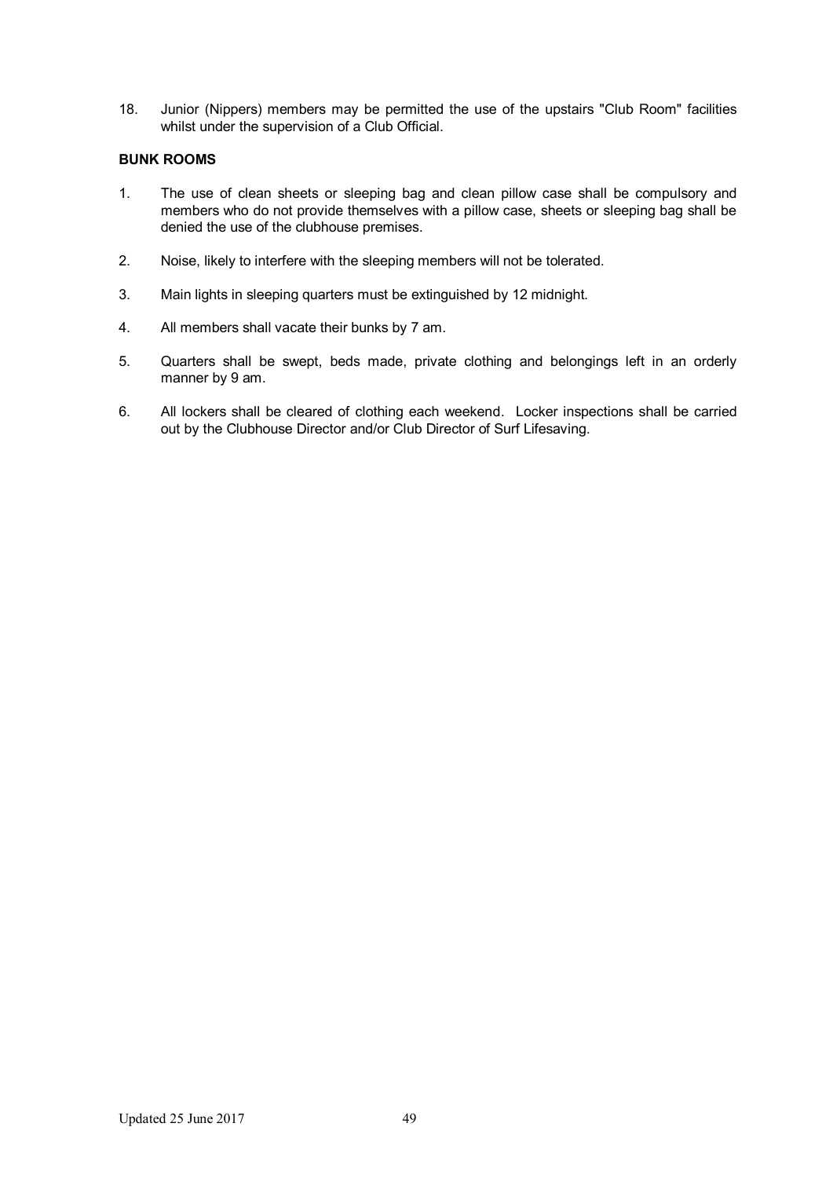18. Junior (Nippers) members may be permitted the use of the upstairs "Club Room" facilities whilst under the supervision of a Club Official.

**BUNK ROOMS**

1. The use of clean sheets or sleeping bag and clean pillow case shall be compulsory and members who do not provide themselves with a pillow case, sheets or sleeping bag shall be denied the use of the clubhouse premises.

2. Noise, likely to interfere with the sleeping members will not be tolerated.

3. Main lights in sleeping quarters must be extinguished by 12 midnight.

4. All members shall vacate their bunks by 7 am.

5. Quarters shall be swept, beds made, private clothing and belongings left in an orderly manner by 9 am.

6. All lockers shall be cleared of clothing each weekend. Locker inspections shall be carried out by the Clubhouse Director and/or Club Director of Surf Lifesaving.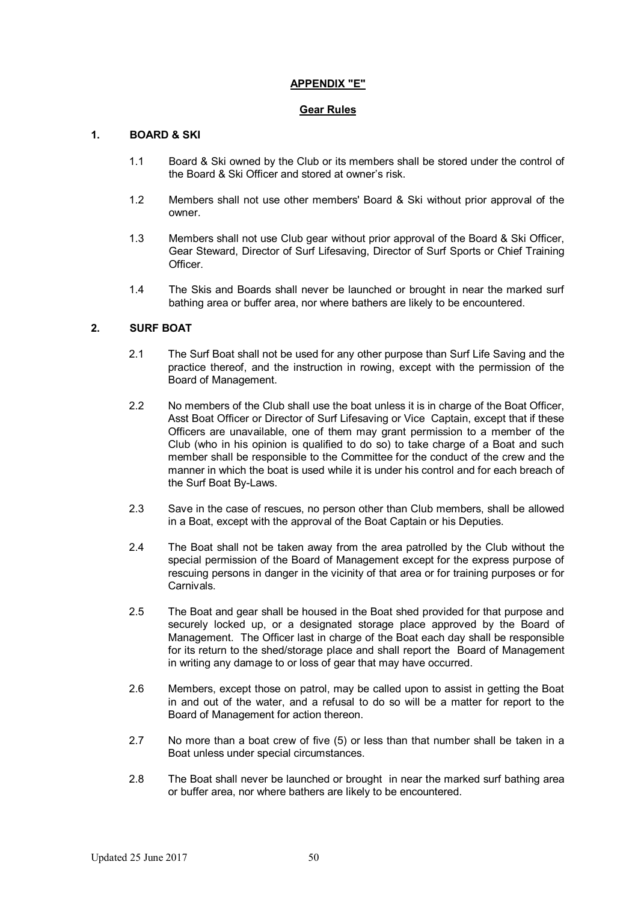# APPENDIX "E"

## Gear Rules

### 1. BOARD & SKI

1.1 Board & Ski owned by the Club or its members shall be stored under the control of the Board & Ski Officer and stored at owner's risk.

1.2 Members shall not use other members' Board & Ski without prior approval of the owner.

1.3 Members shall not use Club gear without prior approval of the Board & Ski Officer, Gear Steward, Director of Surf Lifesaving, Director of Surf Sports or Chief Training Officer.

1.4 The Skis and Boards shall never be launched or brought in near the marked surf bathing area or buffer area, nor where bathers are likely to be encountered.

### 2. SURF BOAT

2.1 The Surf Boat shall not be used for any other purpose than Surf Life Saving and the practice thereof, and the instruction in rowing, except with the permission of the Board of Management.

2.2 No members of the Club shall use the boat unless it is in charge of the Boat Officer, Asst Boat Officer or Director of Surf Lifesaving or Vice Captain, except that if these Officers are unavailable, one of them may grant permission to a member of the Club (who in his opinion is qualified to do so) to take charge of a Boat and such member shall be responsible to the Committee for the conduct of the crew and the manner in which the boat is used while it is under his control and for each breach of the Surf Boat By-Laws.

2.3 Save in the case of rescues, no person other than Club members, shall be allowed in a Boat, except with the approval of the Boat Captain or his Deputies.

2.4 The Boat shall not be taken away from the area patrolled by the Club without the special permission of the Board of Management except for the express purpose of rescuing persons in danger in the vicinity of that area or for training purposes or for Carnivals.

2.5 The Boat and gear shall be housed in the Boat shed provided for that purpose and securely locked up, or a designated storage place approved by the Board of Management. The Officer last in charge of the Boat each day shall be responsible for its return to the shed/storage place and shall report the Board of Management in writing any damage to or loss of gear that may have occurred.

2.6 Members, except those on patrol, may be called upon to assist in getting the Boat in and out of the water, and a refusal to do so will be a matter for report to the Board of Management for action thereon.

2.7 No more than a boat crew of five (5) or less than that number shall be taken in a Boat unless under special circumstances.

2.8 The Boat shall never be launched or brought in near the marked surf bathing area or buffer area, nor where bathers are likely to be encountered.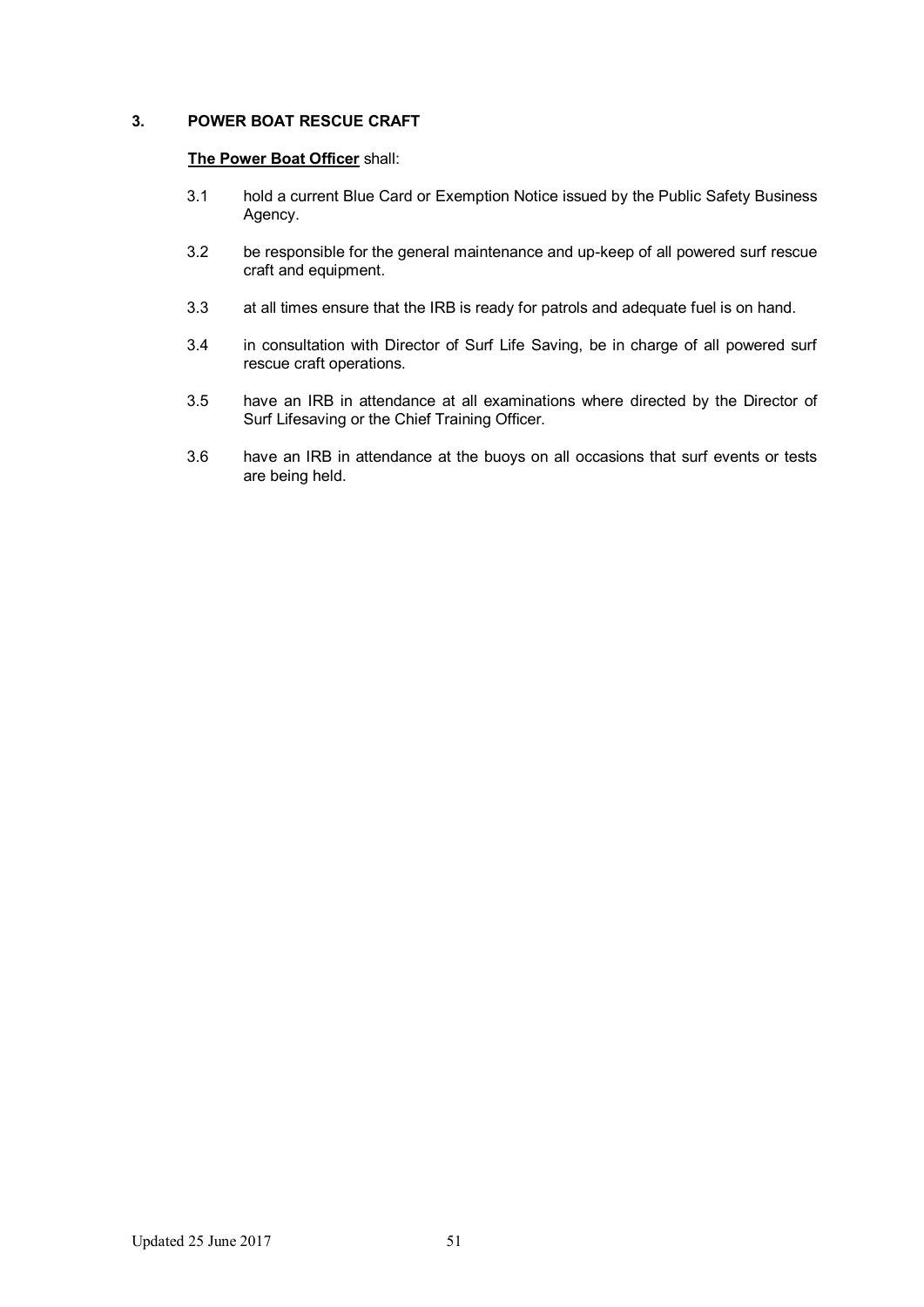## 3. POWER BOAT RESCUE CRAFT

**The Power Boat Officer** shall:

3.1 hold a current Blue Card or Exemption Notice issued by the Public Safety Business Agency.

3.2 be responsible for the general maintenance and up-keep of all powered surf rescue craft and equipment.

3.3 at all times ensure that the IRB is ready for patrols and adequate fuel is on hand.

3.4 in consultation with Director of Surf Life Saving, be in charge of all powered surf rescue craft operations.

3.5 have an IRB in attendance at all examinations where directed by the Director of Surf Lifesaving or the Chief Training Officer.

3.6 have an IRB in attendance at the buoys on all occasions that surf events or tests are being held.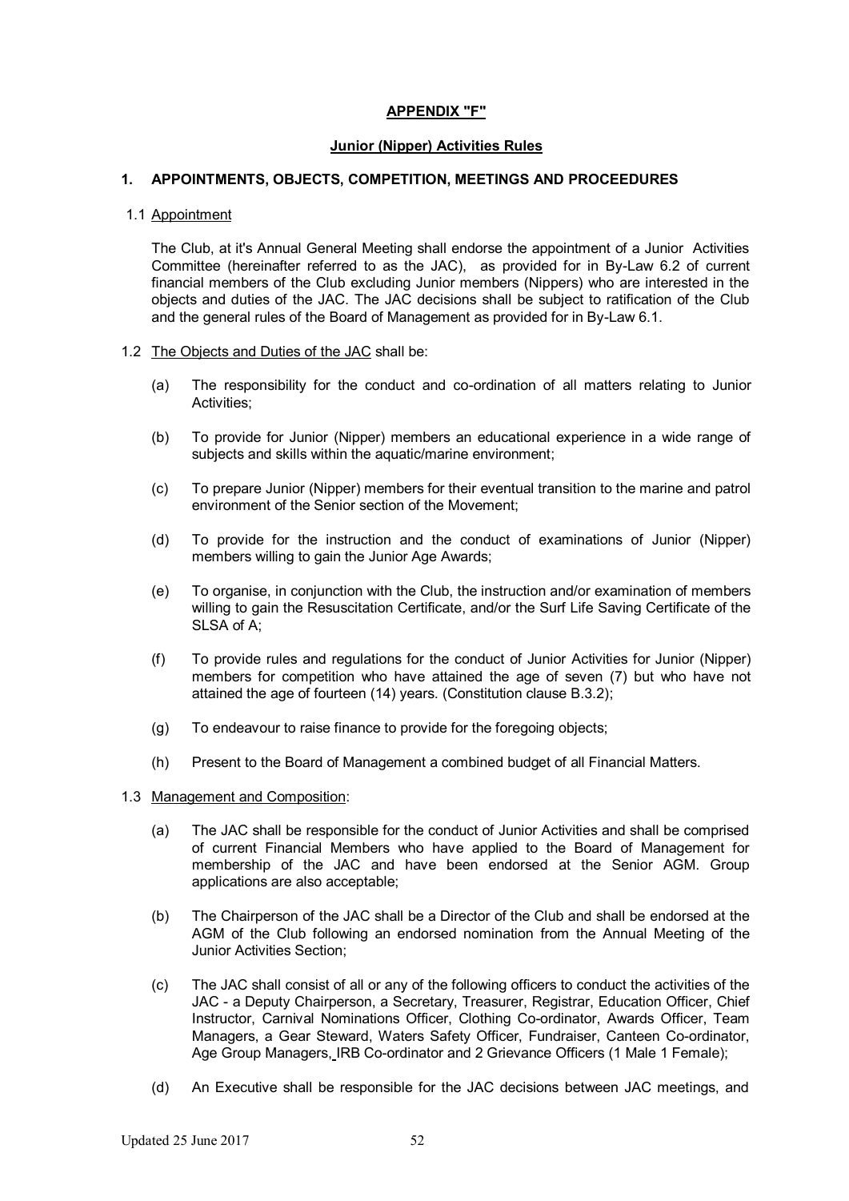## APPENDIX "F"

### Junior (Nipper) Activities Rules

### 1. APPOINTMENTS, OBJECTS, COMPETITION, MEETINGS AND PROCEEDURES

1.1 Appointment

The Club, at it's Annual General Meeting shall endorse the appointment of a Junior Activities Committee (hereinafter referred to as the JAC), as provided for in By-Law 6.2 of current financial members of the Club excluding Junior members (Nippers) who are interested in the objects and duties of the JAC. The JAC decisions shall be subject to ratification of the Club and the general rules of the Board of Management as provided for in By-Law 6.1.

1.2 The Objects and Duties of the JAC shall be:

(a) The responsibility for the conduct and co-ordination of all matters relating to Junior Activities;

(b) To provide for Junior (Nipper) members an educational experience in a wide range of subjects and skills within the aquatic/marine environment;

(c) To prepare Junior (Nipper) members for their eventual transition to the marine and patrol environment of the Senior section of the Movement;

(d) To provide for the instruction and the conduct of examinations of Junior (Nipper) members willing to gain the Junior Age Awards;

(e) To organise, in conjunction with the Club, the instruction and/or examination of members willing to gain the Resuscitation Certificate, and/or the Surf Life Saving Certificate of the SLSA of A;

(f) To provide rules and regulations for the conduct of Junior Activities for Junior (Nipper) members for competition who have attained the age of seven (7) but who have not attained the age of fourteen (14) years. (Constitution clause B.3.2);

(g) To endeavour to raise finance to provide for the foregoing objects;

(h) Present to the Board of Management a combined budget of all Financial Matters.

1.3 Management and Composition:

(a) The JAC shall be responsible for the conduct of Junior Activities and shall be comprised of current Financial Members who have applied to the Board of Management for membership of the JAC and have been endorsed at the Senior AGM. Group applications are also acceptable;

(b) The Chairperson of the JAC shall be a Director of the Club and shall be endorsed at the AGM of the Club following an endorsed nomination from the Annual Meeting of the Junior Activities Section;

(c) The JAC shall consist of all or any of the following officers to conduct the activities of the JAC - a Deputy Chairperson, a Secretary, Treasurer, Registrar, Education Officer, Chief Instructor, Carnival Nominations Officer, Clothing Co-ordinator, Awards Officer, Team Managers, a Gear Steward, Waters Safety Officer, Fundraiser, Canteen Co-ordinator, Age Group Managers, IRB Co-ordinator and 2 Grievance Officers (1 Male 1 Female);

(d) An Executive shall be responsible for the JAC decisions between JAC meetings, and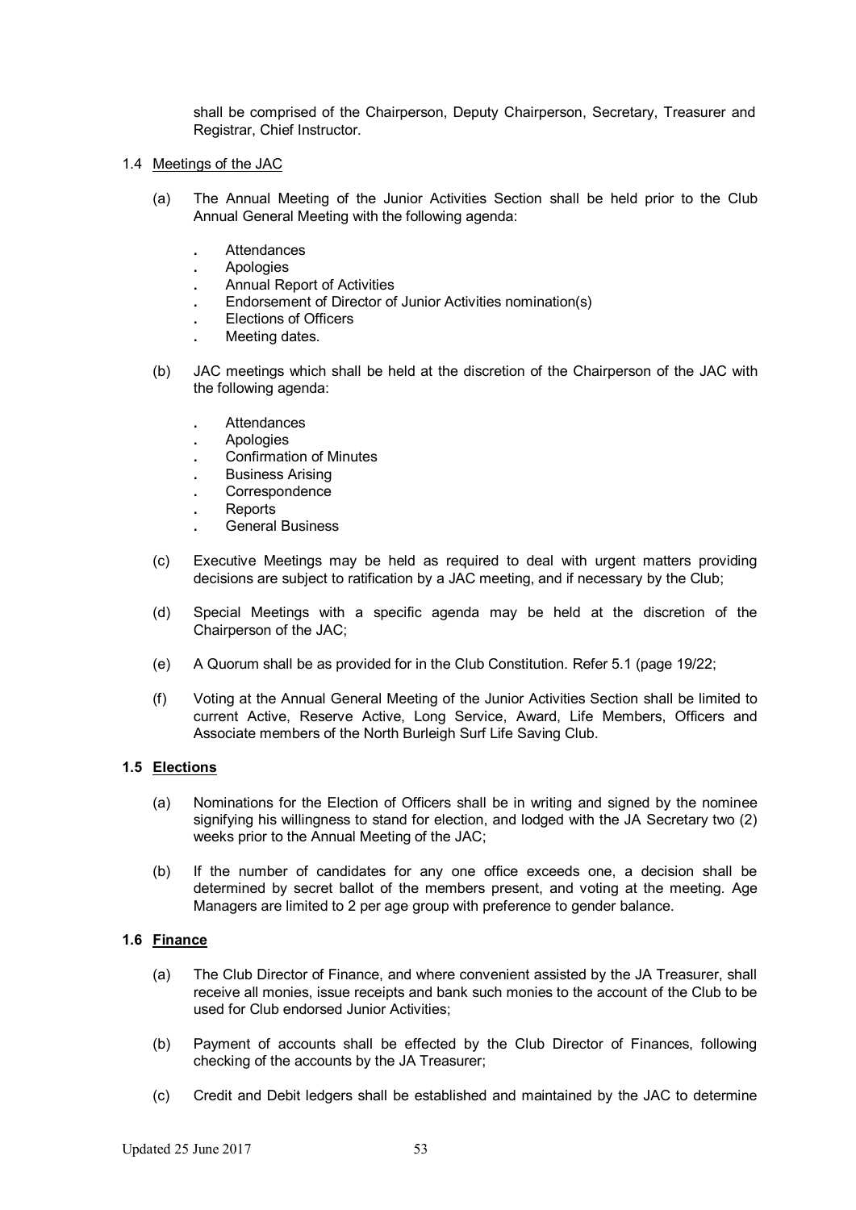shall be comprised of the Chairperson, Deputy Chairperson, Secretary, Treasurer and Registrar, Chief Instructor.

1.4 Meetings of the JAC

(a) The Annual Meeting of the Junior Activities Section shall be held prior to the Club Annual General Meeting with the following agenda:

- Attendances
- Apologies
- Annual Report of Activities
- Endorsement of Director of Junior Activities nomination(s)
- Elections of Officers
- Meeting dates.

(b) JAC meetings which shall be held at the discretion of the Chairperson of the JAC with the following agenda:

- Attendances
- Apologies
- Confirmation of Minutes
- Business Arising
- Correspondence
- Reports
- General Business

(c) Executive Meetings may be held as required to deal with urgent matters providing decisions are subject to ratification by a JAC meeting, and if necessary by the Club;

(d) Special Meetings with a specific agenda may be held at the discretion of the Chairperson of the JAC;

(e) A Quorum shall be as provided for in the Club Constitution. Refer 5.1 (page 19/22;

(f) Voting at the Annual General Meeting of the Junior Activities Section shall be limited to current Active, Reserve Active, Long Service, Award, Life Members, Officers and Associate members of the North Burleigh Surf Life Saving Club.

**1.5 Elections**

(a) Nominations for the Election of Officers shall be in writing and signed by the nominee signifying his willingness to stand for election, and lodged with the JA Secretary two (2) weeks prior to the Annual Meeting of the JAC;

(b) If the number of candidates for any one office exceeds one, a decision shall be determined by secret ballot of the members present, and voting at the meeting. Age Managers are limited to 2 per age group with preference to gender balance.

**1.6 Finance**

(a) The Club Director of Finance, and where convenient assisted by the JA Treasurer, shall receive all monies, issue receipts and bank such monies to the account of the Club to be used for Club endorsed Junior Activities;

(b) Payment of accounts shall be effected by the Club Director of Finances, following checking of the accounts by the JA Treasurer;

(c) Credit and Debit ledgers shall be established and maintained by the JAC to determine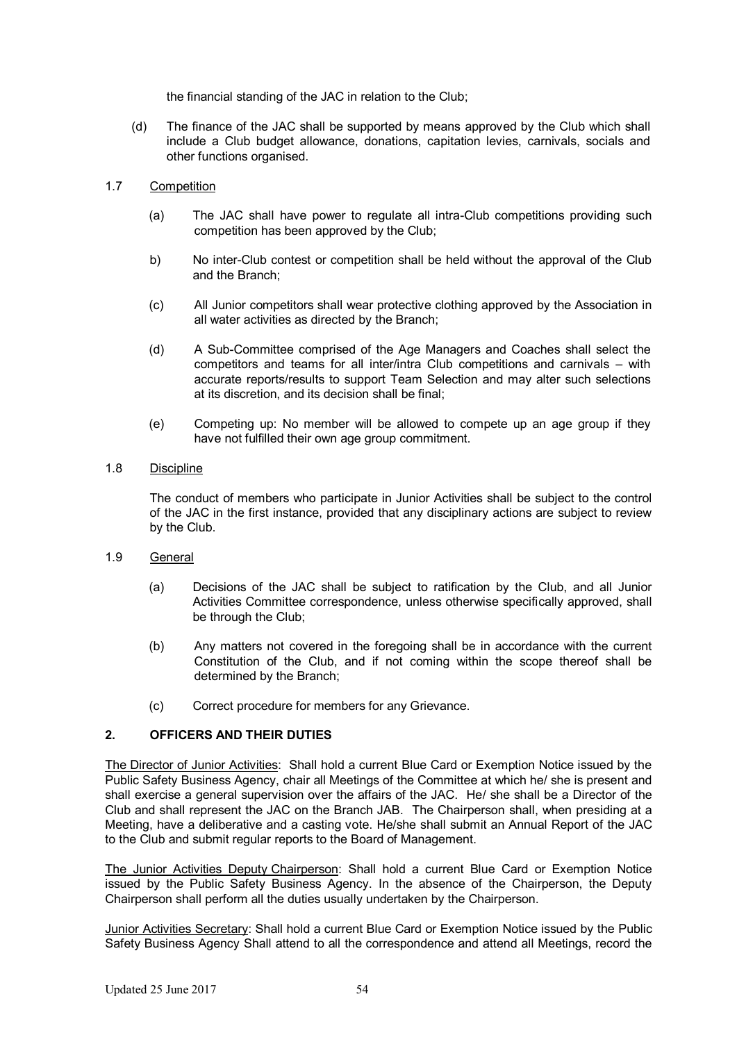the financial standing of the JAC in relation to the Club;

(d) The finance of the JAC shall be supported by means approved by the Club which shall include a Club budget allowance, donations, capitation levies, carnivals, socials and other functions organised.

1.7 Competition

(a) The JAC shall have power to regulate all intra-Club competitions providing such competition has been approved by the Club;

b) No inter-Club contest or competition shall be held without the approval of the Club and the Branch;

(c) All Junior competitors shall wear protective clothing approved by the Association in all water activities as directed by the Branch;

(d) A Sub-Committee comprised of the Age Managers and Coaches shall select the competitors and teams for all inter/intra Club competitions and carnivals – with accurate reports/results to support Team Selection and may alter such selections at its discretion, and its decision shall be final;

(e) Competing up: No member will be allowed to compete up an age group if they have not fulfilled their own age group commitment.

1.8 Discipline

The conduct of members who participate in Junior Activities shall be subject to the control of the JAC in the first instance, provided that any disciplinary actions are subject to review by the Club.

1.9 General

(a) Decisions of the JAC shall be subject to ratification by the Club, and all Junior Activities Committee correspondence, unless otherwise specifically approved, shall be through the Club;

(b) Any matters not covered in the foregoing shall be in accordance with the current Constitution of the Club, and if not coming within the scope thereof shall be determined by the Branch;

(c) Correct procedure for members for any Grievance.

## 2. OFFICERS AND THEIR DUTIES

The Director of Junior Activities: Shall hold a current Blue Card or Exemption Notice issued by the Public Safety Business Agency, chair all Meetings of the Committee at which he/ she is present and shall exercise a general supervision over the affairs of the JAC. He/ she shall be a Director of the Club and shall represent the JAC on the Branch JAB. The Chairperson shall, when presiding at a Meeting, have a deliberative and a casting vote. He/she shall submit an Annual Report of the JAC to the Club and submit regular reports to the Board of Management.

The Junior Activities Deputy Chairperson: Shall hold a current Blue Card or Exemption Notice issued by the Public Safety Business Agency. In the absence of the Chairperson, the Deputy Chairperson shall perform all the duties usually undertaken by the Chairperson.

Junior Activities Secretary: Shall hold a current Blue Card or Exemption Notice issued by the Public Safety Business Agency Shall attend to all the correspondence and attend all Meetings, record the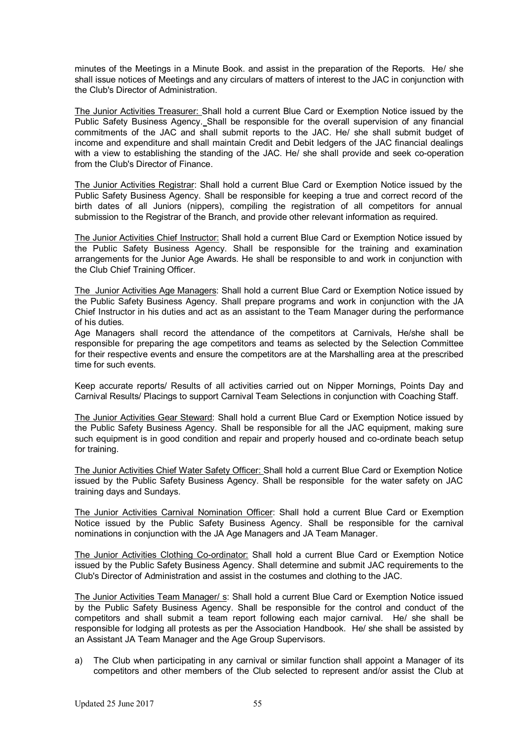minutes of the Meetings in a Minute Book. and assist in the preparation of the Reports. He/ she shall issue notices of Meetings and any circulars of matters of interest to the JAC in conjunction with the Club's Director of Administration.

The Junior Activities Treasurer: Shall hold a current Blue Card or Exemption Notice issued by the Public Safety Business Agency. Shall be responsible for the overall supervision of any financial commitments of the JAC and shall submit reports to the JAC. He/ she shall submit budget of income and expenditure and shall maintain Credit and Debit ledgers of the JAC financial dealings with a view to establishing the standing of the JAC. He/ she shall provide and seek co-operation from the Club's Director of Finance.

The Junior Activities Registrar: Shall hold a current Blue Card or Exemption Notice issued by the Public Safety Business Agency. Shall be responsible for keeping a true and correct record of the birth dates of all Juniors (nippers), compiling the registration of all competitors for annual submission to the Registrar of the Branch, and provide other relevant information as required.

The Junior Activities Chief Instructor: Shall hold a current Blue Card or Exemption Notice issued by the Public Safety Business Agency. Shall be responsible for the training and examination arrangements for the Junior Age Awards. He shall be responsible to and work in conjunction with the Club Chief Training Officer.

The Junior Activities Age Managers: Shall hold a current Blue Card or Exemption Notice issued by the Public Safety Business Agency. Shall prepare programs and work in conjunction with the JA Chief Instructor in his duties and act as an assistant to the Team Manager during the performance of his duties.
Age Managers shall record the attendance of the competitors at Carnivals, He/she shall be responsible for preparing the age competitors and teams as selected by the Selection Committee for their respective events and ensure the competitors are at the Marshalling area at the prescribed time for such events.

Keep accurate reports/ Results of all activities carried out on Nipper Mornings, Points Day and Carnival Results/ Placings to support Carnival Team Selections in conjunction with Coaching Staff.

The Junior Activities Gear Steward: Shall hold a current Blue Card or Exemption Notice issued by the Public Safety Business Agency. Shall be responsible for all the JAC equipment, making sure such equipment is in good condition and repair and properly housed and co-ordinate beach setup for training.

The Junior Activities Chief Water Safety Officer: Shall hold a current Blue Card or Exemption Notice issued by the Public Safety Business Agency. Shall be responsible for the water safety on JAC training days and Sundays.

The Junior Activities Carnival Nomination Officer: Shall hold a current Blue Card or Exemption Notice issued by the Public Safety Business Agency. Shall be responsible for the carnival nominations in conjunction with the JA Age Managers and JA Team Manager.

The Junior Activities Clothing Co-ordinator: Shall hold a current Blue Card or Exemption Notice issued by the Public Safety Business Agency. Shall determine and submit JAC requirements to the Club's Director of Administration and assist in the costumes and clothing to the JAC.

The Junior Activities Team Manager/ s: Shall hold a current Blue Card or Exemption Notice issued by the Public Safety Business Agency. Shall be responsible for the control and conduct of the competitors and shall submit a team report following each major carnival. He/ she shall be responsible for lodging all protests as per the Association Handbook. He/ she shall be assisted by an Assistant JA Team Manager and the Age Group Supervisors.

a) The Club when participating in any carnival or similar function shall appoint a Manager of its competitors and other members of the Club selected to represent and/or assist the Club at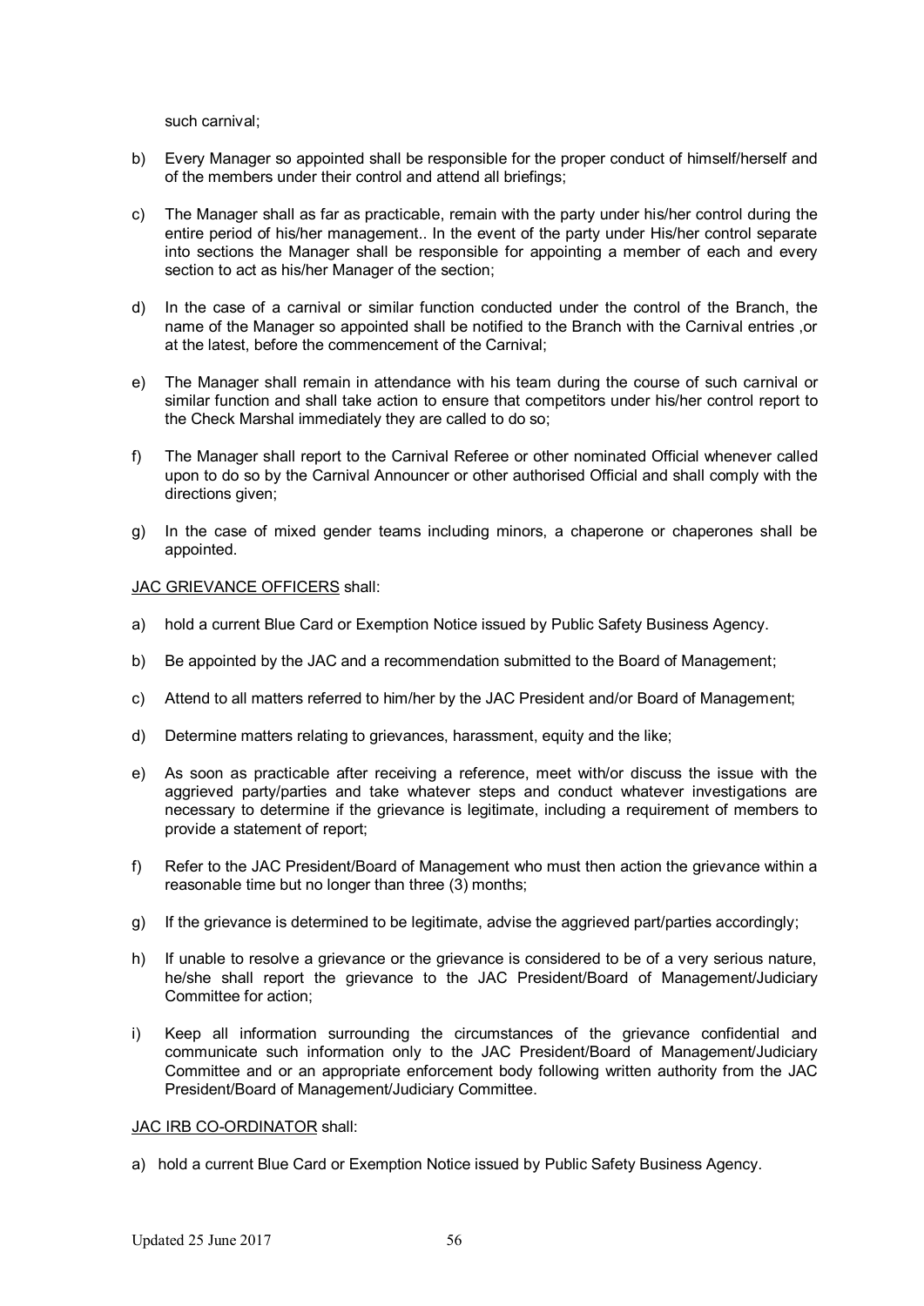such carnival;

b) Every Manager so appointed shall be responsible for the proper conduct of himself/herself and of the members under their control and attend all briefings;

c) The Manager shall as far as practicable, remain with the party under his/her control during the entire period of his/her management.. In the event of the party under His/her control separate into sections the Manager shall be responsible for appointing a member of each and every section to act as his/her Manager of the section;

d) In the case of a carnival or similar function conducted under the control of the Branch, the name of the Manager so appointed shall be notified to the Branch with the Carnival entries ,or at the latest, before the commencement of the Carnival;

e) The Manager shall remain in attendance with his team during the course of such carnival or similar function and shall take action to ensure that competitors under his/her control report to the Check Marshal immediately they are called to do so;

f) The Manager shall report to the Carnival Referee or other nominated Official whenever called upon to do so by the Carnival Announcer or other authorised Official and shall comply with the directions given;

g) In the case of mixed gender teams including minors, a chaperone or chaperones shall be appointed.

<u>JAC GRIEVANCE OFFICERS</u> shall:

a) hold a current Blue Card or Exemption Notice issued by Public Safety Business Agency.

b) Be appointed by the JAC and a recommendation submitted to the Board of Management;

c) Attend to all matters referred to him/her by the JAC President and/or Board of Management;

d) Determine matters relating to grievances, harassment, equity and the like;

e) As soon as practicable after receiving a reference, meet with/or discuss the issue with the aggrieved party/parties and take whatever steps and conduct whatever investigations are necessary to determine if the grievance is legitimate, including a requirement of members to provide a statement of report;

f) Refer to the JAC President/Board of Management who must then action the grievance within a reasonable time but no longer than three (3) months;

g) If the grievance is determined to be legitimate, advise the aggrieved part/parties accordingly;

h) If unable to resolve a grievance or the grievance is considered to be of a very serious nature, he/she shall report the grievance to the JAC President/Board of Management/Judiciary Committee for action;

i) Keep all information surrounding the circumstances of the grievance confidential and communicate such information only to the JAC President/Board of Management/Judiciary Committee and or an appropriate enforcement body following written authority from the JAC President/Board of Management/Judiciary Committee.

<u>JAC IRB CO-ORDINATOR</u> shall:

a) hold a current Blue Card or Exemption Notice issued by Public Safety Business Agency.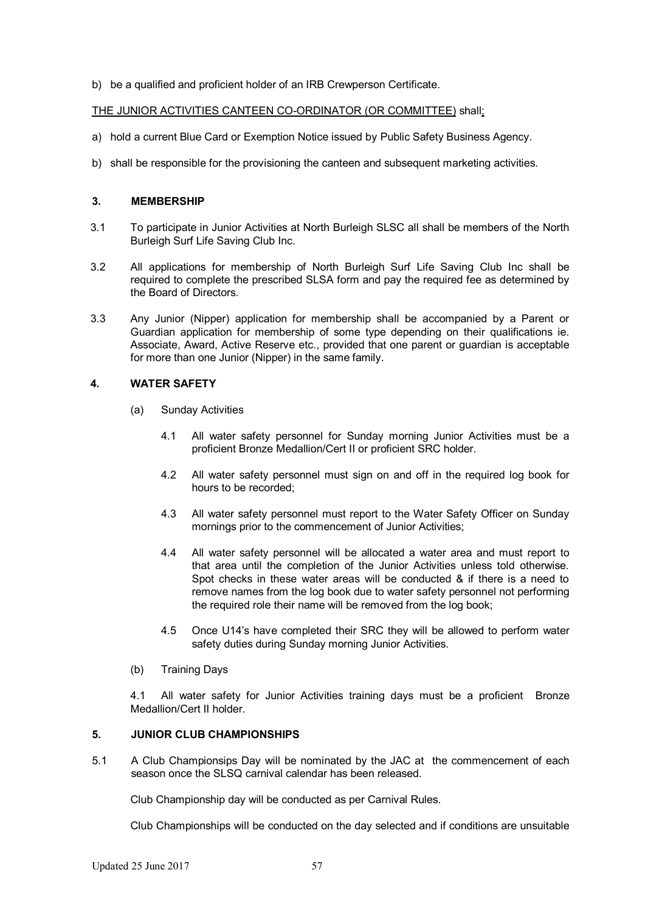b) be a qualified and proficient holder of an IRB Crewperson Certificate.

THE JUNIOR ACTIVITIES CANTEEN CO-ORDINATOR (OR COMMITTEE) shall;

a) hold a current Blue Card or Exemption Notice issued by Public Safety Business Agency.

b) shall be responsible for the provisioning the canteen and subsequent marketing activities.

### 3. MEMBERSHIP

3.1 To participate in Junior Activities at North Burleigh SLSC all shall be members of the North Burleigh Surf Life Saving Club Inc.

3.2 All applications for membership of North Burleigh Surf Life Saving Club Inc shall be required to complete the prescribed SLSA form and pay the required fee as determined by the Board of Directors.

3.3 Any Junior (Nipper) application for membership shall be accompanied by a Parent or Guardian application for membership of some type depending on their qualifications ie. Associate, Award, Active Reserve etc., provided that one parent or guardian is acceptable for more than one Junior (Nipper) in the same family.

### 4. WATER SAFETY

(a) Sunday Activities

4.1 All water safety personnel for Sunday morning Junior Activities must be a proficient Bronze Medallion/Cert II or proficient SRC holder.

4.2 All water safety personnel must sign on and off in the required log book for hours to be recorded;

4.3 All water safety personnel must report to the Water Safety Officer on Sunday mornings prior to the commencement of Junior Activities;

4.4 All water safety personnel will be allocated a water area and must report to that area until the completion of the Junior Activities unless told otherwise. Spot checks in these water areas will be conducted & if there is a need to remove names from the log book due to water safety personnel not performing the required role their name will be removed from the log book;

4.5 Once U14's have completed their SRC they will be allowed to perform water safety duties during Sunday morning Junior Activities.

(b) Training Days

4.1 All water safety for Junior Activities training days must be a proficient Bronze Medallion/Cert II holder.

### 5. JUNIOR CLUB CHAMPIONSHIPS

5.1 A Club Championsips Day will be nominated by the JAC at the commencement of each season once the SLSQ carnival calendar has been released.

Club Championship day will be conducted as per Carnival Rules.

Club Championships will be conducted on the day selected and if conditions are unsuitable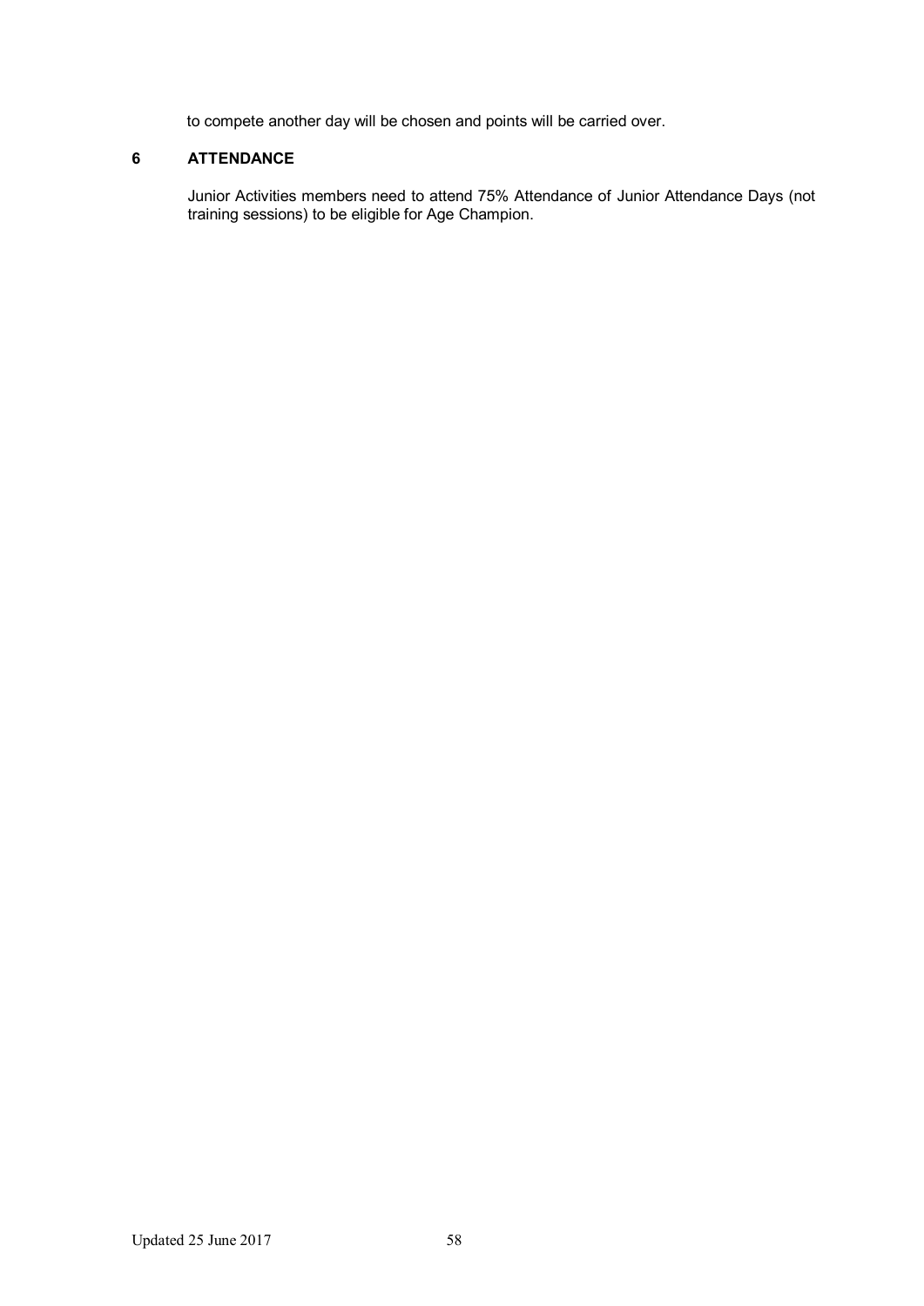to compete another day will be chosen and points will be carried over.

## 6 ATTENDANCE

Junior Activities members need to attend 75% Attendance of Junior Attendance Days (not training sessions) to be eligible for Age Champion.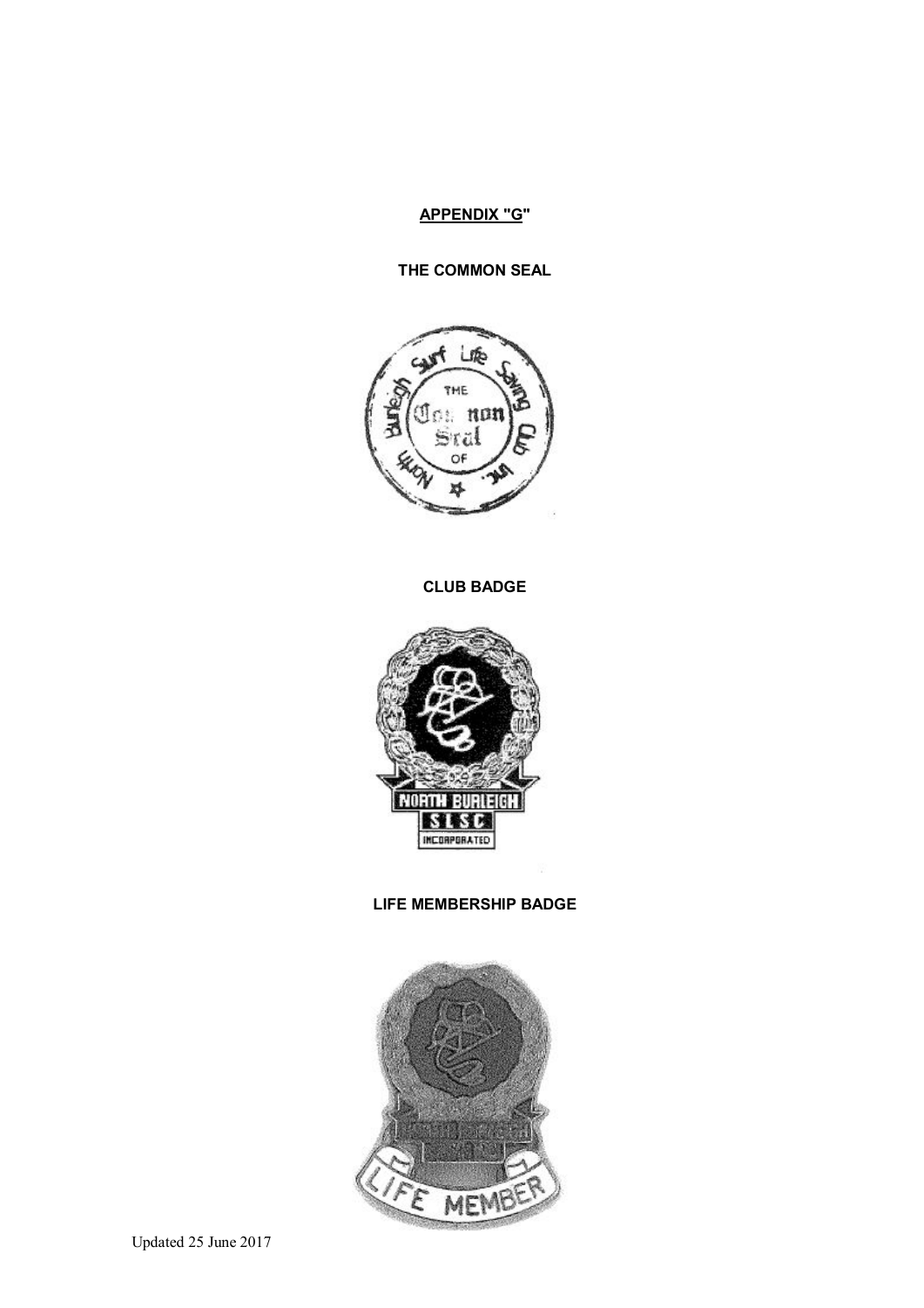**APPENDIX "G"**

**THE COMMON SEAL**

**CLUB BADGE**

**LIFE MEMBERSHIP BADGE**

Updated 25 June 2017